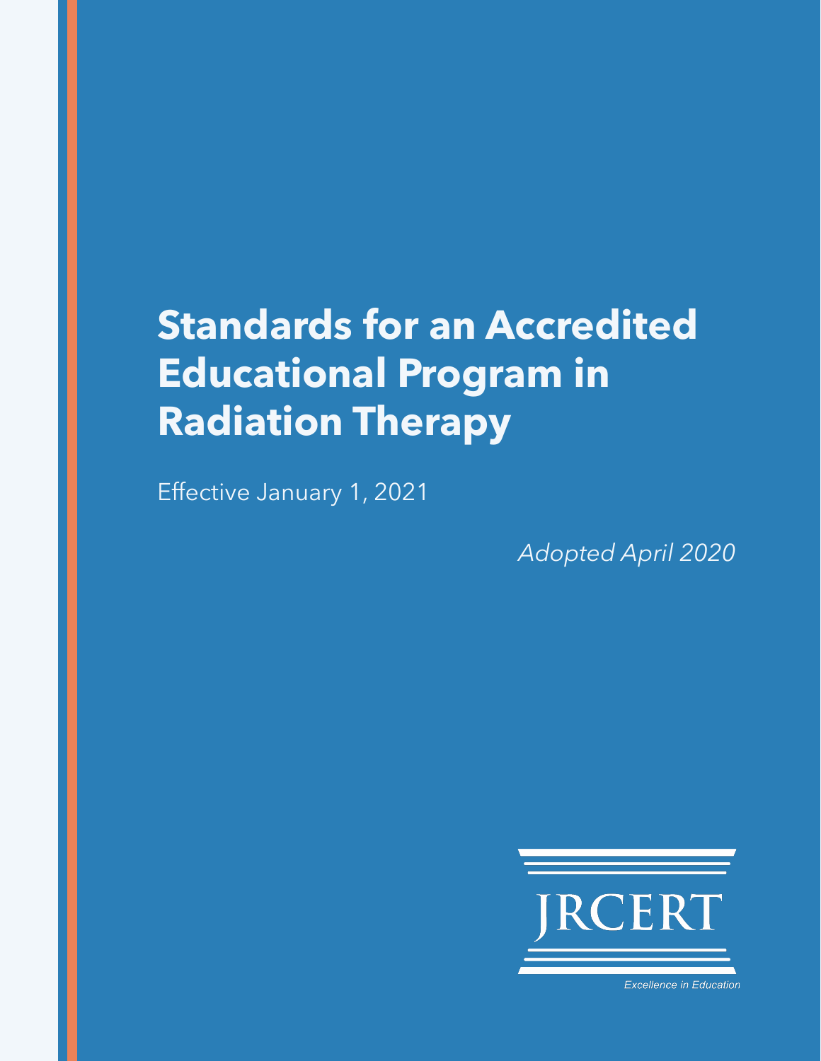# Standards for an Accredited Educational Program in Radiation Therapy

Effective January 1, 2021

*Adopted April 2020*

JRCERT

*Excellence in Education*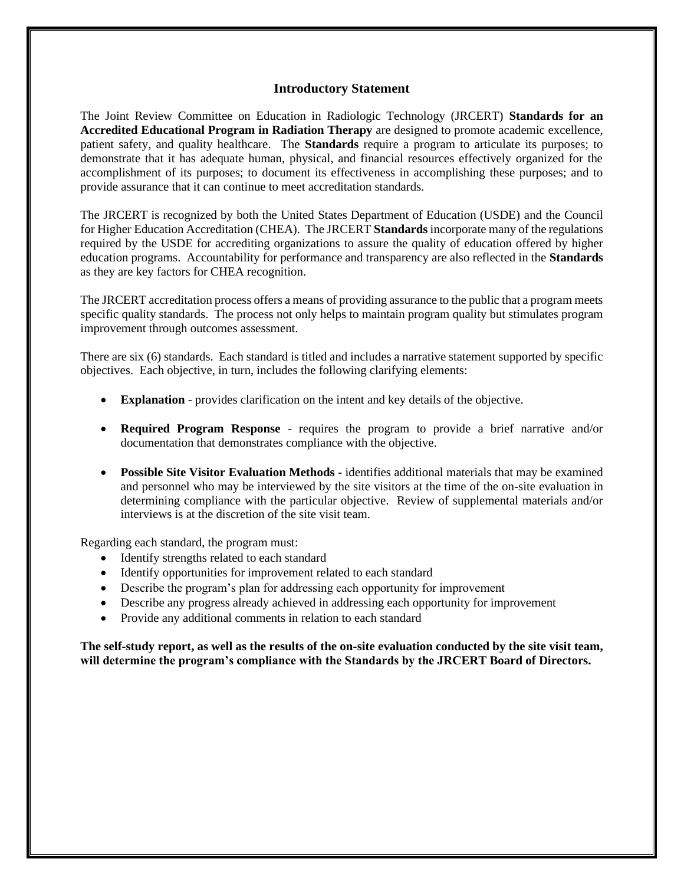# Introductory Statement

The Joint Review Committee on Education in Radiologic Technology (JRCERT) **Standards for an Accredited Educational Program in Radiation Therapy** are designed to promote academic excellence, patient safety, and quality healthcare. The **Standards** require a program to articulate its purposes; to demonstrate that it has adequate human, physical, and financial resources effectively organized for the accomplishment of its purposes; to document its effectiveness in accomplishing these purposes; and to provide assurance that it can continue to meet accreditation standards.

The JRCERT is recognized by both the United States Department of Education (USDE) and the Council for Higher Education Accreditation (CHEA). The JRCERT **Standards** incorporate many of the regulations required by the USDE for accrediting organizations to assure the quality of education offered by higher education programs. Accountability for performance and transparency are also reflected in the **Standards** as they are key factors for CHEA recognition.

The JRCERT accreditation process offers a means of providing assurance to the public that a program meets specific quality standards. The process not only helps to maintain program quality but stimulates program improvement through outcomes assessment.

There are six (6) standards. Each standard is titled and includes a narrative statement supported by specific objectives. Each objective, in turn, includes the following clarifying elements:

- **Explanation** - provides clarification on the intent and key details of the objective.
- **Required Program Response** - requires the program to provide a brief narrative and/or documentation that demonstrates compliance with the objective.
- **Possible Site Visitor Evaluation Methods** - identifies additional materials that may be examined and personnel who may be interviewed by the site visitors at the time of the on-site evaluation in determining compliance with the particular objective. Review of supplemental materials and/or interviews is at the discretion of the site visit team.

Regarding each standard, the program must:

- Identify strengths related to each standard
- Identify opportunities for improvement related to each standard
- Describe the program's plan for addressing each opportunity for improvement
- Describe any progress already achieved in addressing each opportunity for improvement
- Provide any additional comments in relation to each standard

**The self-study report, as well as the results of the on-site evaluation conducted by the site visit team, will determine the program's compliance with the Standards by the JRCERT Board of Directors.**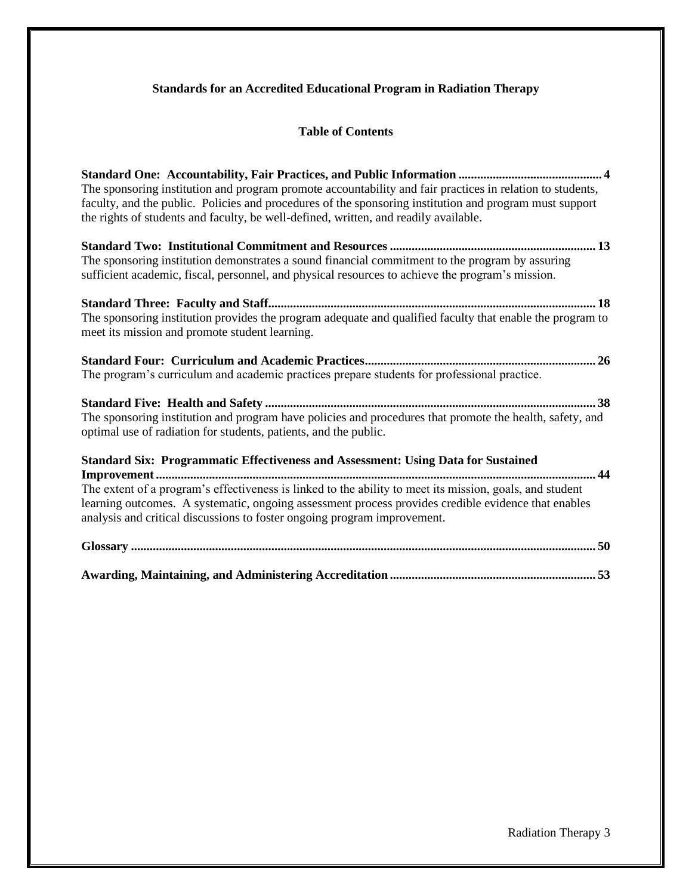**Standards for an Accredited Educational Program in Radiation Therapy**

**Table of Contents**

**Standard One: Accountability, Fair Practices, and Public Information .............................................. 4**
The sponsoring institution and program promote accountability and fair practices in relation to students, faculty, and the public. Policies and procedures of the sponsoring institution and program must support the rights of students and faculty, be well-defined, written, and readily available.

**Standard Two: Institutional Commitment and Resources .................................................................. 13**
The sponsoring institution demonstrates a sound financial commitment to the program by assuring sufficient academic, fiscal, personnel, and physical resources to achieve the program's mission.

**Standard Three: Faculty and Staff......................................................................................................... 18**
The sponsoring institution provides the program adequate and qualified faculty that enable the program to meet its mission and promote student learning.

**Standard Four: Curriculum and Academic Practices.......................................................................... 26**
The program's curriculum and academic practices prepare students for professional practice.

**Standard Five: Health and Safety .......................................................................................................... 38**
The sponsoring institution and program have policies and procedures that promote the health, safety, and optimal use of radiation for students, patients, and the public.

**Standard Six: Programmatic Effectiveness and Assessment: Using Data for Sustained Improvement ........................................................................................................................................... 44**
The extent of a program's effectiveness is linked to the ability to meet its mission, goals, and student learning outcomes. A systematic, ongoing assessment process provides credible evidence that enables analysis and critical discussions to foster ongoing program improvement.

**Glossary .................................................................................................................................................... 50**

**Awarding, Maintaining, and Administering Accreditation .................................................................. 53**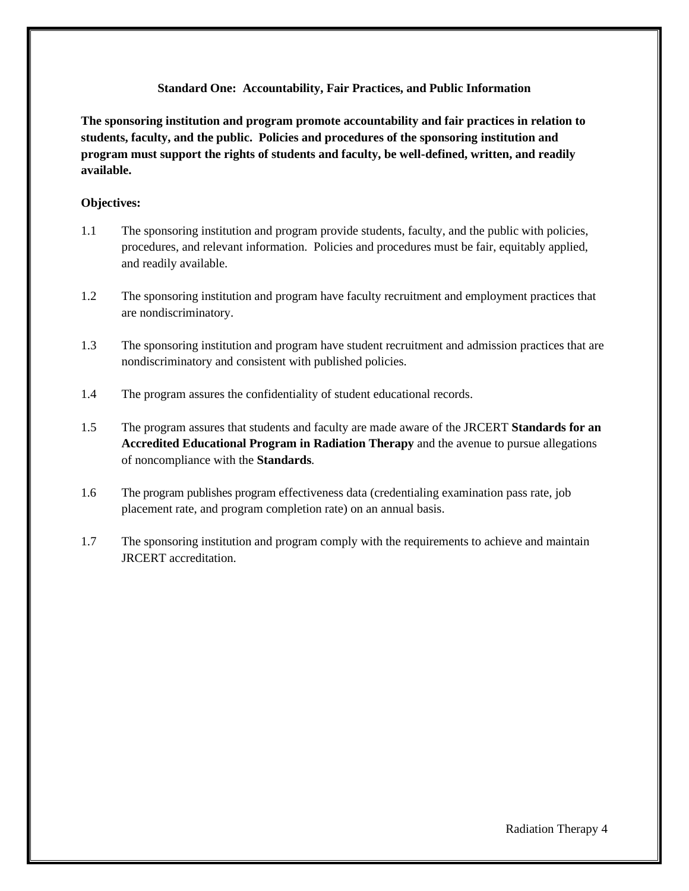## Standard One: Accountability, Fair Practices, and Public Information

**The sponsoring institution and program promote accountability and fair practices in relation to students, faculty, and the public. Policies and procedures of the sponsoring institution and program must support the rights of students and faculty, be well-defined, written, and readily available.**

**Objectives:**

1.1 The sponsoring institution and program provide students, faculty, and the public with policies, procedures, and relevant information. Policies and procedures must be fair, equitably applied, and readily available.

1.2 The sponsoring institution and program have faculty recruitment and employment practices that are nondiscriminatory.

1.3 The sponsoring institution and program have student recruitment and admission practices that are nondiscriminatory and consistent with published policies.

1.4 The program assures the confidentiality of student educational records.

1.5 The program assures that students and faculty are made aware of the JRCERT **Standards for an Accredited Educational Program in Radiation Therapy** and the avenue to pursue allegations of noncompliance with the **Standards**.

1.6 The program publishes program effectiveness data (credentialing examination pass rate, job placement rate, and program completion rate) on an annual basis.

1.7 The sponsoring institution and program comply with the requirements to achieve and maintain JRCERT accreditation.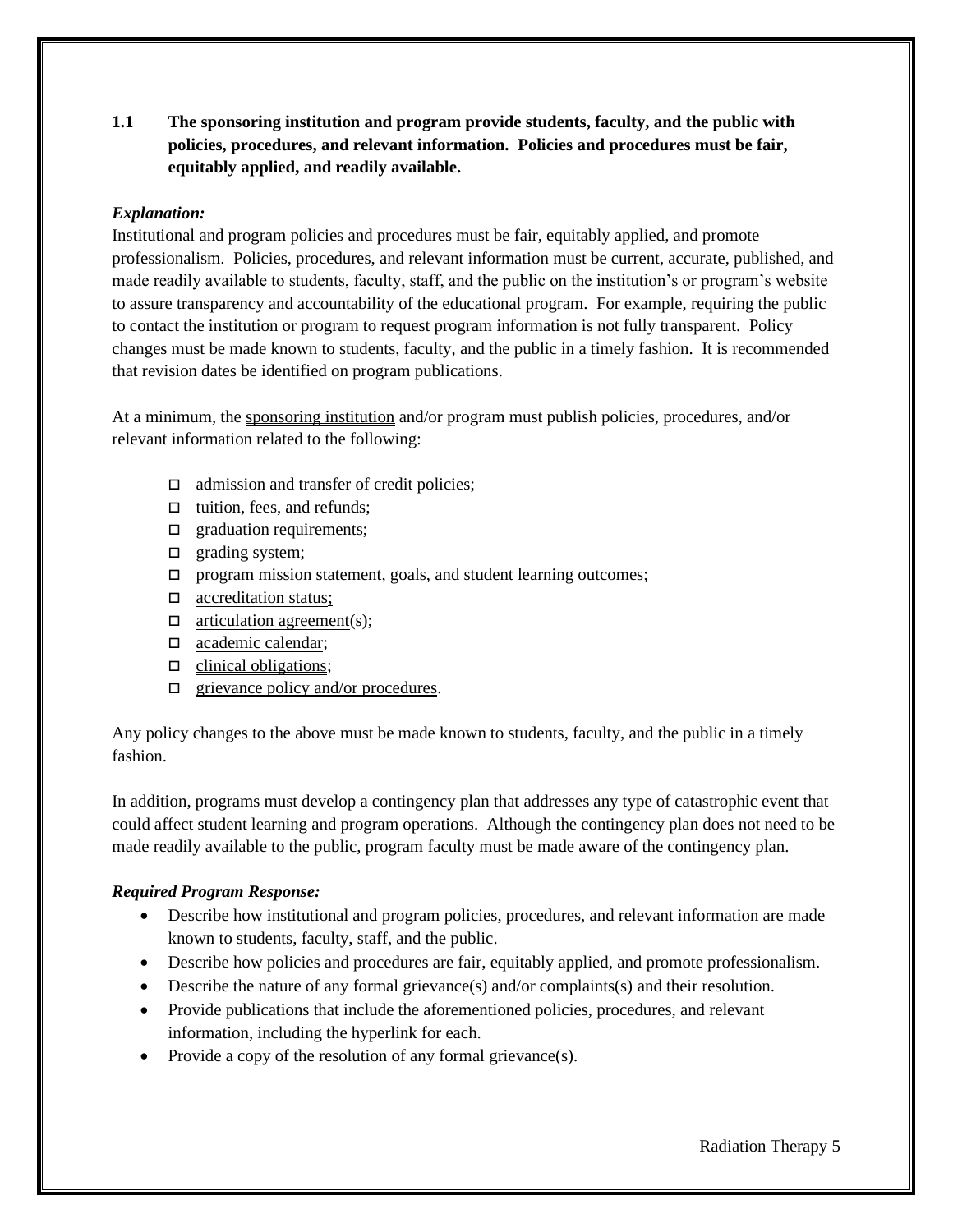**1.1 The sponsoring institution and program provide students, faculty, and the public with policies, procedures, and relevant information. Policies and procedures must be fair, equitably applied, and readily available.**

***Explanation:***

Institutional and program policies and procedures must be fair, equitably applied, and promote professionalism. Policies, procedures, and relevant information must be current, accurate, published, and made readily available to students, faculty, staff, and the public on the institution's or program's website to assure transparency and accountability of the educational program. For example, requiring the public to contact the institution or program to request program information is not fully transparent. Policy changes must be made known to students, faculty, and the public in a timely fashion. It is recommended that revision dates be identified on program publications.

At a minimum, the sponsoring institution and/or program must publish policies, procedures, and/or relevant information related to the following:

- ☐ admission and transfer of credit policies;
- ☐ tuition, fees, and refunds;
- ☐ graduation requirements;
- ☐ grading system;
- ☐ program mission statement, goals, and student learning outcomes;
- ☐ accreditation status;
- ☐ articulation agreement(s);
- ☐ academic calendar;
- ☐ clinical obligations;
- ☐ grievance policy and/or procedures.

Any policy changes to the above must be made known to students, faculty, and the public in a timely fashion.

In addition, programs must develop a contingency plan that addresses any type of catastrophic event that could affect student learning and program operations. Although the contingency plan does not need to be made readily available to the public, program faculty must be made aware of the contingency plan.

***Required Program Response:***

- Describe how institutional and program policies, procedures, and relevant information are made known to students, faculty, staff, and the public.
- Describe how policies and procedures are fair, equitably applied, and promote professionalism.
- Describe the nature of any formal grievance(s) and/or complaints(s) and their resolution.
- Provide publications that include the aforementioned policies, procedures, and relevant information, including the hyperlink for each.
- Provide a copy of the resolution of any formal grievance(s).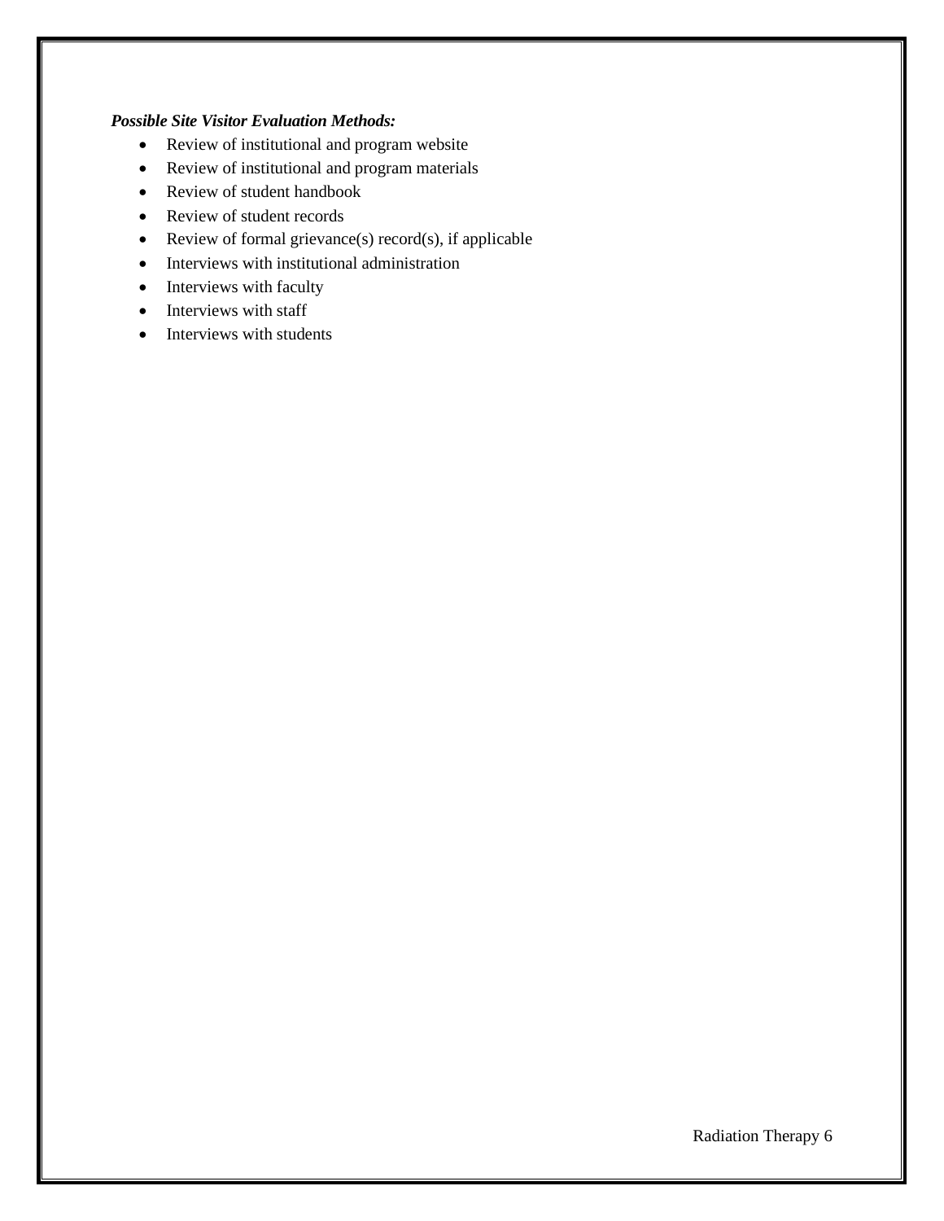***Possible Site Visitor Evaluation Methods:***

- Review of institutional and program website
- Review of institutional and program materials
- Review of student handbook
- Review of student records
- Review of formal grievance(s) record(s), if applicable
- Interviews with institutional administration
- Interviews with faculty
- Interviews with staff
- Interviews with students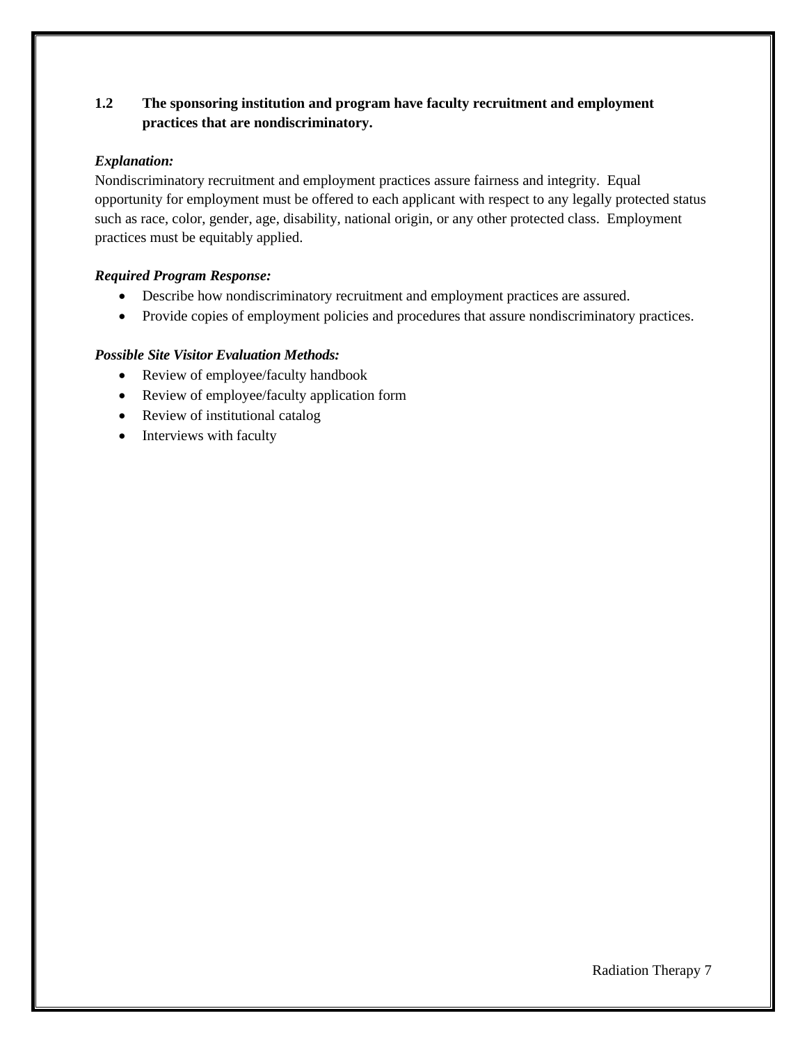**1.2 The sponsoring institution and program have faculty recruitment and employment practices that are nondiscriminatory.**

***Explanation:***

Nondiscriminatory recruitment and employment practices assure fairness and integrity. Equal opportunity for employment must be offered to each applicant with respect to any legally protected status such as race, color, gender, age, disability, national origin, or any other protected class. Employment practices must be equitably applied.

***Required Program Response:***

- Describe how nondiscriminatory recruitment and employment practices are assured.
- Provide copies of employment policies and procedures that assure nondiscriminatory practices.

***Possible Site Visitor Evaluation Methods:***

- Review of employee/faculty handbook
- Review of employee/faculty application form
- Review of institutional catalog
- Interviews with faculty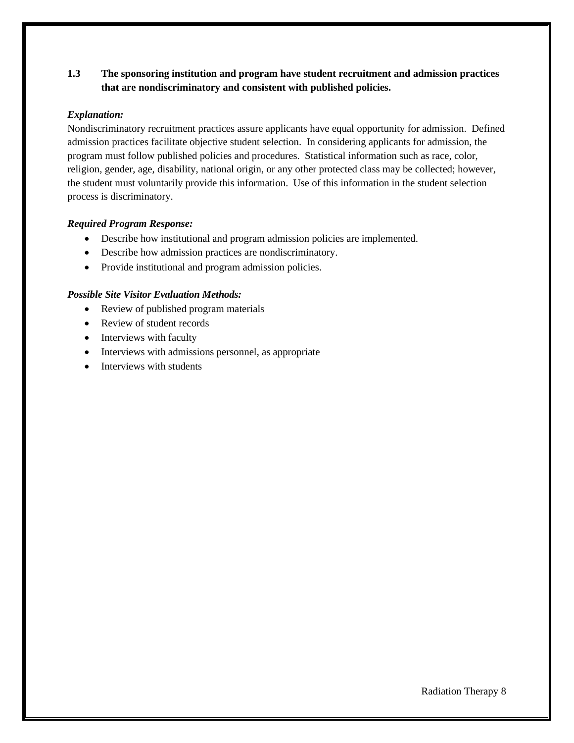**1.3 The sponsoring institution and program have student recruitment and admission practices that are nondiscriminatory and consistent with published policies.**

***Explanation:***

Nondiscriminatory recruitment practices assure applicants have equal opportunity for admission. Defined admission practices facilitate objective student selection. In considering applicants for admission, the program must follow published policies and procedures. Statistical information such as race, color, religion, gender, age, disability, national origin, or any other protected class may be collected; however, the student must voluntarily provide this information. Use of this information in the student selection process is discriminatory.

***Required Program Response:***

- Describe how institutional and program admission policies are implemented.
- Describe how admission practices are nondiscriminatory.
- Provide institutional and program admission policies.

***Possible Site Visitor Evaluation Methods:***

- Review of published program materials
- Review of student records
- Interviews with faculty
- Interviews with admissions personnel, as appropriate
- Interviews with students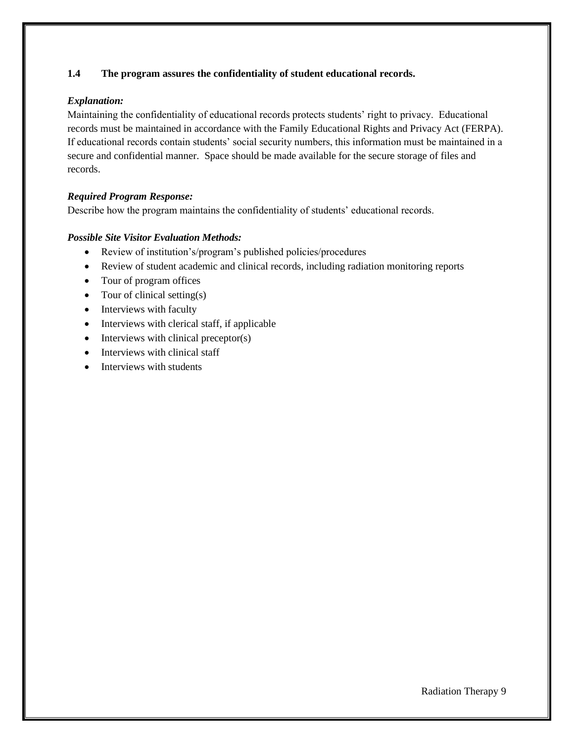**1.4 The program assures the confidentiality of student educational records.**

***Explanation:***

Maintaining the confidentiality of educational records protects students' right to privacy. Educational records must be maintained in accordance with the Family Educational Rights and Privacy Act (FERPA). If educational records contain students' social security numbers, this information must be maintained in a secure and confidential manner. Space should be made available for the secure storage of files and records.

***Required Program Response:***

Describe how the program maintains the confidentiality of students' educational records.

***Possible Site Visitor Evaluation Methods:***

- Review of institution's/program's published policies/procedures
- Review of student academic and clinical records, including radiation monitoring reports
- Tour of program offices
- Tour of clinical setting(s)
- Interviews with faculty
- Interviews with clerical staff, if applicable
- Interviews with clinical preceptor(s)
- Interviews with clinical staff
- Interviews with students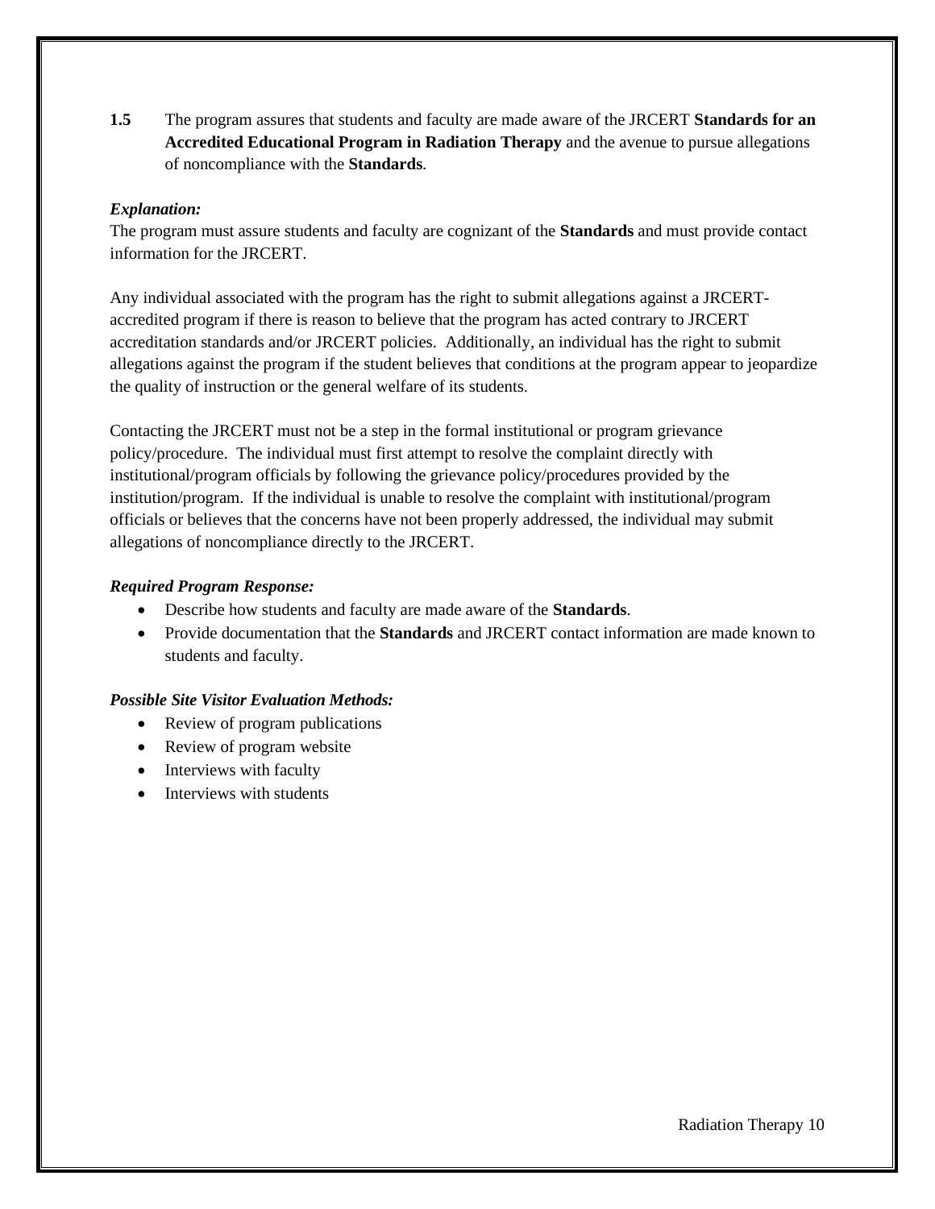**1.5** The program assures that students and faculty are made aware of the JRCERT **Standards for an Accredited Educational Program in Radiation Therapy** and the avenue to pursue allegations of noncompliance with the **Standards**.

***Explanation:***

The program must assure students and faculty are cognizant of the **Standards** and must provide contact information for the JRCERT.

Any individual associated with the program has the right to submit allegations against a JRCERT-accredited program if there is reason to believe that the program has acted contrary to JRCERT accreditation standards and/or JRCERT policies. Additionally, an individual has the right to submit allegations against the program if the student believes that conditions at the program appear to jeopardize the quality of instruction or the general welfare of its students.

Contacting the JRCERT must not be a step in the formal institutional or program grievance policy/procedure. The individual must first attempt to resolve the complaint directly with institutional/program officials by following the grievance policy/procedures provided by the institution/program. If the individual is unable to resolve the complaint with institutional/program officials or believes that the concerns have not been properly addressed, the individual may submit allegations of noncompliance directly to the JRCERT.

***Required Program Response:***

- Describe how students and faculty are made aware of the **Standards**.
- Provide documentation that the **Standards** and JRCERT contact information are made known to students and faculty.

***Possible Site Visitor Evaluation Methods:***

- Review of program publications
- Review of program website
- Interviews with faculty
- Interviews with students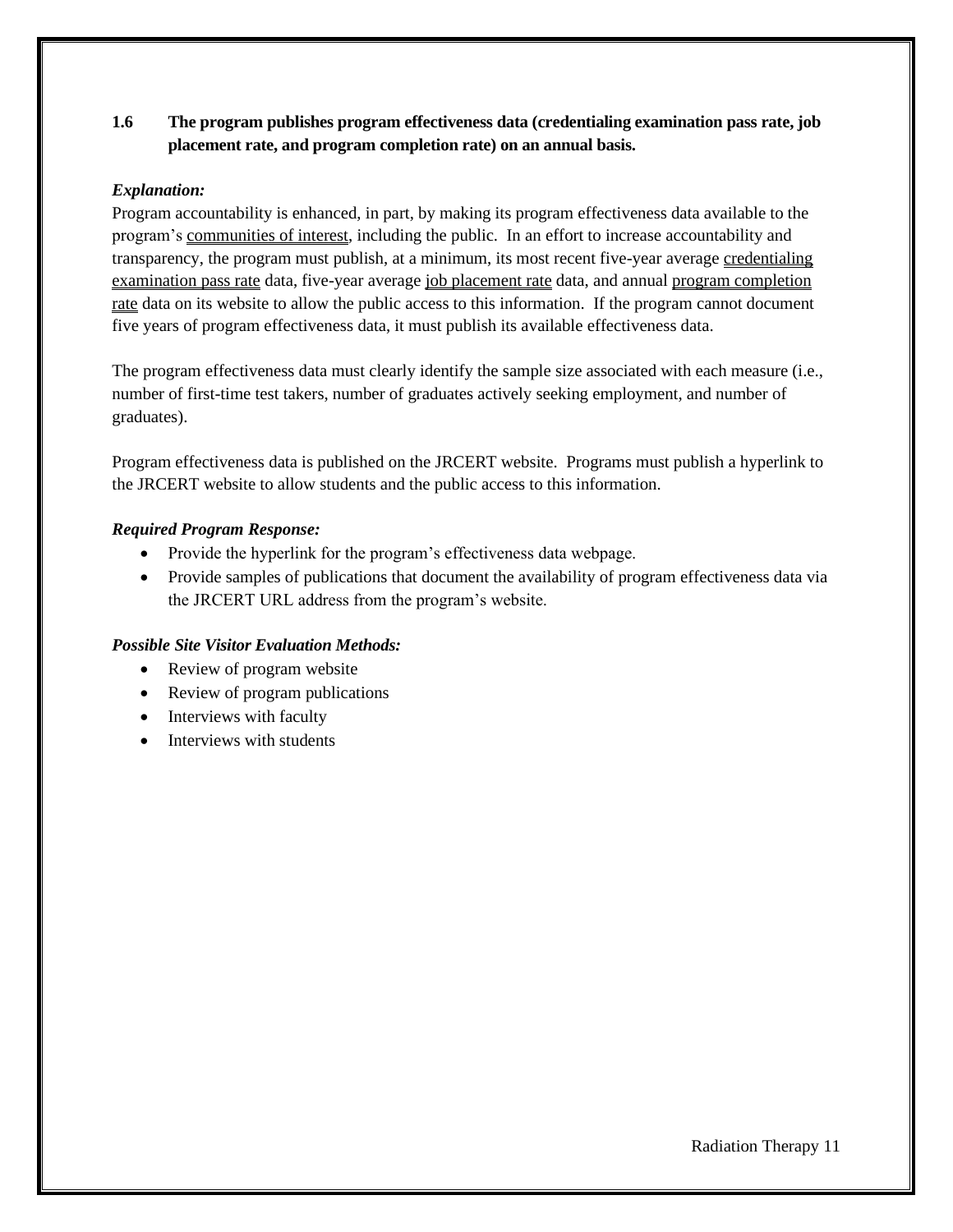**1.6 The program publishes program effectiveness data (credentialing examination pass rate, job placement rate, and program completion rate) on an annual basis.**

***Explanation:***

Program accountability is enhanced, in part, by making its program effectiveness data available to the program's communities of interest, including the public. In an effort to increase accountability and transparency, the program must publish, at a minimum, its most recent five-year average credentialing examination pass rate data, five-year average job placement rate data, and annual program completion rate data on its website to allow the public access to this information. If the program cannot document five years of program effectiveness data, it must publish its available effectiveness data.

The program effectiveness data must clearly identify the sample size associated with each measure (i.e., number of first-time test takers, number of graduates actively seeking employment, and number of graduates).

Program effectiveness data is published on the JRCERT website. Programs must publish a hyperlink to the JRCERT website to allow students and the public access to this information.

***Required Program Response:***

- Provide the hyperlink for the program's effectiveness data webpage.
- Provide samples of publications that document the availability of program effectiveness data via the JRCERT URL address from the program's website.

***Possible Site Visitor Evaluation Methods:***

- Review of program website
- Review of program publications
- Interviews with faculty
- Interviews with students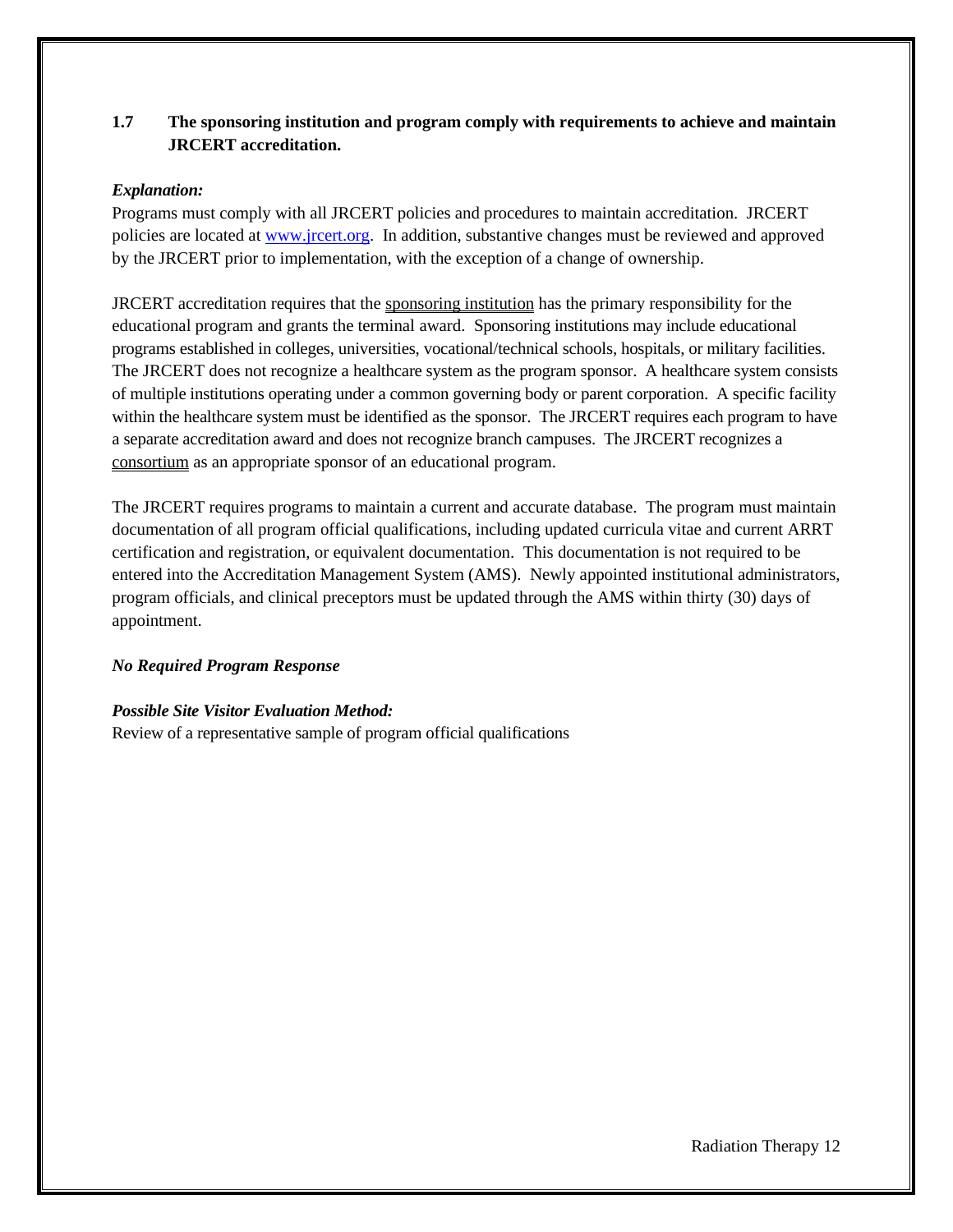**1.7 The sponsoring institution and program comply with requirements to achieve and maintain JRCERT accreditation.**

***Explanation:***

Programs must comply with all JRCERT policies and procedures to maintain accreditation. JRCERT policies are located at [www.jrcert.org](http://www.jrcert.org). In addition, substantive changes must be reviewed and approved by the JRCERT prior to implementation, with the exception of a change of ownership.

JRCERT accreditation requires that the sponsoring institution has the primary responsibility for the educational program and grants the terminal award. Sponsoring institutions may include educational programs established in colleges, universities, vocational/technical schools, hospitals, or military facilities. The JRCERT does not recognize a healthcare system as the program sponsor. A healthcare system consists of multiple institutions operating under a common governing body or parent corporation. A specific facility within the healthcare system must be identified as the sponsor. The JRCERT requires each program to have a separate accreditation award and does not recognize branch campuses. The JRCERT recognizes a consortium as an appropriate sponsor of an educational program.

The JRCERT requires programs to maintain a current and accurate database. The program must maintain documentation of all program official qualifications, including updated curricula vitae and current ARRT certification and registration, or equivalent documentation. This documentation is not required to be entered into the Accreditation Management System (AMS). Newly appointed institutional administrators, program officials, and clinical preceptors must be updated through the AMS within thirty (30) days of appointment.

***No Required Program Response***

***Possible Site Visitor Evaluation Method:***

Review of a representative sample of program official qualifications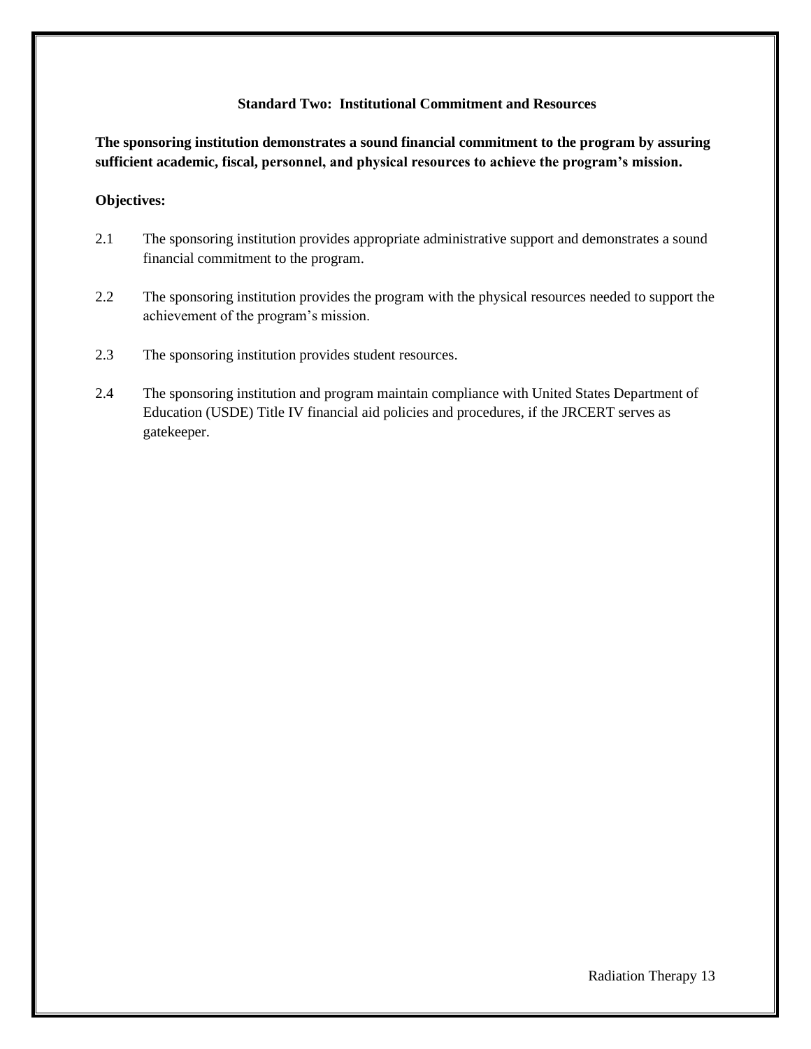## Standard Two: Institutional Commitment and Resources

**The sponsoring institution demonstrates a sound financial commitment to the program by assuring sufficient academic, fiscal, personnel, and physical resources to achieve the program's mission.**

**Objectives:**

2.1 The sponsoring institution provides appropriate administrative support and demonstrates a sound financial commitment to the program.

2.2 The sponsoring institution provides the program with the physical resources needed to support the achievement of the program's mission.

2.3 The sponsoring institution provides student resources.

2.4 The sponsoring institution and program maintain compliance with United States Department of Education (USDE) Title IV financial aid policies and procedures, if the JRCERT serves as gatekeeper.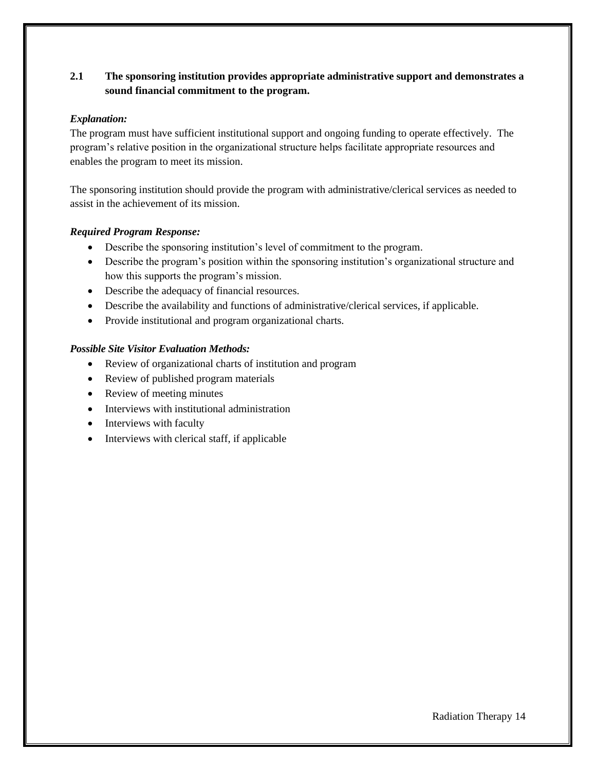**2.1 The sponsoring institution provides appropriate administrative support and demonstrates a sound financial commitment to the program.**

***Explanation:***

The program must have sufficient institutional support and ongoing funding to operate effectively. The program's relative position in the organizational structure helps facilitate appropriate resources and enables the program to meet its mission.

The sponsoring institution should provide the program with administrative/clerical services as needed to assist in the achievement of its mission.

***Required Program Response:***

- Describe the sponsoring institution's level of commitment to the program.
- Describe the program's position within the sponsoring institution's organizational structure and how this supports the program's mission.
- Describe the adequacy of financial resources.
- Describe the availability and functions of administrative/clerical services, if applicable.
- Provide institutional and program organizational charts.

***Possible Site Visitor Evaluation Methods:***

- Review of organizational charts of institution and program
- Review of published program materials
- Review of meeting minutes
- Interviews with institutional administration
- Interviews with faculty
- Interviews with clerical staff, if applicable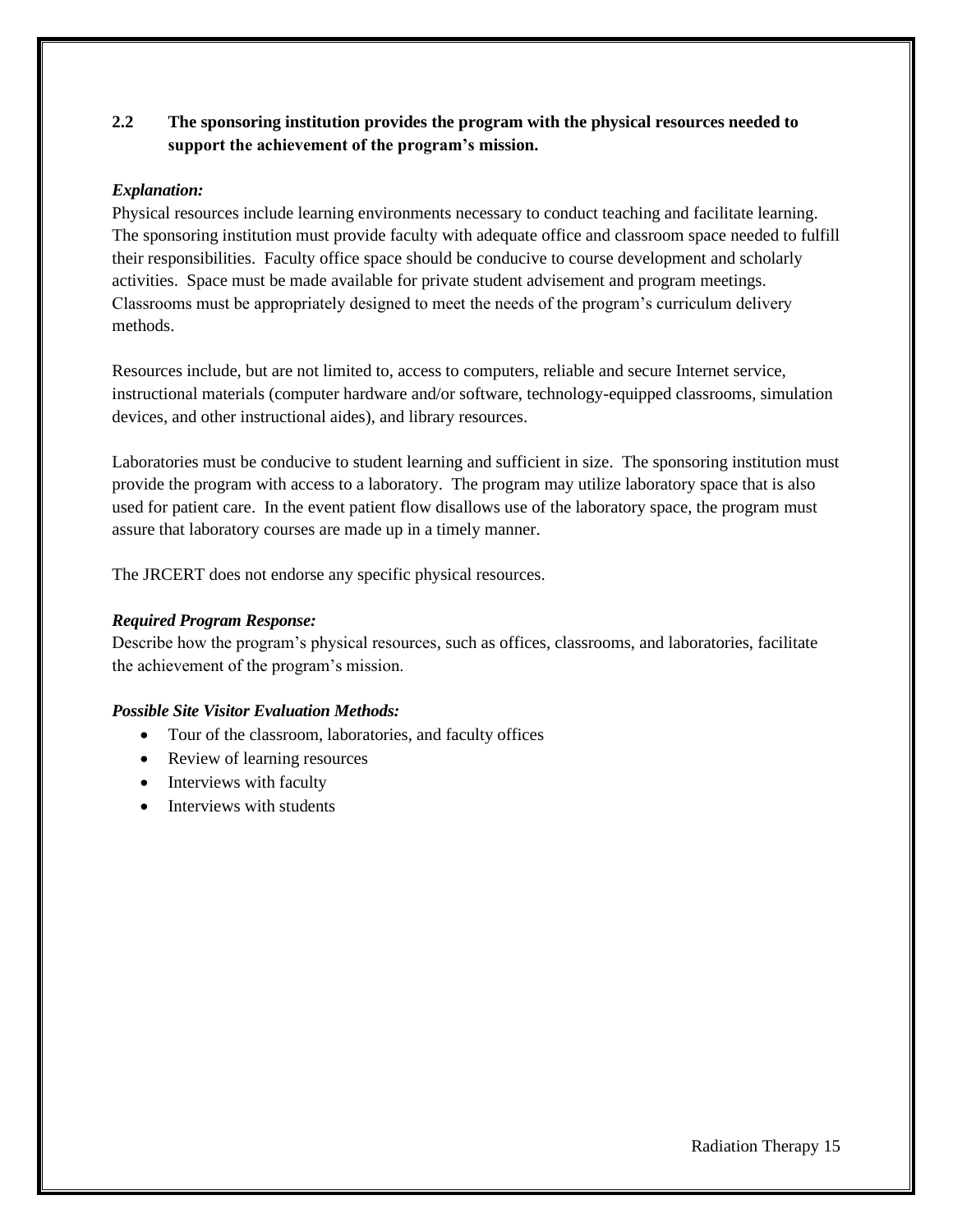**2.2 The sponsoring institution provides the program with the physical resources needed to support the achievement of the program's mission.**

***Explanation:***

Physical resources include learning environments necessary to conduct teaching and facilitate learning. The sponsoring institution must provide faculty with adequate office and classroom space needed to fulfill their responsibilities. Faculty office space should be conducive to course development and scholarly activities. Space must be made available for private student advisement and program meetings. Classrooms must be appropriately designed to meet the needs of the program's curriculum delivery methods.

Resources include, but are not limited to, access to computers, reliable and secure Internet service, instructional materials (computer hardware and/or software, technology-equipped classrooms, simulation devices, and other instructional aides), and library resources.

Laboratories must be conducive to student learning and sufficient in size. The sponsoring institution must provide the program with access to a laboratory. The program may utilize laboratory space that is also used for patient care. In the event patient flow disallows use of the laboratory space, the program must assure that laboratory courses are made up in a timely manner.

The JRCERT does not endorse any specific physical resources.

***Required Program Response:***

Describe how the program's physical resources, such as offices, classrooms, and laboratories, facilitate the achievement of the program's mission.

***Possible Site Visitor Evaluation Methods:***

- Tour of the classroom, laboratories, and faculty offices
- Review of learning resources
- Interviews with faculty
- Interviews with students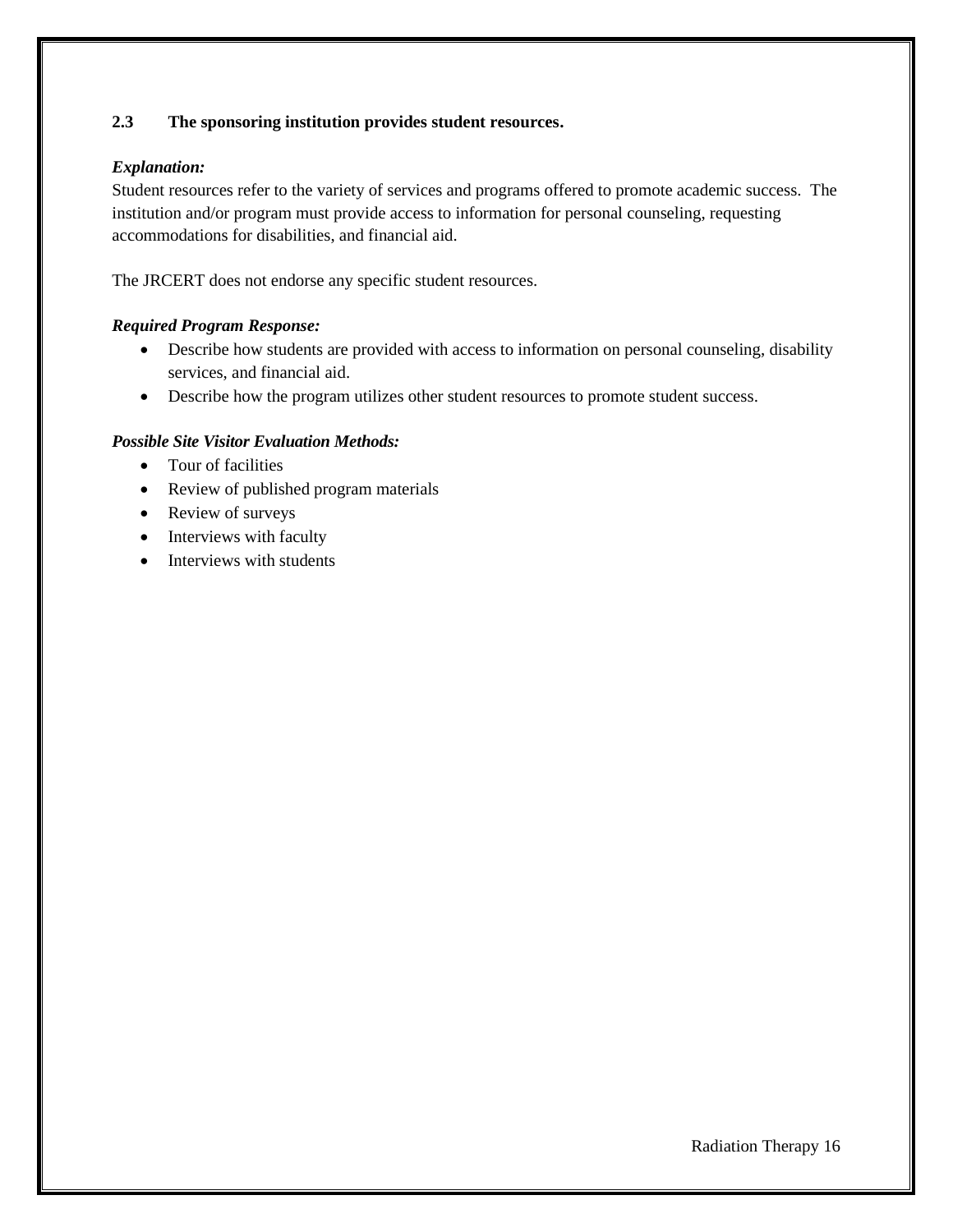**2.3 The sponsoring institution provides student resources.**

***Explanation:***

Student resources refer to the variety of services and programs offered to promote academic success. The institution and/or program must provide access to information for personal counseling, requesting accommodations for disabilities, and financial aid.

The JRCERT does not endorse any specific student resources.

***Required Program Response:***

- Describe how students are provided with access to information on personal counseling, disability services, and financial aid.
- Describe how the program utilizes other student resources to promote student success.

***Possible Site Visitor Evaluation Methods:***

- Tour of facilities
- Review of published program materials
- Review of surveys
- Interviews with faculty
- Interviews with students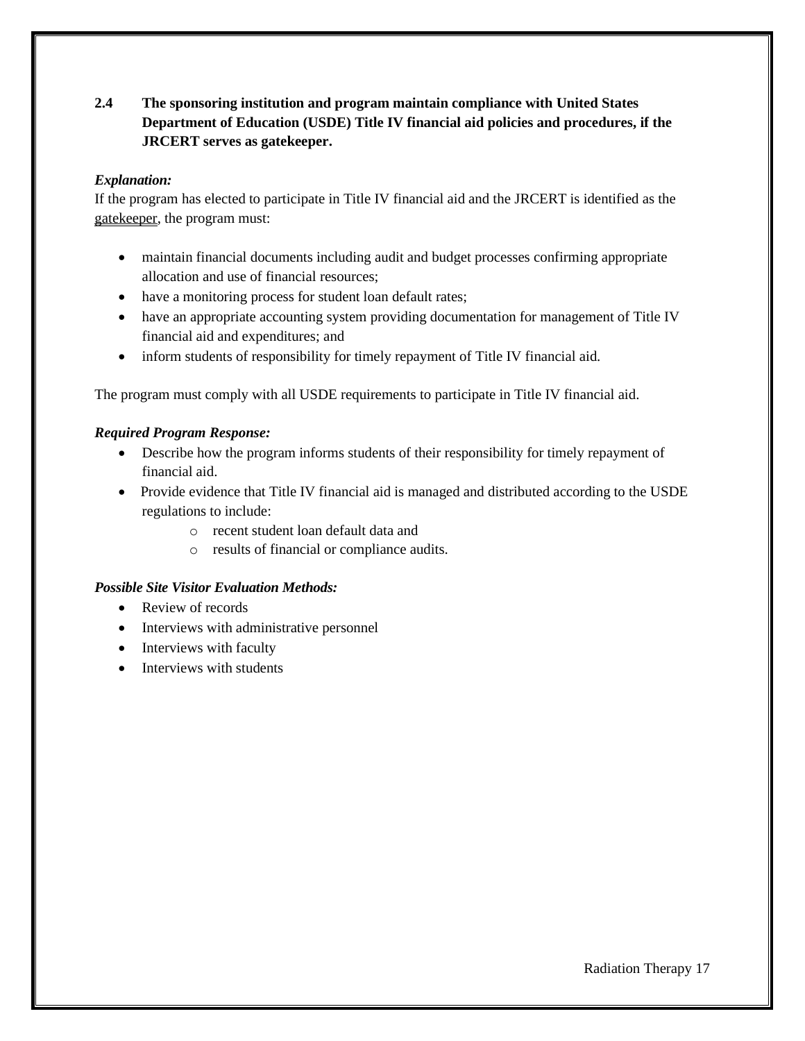**2.4 The sponsoring institution and program maintain compliance with United States Department of Education (USDE) Title IV financial aid policies and procedures, if the JRCERT serves as gatekeeper.**

***Explanation:***

If the program has elected to participate in Title IV financial aid and the JRCERT is identified as the gatekeeper, the program must:

- maintain financial documents including audit and budget processes confirming appropriate allocation and use of financial resources;
- have a monitoring process for student loan default rates;
- have an appropriate accounting system providing documentation for management of Title IV financial aid and expenditures; and
- inform students of responsibility for timely repayment of Title IV financial aid.

The program must comply with all USDE requirements to participate in Title IV financial aid.

***Required Program Response:***

- Describe how the program informs students of their responsibility for timely repayment of financial aid.
- Provide evidence that Title IV financial aid is managed and distributed according to the USDE regulations to include:
  - recent student loan default data and
  - results of financial or compliance audits.

***Possible Site Visitor Evaluation Methods:***

- Review of records
- Interviews with administrative personnel
- Interviews with faculty
- Interviews with students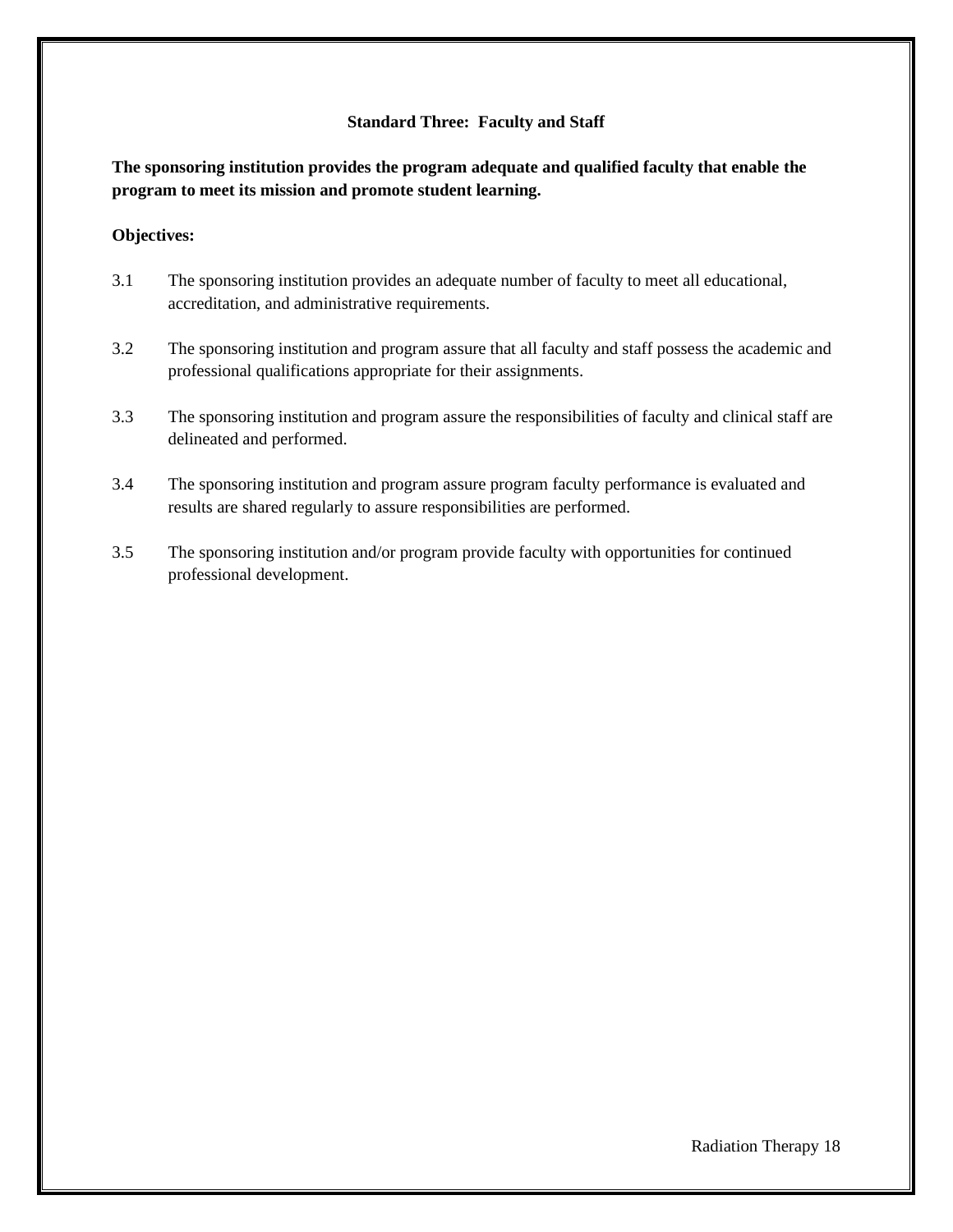## Standard Three: Faculty and Staff

**The sponsoring institution provides the program adequate and qualified faculty that enable the program to meet its mission and promote student learning.**

**Objectives:**

3.1 The sponsoring institution provides an adequate number of faculty to meet all educational, accreditation, and administrative requirements.

3.2 The sponsoring institution and program assure that all faculty and staff possess the academic and professional qualifications appropriate for their assignments.

3.3 The sponsoring institution and program assure the responsibilities of faculty and clinical staff are delineated and performed.

3.4 The sponsoring institution and program assure program faculty performance is evaluated and results are shared regularly to assure responsibilities are performed.

3.5 The sponsoring institution and/or program provide faculty with opportunities for continued professional development.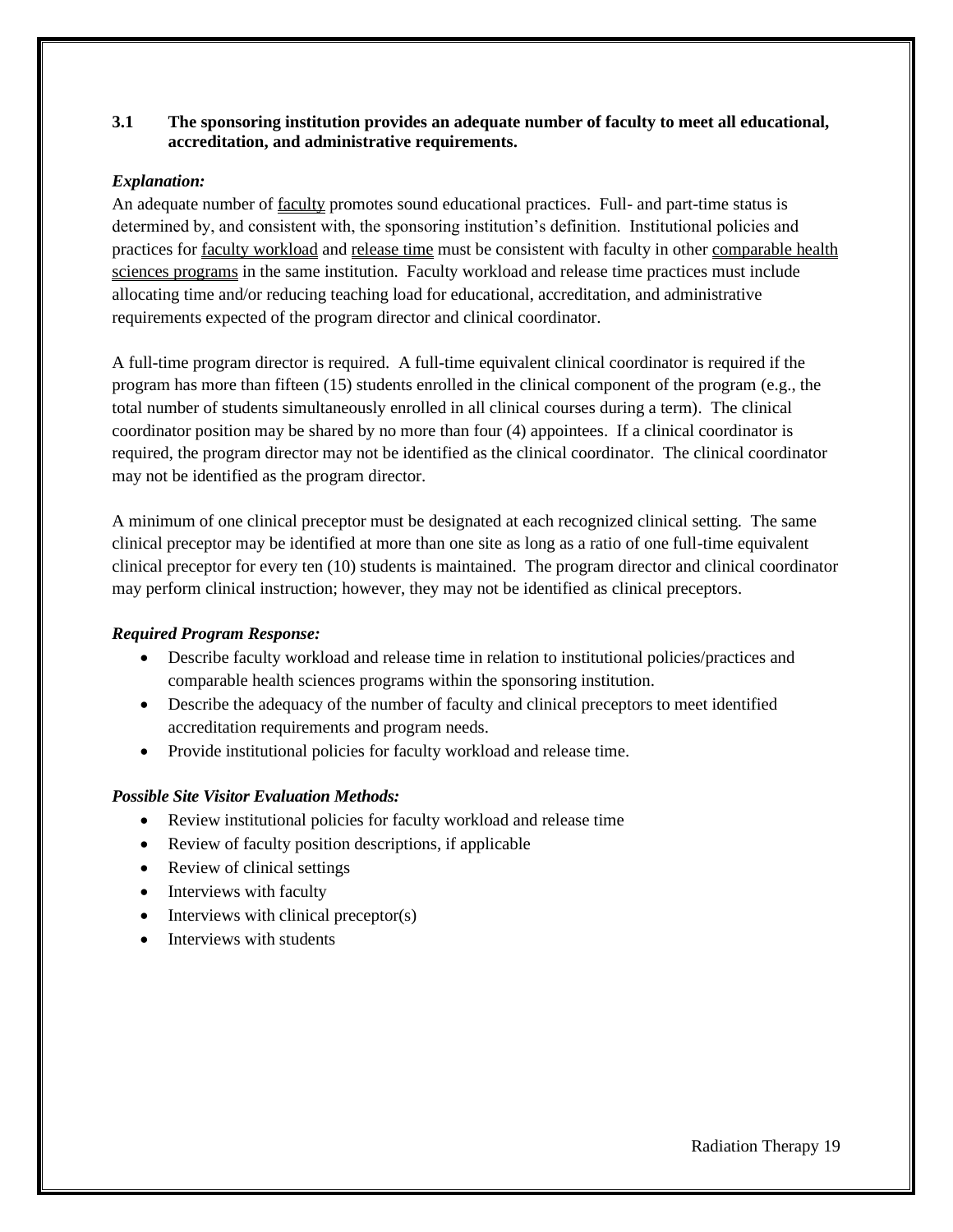**3.1 The sponsoring institution provides an adequate number of faculty to meet all educational, accreditation, and administrative requirements.**

***Explanation:***

An adequate number of faculty promotes sound educational practices. Full- and part-time status is determined by, and consistent with, the sponsoring institution's definition. Institutional policies and practices for faculty workload and release time must be consistent with faculty in other comparable health sciences programs in the same institution. Faculty workload and release time practices must include allocating time and/or reducing teaching load for educational, accreditation, and administrative requirements expected of the program director and clinical coordinator.

A full-time program director is required. A full-time equivalent clinical coordinator is required if the program has more than fifteen (15) students enrolled in the clinical component of the program (e.g., the total number of students simultaneously enrolled in all clinical courses during a term). The clinical coordinator position may be shared by no more than four (4) appointees. If a clinical coordinator is required, the program director may not be identified as the clinical coordinator. The clinical coordinator may not be identified as the program director.

A minimum of one clinical preceptor must be designated at each recognized clinical setting. The same clinical preceptor may be identified at more than one site as long as a ratio of one full-time equivalent clinical preceptor for every ten (10) students is maintained. The program director and clinical coordinator may perform clinical instruction; however, they may not be identified as clinical preceptors.

***Required Program Response:***

- Describe faculty workload and release time in relation to institutional policies/practices and comparable health sciences programs within the sponsoring institution.
- Describe the adequacy of the number of faculty and clinical preceptors to meet identified accreditation requirements and program needs.
- Provide institutional policies for faculty workload and release time.

***Possible Site Visitor Evaluation Methods:***

- Review institutional policies for faculty workload and release time
- Review of faculty position descriptions, if applicable
- Review of clinical settings
- Interviews with faculty
- Interviews with clinical preceptor(s)
- Interviews with students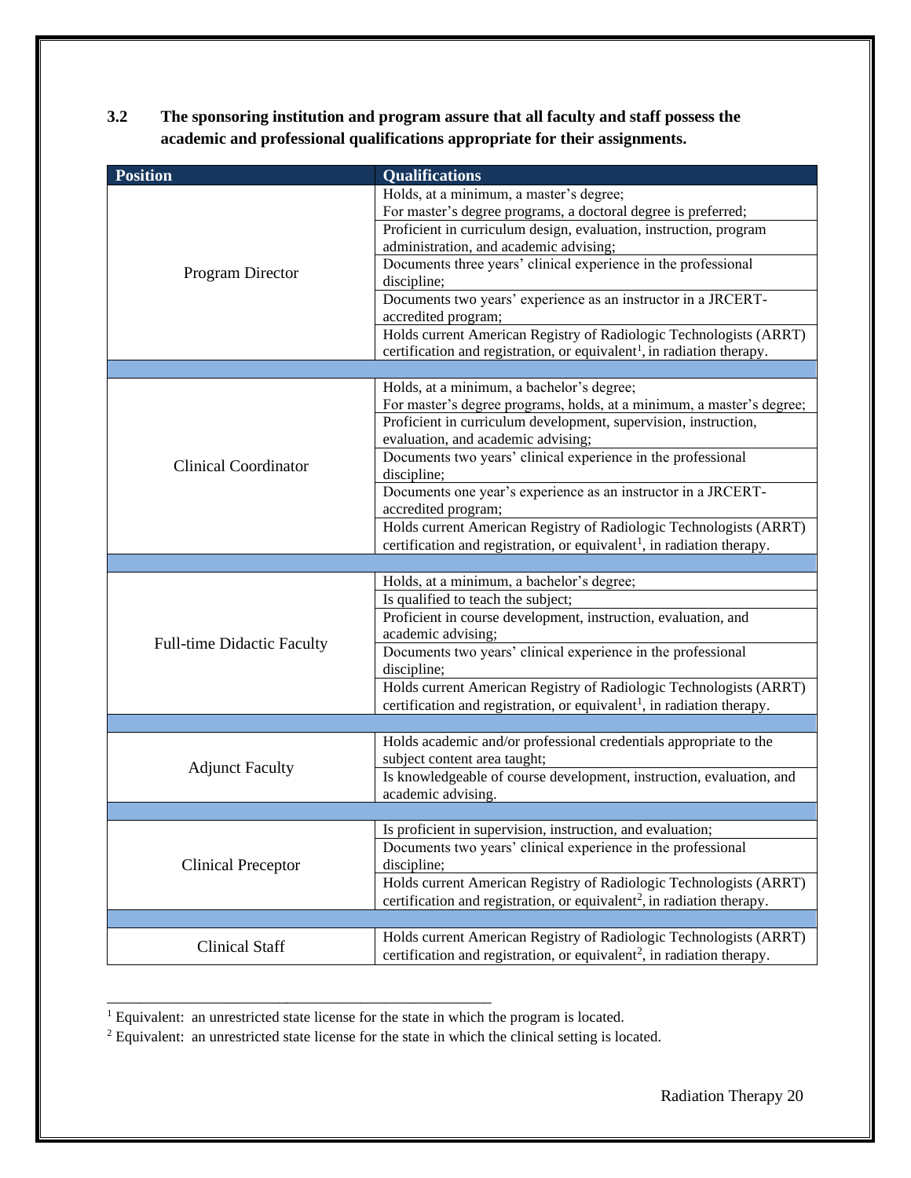**3.2 The sponsoring institution and program assure that all faculty and staff possess the academic and professional qualifications appropriate for their assignments.**

| Position | Qualifications |
|---|---|
| Program Director | Holds, at a minimum, a master's degree; For master's degree programs, a doctoral degree is preferred; |
| | Proficient in curriculum design, evaluation, instruction, program administration, and academic advising; |
| | Documents three years' clinical experience in the professional discipline; |
| | Documents two years' experience as an instructor in a JRCERT-accredited program; |
| | Holds current American Registry of Radiologic Technologists (ARRT) certification and registration, or equivalent[1], in radiation therapy. |
| | |
| Clinical Coordinator | Holds, at a minimum, a bachelor's degree; For master's degree programs, holds, at a minimum, a master's degree; |
| | Proficient in curriculum development, supervision, instruction, evaluation, and academic advising; |
| | Documents two years' clinical experience in the professional discipline; |
| | Documents one year's experience as an instructor in a JRCERT-accredited program; |
| | Holds current American Registry of Radiologic Technologists (ARRT) certification and registration, or equivalent[1], in radiation therapy. |
| | |
| Full-time Didactic Faculty | Holds, at a minimum, a bachelor's degree; |
| | Is qualified to teach the subject; |
| | Proficient in course development, instruction, evaluation, and academic advising; |
| | Documents two years' clinical experience in the professional discipline; |
| | Holds current American Registry of Radiologic Technologists (ARRT) certification and registration, or equivalent[1], in radiation therapy. |
| | |
| Adjunct Faculty | Holds academic and/or professional credentials appropriate to the subject content area taught; |
| | Is knowledgeable of course development, instruction, evaluation, and academic advising. |
| | |
| Clinical Preceptor | Is proficient in supervision, instruction, and evaluation; |
| | Documents two years' clinical experience in the professional discipline; |
| | Holds current American Registry of Radiologic Technologists (ARRT) certification and registration, or equivalent[2], in radiation therapy. |
| | |
| Clinical Staff | Holds current American Registry of Radiologic Technologists (ARRT) certification and registration, or equivalent[2], in radiation therapy. |

---

[1] Equivalent: an unrestricted state license for the state in which the program is located.

[2] Equivalent: an unrestricted state license for the state in which the clinical setting is located.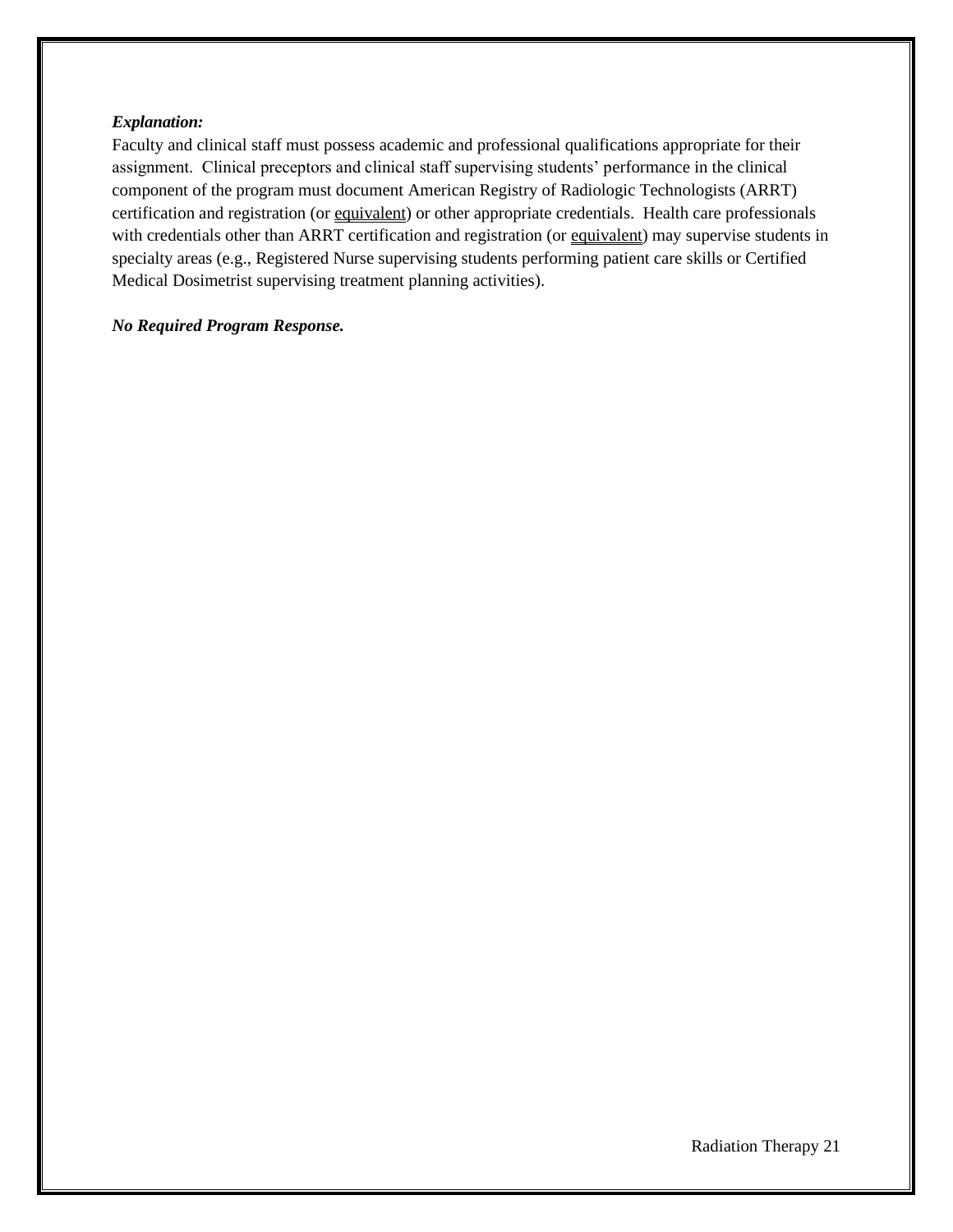***Explanation:***

Faculty and clinical staff must possess academic and professional qualifications appropriate for their assignment. Clinical preceptors and clinical staff supervising students' performance in the clinical component of the program must document American Registry of Radiologic Technologists (ARRT) certification and registration (or equivalent) or other appropriate credentials. Health care professionals with credentials other than ARRT certification and registration (or equivalent) may supervise students in specialty areas (e.g., Registered Nurse supervising students performing patient care skills or Certified Medical Dosimetrist supervising treatment planning activities).

***No Required Program Response.***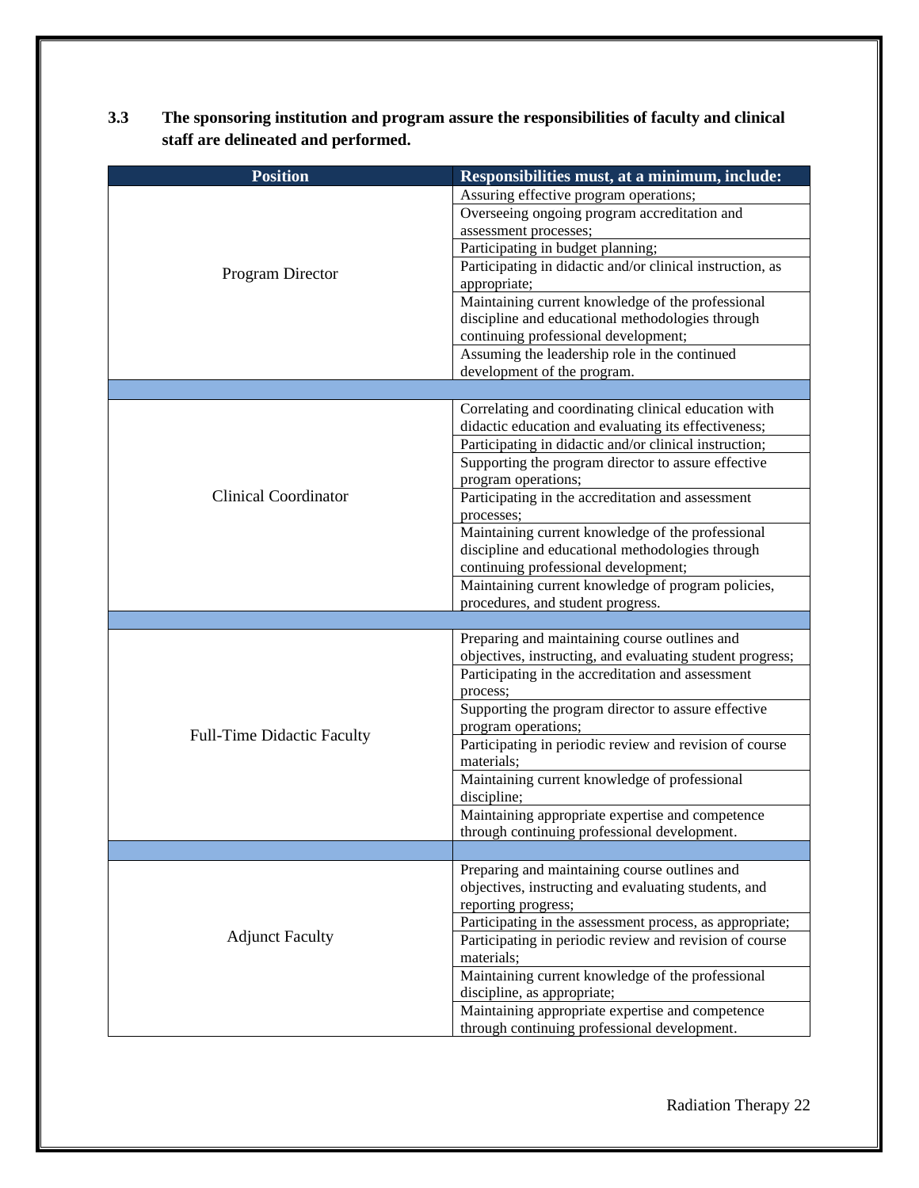**3.3 The sponsoring institution and program assure the responsibilities of faculty and clinical staff are delineated and performed.**

| Position | Responsibilities must, at a minimum, include: |
|---|---|
| Program Director | Assuring effective program operations; |
| | Overseeing ongoing program accreditation and assessment processes; |
| | Participating in budget planning; |
| | Participating in didactic and/or clinical instruction, as appropriate; |
| | Maintaining current knowledge of the professional discipline and educational methodologies through continuing professional development; |
| | Assuming the leadership role in the continued development of the program. |
| | |
| Clinical Coordinator | Correlating and coordinating clinical education with didactic education and evaluating its effectiveness; |
| | Participating in didactic and/or clinical instruction; |
| | Supporting the program director to assure effective program operations; |
| | Participating in the accreditation and assessment processes; |
| | Maintaining current knowledge of the professional discipline and educational methodologies through continuing professional development; |
| | Maintaining current knowledge of program policies, procedures, and student progress. |
| | |
| Full-Time Didactic Faculty | Preparing and maintaining course outlines and objectives, instructing, and evaluating student progress; |
| | Participating in the accreditation and assessment process; |
| | Supporting the program director to assure effective program operations; |
| | Participating in periodic review and revision of course materials; |
| | Maintaining current knowledge of professional discipline; |
| | Maintaining appropriate expertise and competence through continuing professional development. |
| | |
| Adjunct Faculty | Preparing and maintaining course outlines and objectives, instructing and evaluating students, and reporting progress; |
| | Participating in the assessment process, as appropriate; |
| | Participating in periodic review and revision of course materials; |
| | Maintaining current knowledge of the professional discipline, as appropriate; |
| | Maintaining appropriate expertise and competence through continuing professional development. |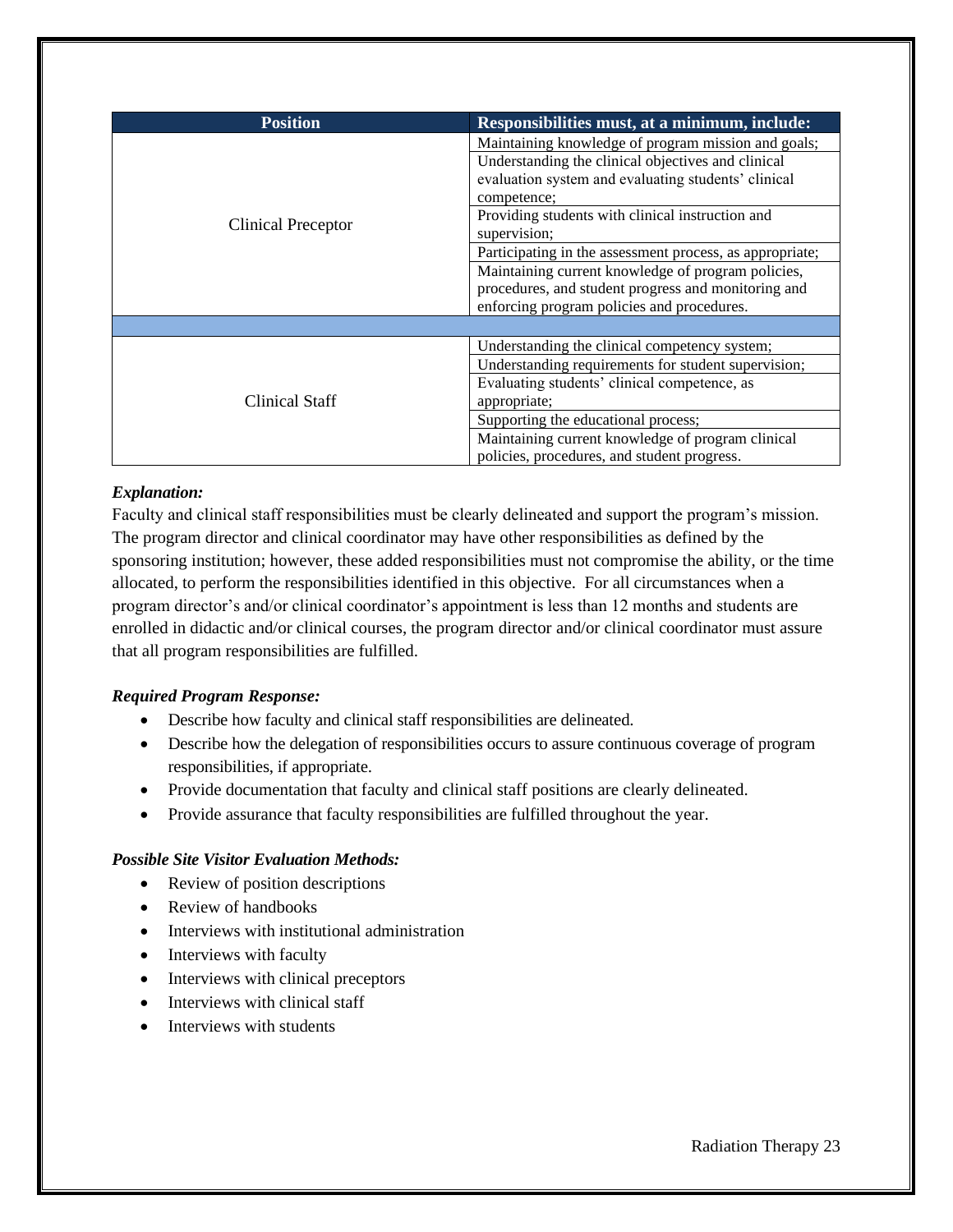| Position | Responsibilities must, at a minimum, include: |
| --- | --- |
| Clinical Preceptor | Maintaining knowledge of program mission and goals; |
| | Understanding the clinical objectives and clinical evaluation system and evaluating students' clinical competence; |
| | Providing students with clinical instruction and supervision; |
| | Participating in the assessment process, as appropriate; |
| | Maintaining current knowledge of program policies, procedures, and student progress and monitoring and enforcing program policies and procedures. |
| | |
| Clinical Staff | Understanding the clinical competency system; |
| | Understanding requirements for student supervision; |
| | Evaluating students' clinical competence, as appropriate; |
| | Supporting the educational process; |
| | Maintaining current knowledge of program clinical policies, procedures, and student progress. |

***Explanation:***

Faculty and clinical staff responsibilities must be clearly delineated and support the program's mission. The program director and clinical coordinator may have other responsibilities as defined by the sponsoring institution; however, these added responsibilities must not compromise the ability, or the time allocated, to perform the responsibilities identified in this objective. For all circumstances when a program director's and/or clinical coordinator's appointment is less than 12 months and students are enrolled in didactic and/or clinical courses, the program director and/or clinical coordinator must assure that all program responsibilities are fulfilled.

***Required Program Response:***

- Describe how faculty and clinical staff responsibilities are delineated.
- Describe how the delegation of responsibilities occurs to assure continuous coverage of program responsibilities, if appropriate.
- Provide documentation that faculty and clinical staff positions are clearly delineated.
- Provide assurance that faculty responsibilities are fulfilled throughout the year.

***Possible Site Visitor Evaluation Methods:***

- Review of position descriptions
- Review of handbooks
- Interviews with institutional administration
- Interviews with faculty
- Interviews with clinical preceptors
- Interviews with clinical staff
- Interviews with students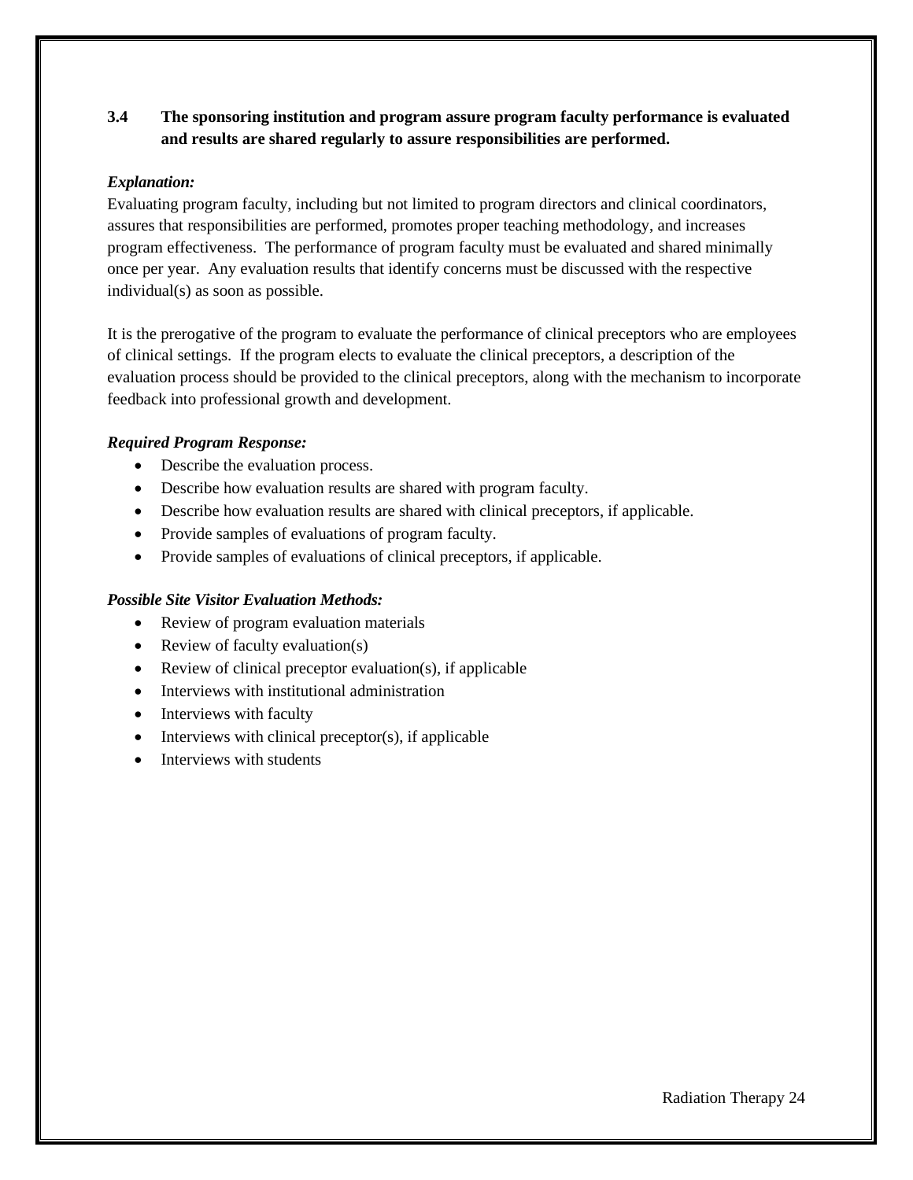**3.4 The sponsoring institution and program assure program faculty performance is evaluated and results are shared regularly to assure responsibilities are performed.**

***Explanation:***

Evaluating program faculty, including but not limited to program directors and clinical coordinators, assures that responsibilities are performed, promotes proper teaching methodology, and increases program effectiveness. The performance of program faculty must be evaluated and shared minimally once per year. Any evaluation results that identify concerns must be discussed with the respective individual(s) as soon as possible.

It is the prerogative of the program to evaluate the performance of clinical preceptors who are employees of clinical settings. If the program elects to evaluate the clinical preceptors, a description of the evaluation process should be provided to the clinical preceptors, along with the mechanism to incorporate feedback into professional growth and development.

***Required Program Response:***

- Describe the evaluation process.
- Describe how evaluation results are shared with program faculty.
- Describe how evaluation results are shared with clinical preceptors, if applicable.
- Provide samples of evaluations of program faculty.
- Provide samples of evaluations of clinical preceptors, if applicable.

***Possible Site Visitor Evaluation Methods:***

- Review of program evaluation materials
- Review of faculty evaluation(s)
- Review of clinical preceptor evaluation(s), if applicable
- Interviews with institutional administration
- Interviews with faculty
- Interviews with clinical preceptor(s), if applicable
- Interviews with students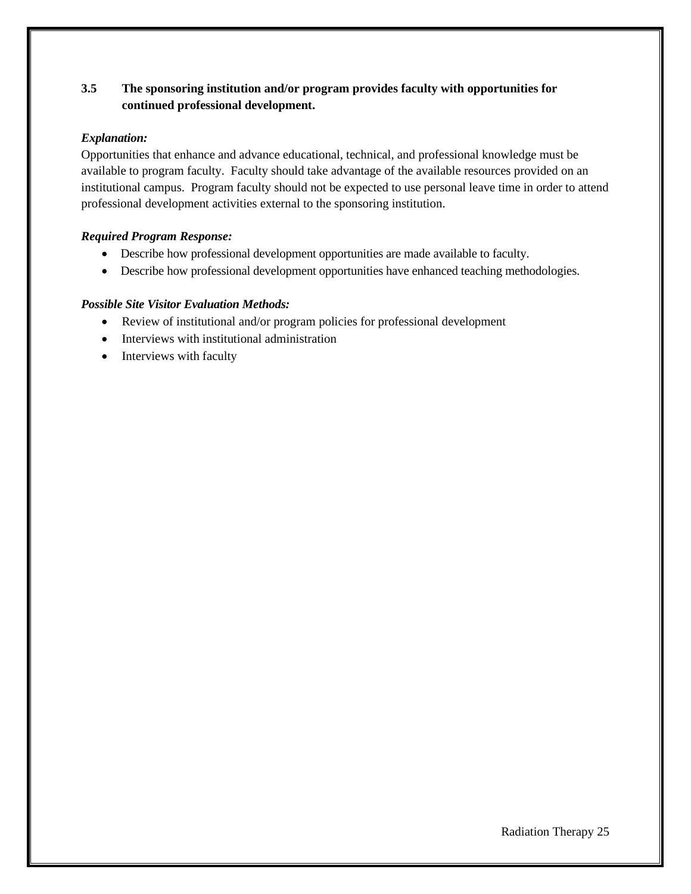**3.5 The sponsoring institution and/or program provides faculty with opportunities for continued professional development.**

***Explanation:***

Opportunities that enhance and advance educational, technical, and professional knowledge must be available to program faculty. Faculty should take advantage of the available resources provided on an institutional campus. Program faculty should not be expected to use personal leave time in order to attend professional development activities external to the sponsoring institution.

***Required Program Response:***

- Describe how professional development opportunities are made available to faculty.
- Describe how professional development opportunities have enhanced teaching methodologies.

***Possible Site Visitor Evaluation Methods:***

- Review of institutional and/or program policies for professional development
- Interviews with institutional administration
- Interviews with faculty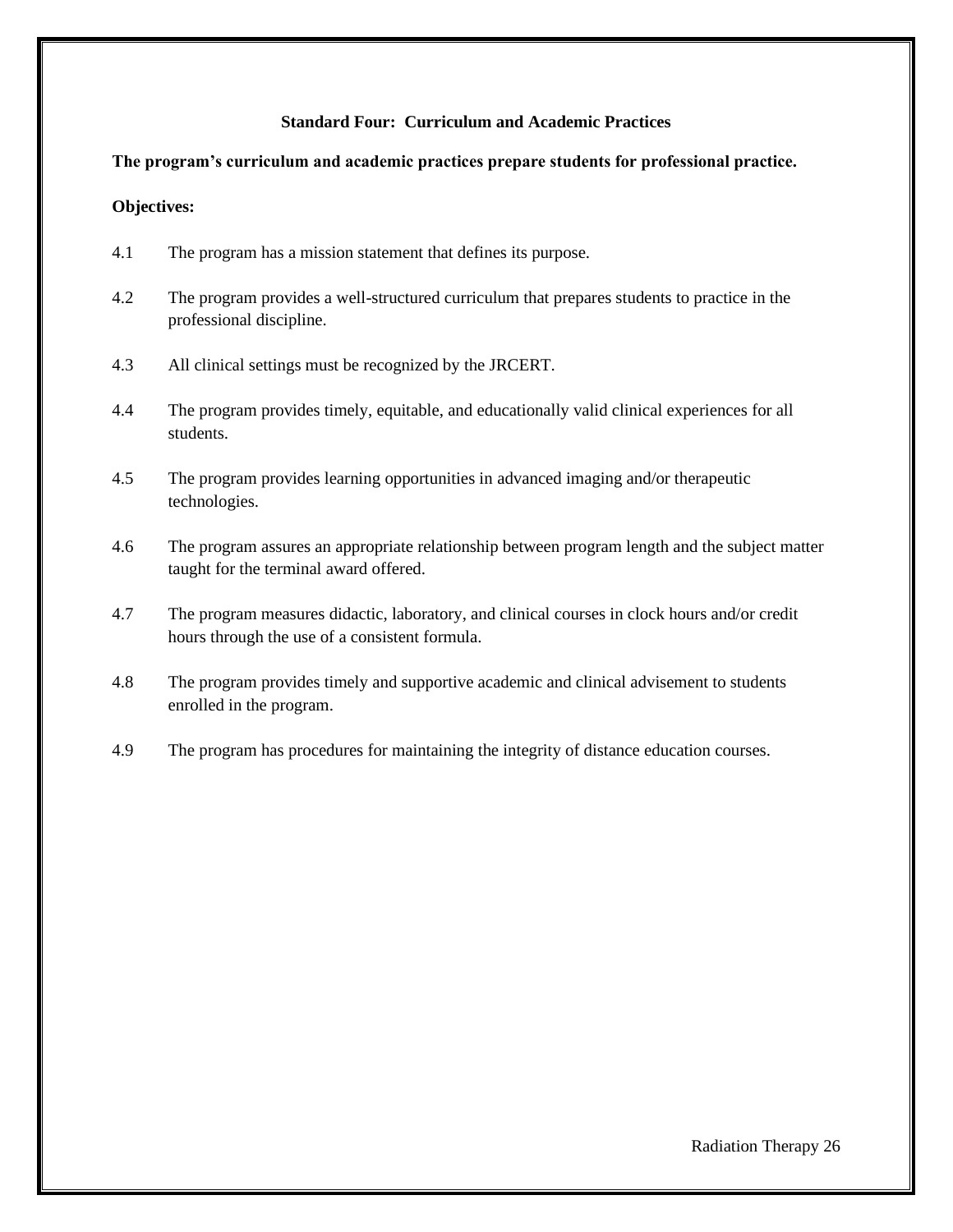## Standard Four: Curriculum and Academic Practices

**The program's curriculum and academic practices prepare students for professional practice.**

**Objectives:**

4.1 The program has a mission statement that defines its purpose.

4.2 The program provides a well-structured curriculum that prepares students to practice in the professional discipline.

4.3 All clinical settings must be recognized by the JRCERT.

4.4 The program provides timely, equitable, and educationally valid clinical experiences for all students.

4.5 The program provides learning opportunities in advanced imaging and/or therapeutic technologies.

4.6 The program assures an appropriate relationship between program length and the subject matter taught for the terminal award offered.

4.7 The program measures didactic, laboratory, and clinical courses in clock hours and/or credit hours through the use of a consistent formula.

4.8 The program provides timely and supportive academic and clinical advisement to students enrolled in the program.

4.9 The program has procedures for maintaining the integrity of distance education courses.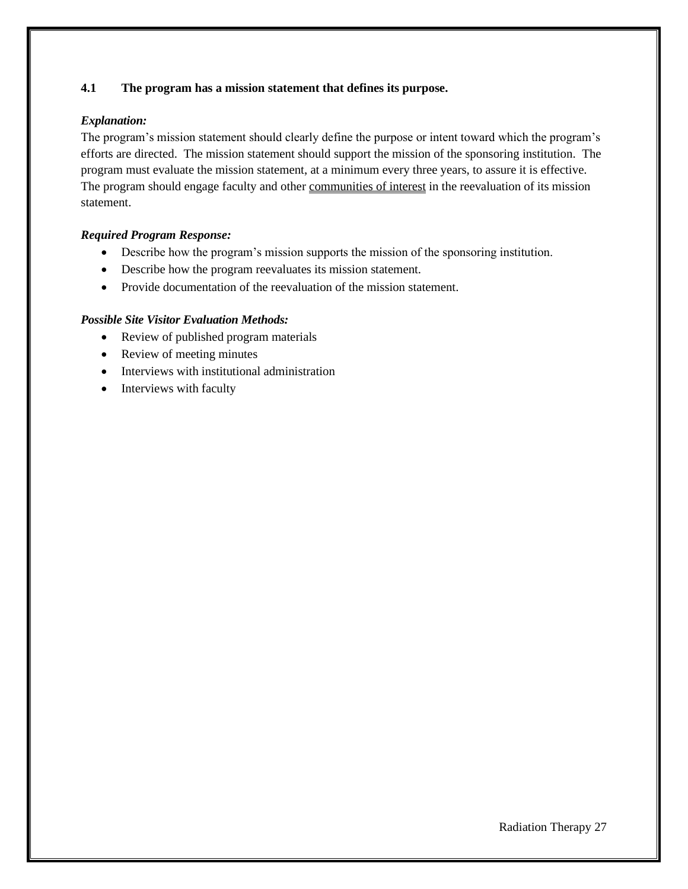### 4.1 The program has a mission statement that defines its purpose.

***Explanation:***

The program's mission statement should clearly define the purpose or intent toward which the program's efforts are directed. The mission statement should support the mission of the sponsoring institution. The program must evaluate the mission statement, at a minimum every three years, to assure it is effective. The program should engage faculty and other communities of interest in the reevaluation of its mission statement.

***Required Program Response:***

- Describe how the program's mission supports the mission of the sponsoring institution.
- Describe how the program reevaluates its mission statement.
- Provide documentation of the reevaluation of the mission statement.

***Possible Site Visitor Evaluation Methods:***

- Review of published program materials
- Review of meeting minutes
- Interviews with institutional administration
- Interviews with faculty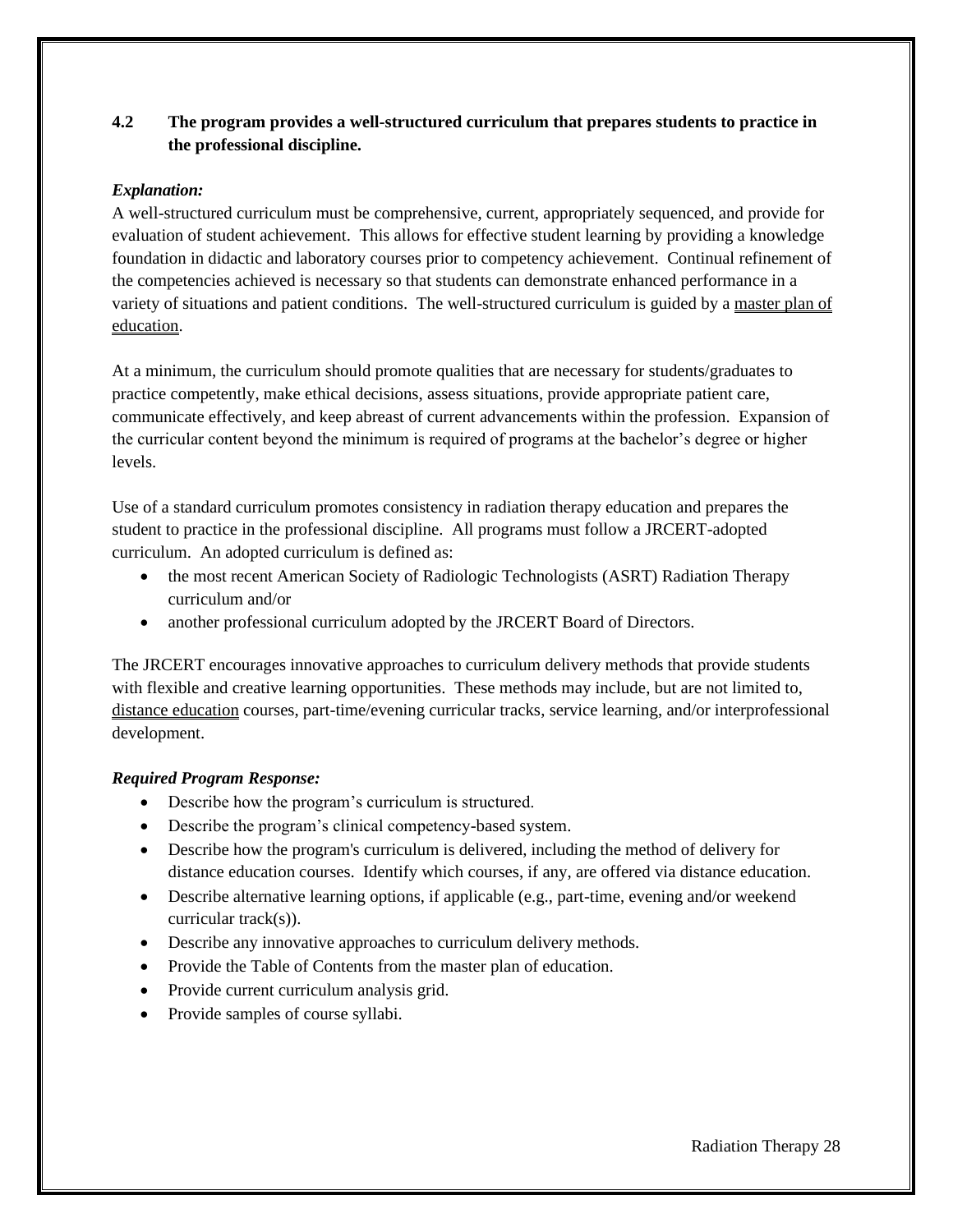**4.2 The program provides a well-structured curriculum that prepares students to practice in the professional discipline.**

***Explanation:***

A well-structured curriculum must be comprehensive, current, appropriately sequenced, and provide for evaluation of student achievement. This allows for effective student learning by providing a knowledge foundation in didactic and laboratory courses prior to competency achievement. Continual refinement of the competencies achieved is necessary so that students can demonstrate enhanced performance in a variety of situations and patient conditions. The well-structured curriculum is guided by a master plan of education.

At a minimum, the curriculum should promote qualities that are necessary for students/graduates to practice competently, make ethical decisions, assess situations, provide appropriate patient care, communicate effectively, and keep abreast of current advancements within the profession. Expansion of the curricular content beyond the minimum is required of programs at the bachelor's degree or higher levels.

Use of a standard curriculum promotes consistency in radiation therapy education and prepares the student to practice in the professional discipline. All programs must follow a JRCERT-adopted curriculum. An adopted curriculum is defined as:

- the most recent American Society of Radiologic Technologists (ASRT) Radiation Therapy curriculum and/or
- another professional curriculum adopted by the JRCERT Board of Directors.

The JRCERT encourages innovative approaches to curriculum delivery methods that provide students with flexible and creative learning opportunities. These methods may include, but are not limited to, distance education courses, part-time/evening curricular tracks, service learning, and/or interprofessional development.

***Required Program Response:***

- Describe how the program's curriculum is structured.
- Describe the program's clinical competency-based system.
- Describe how the program's curriculum is delivered, including the method of delivery for distance education courses. Identify which courses, if any, are offered via distance education.
- Describe alternative learning options, if applicable (e.g., part-time, evening and/or weekend curricular track(s)).
- Describe any innovative approaches to curriculum delivery methods.
- Provide the Table of Contents from the master plan of education.
- Provide current curriculum analysis grid.
- Provide samples of course syllabi.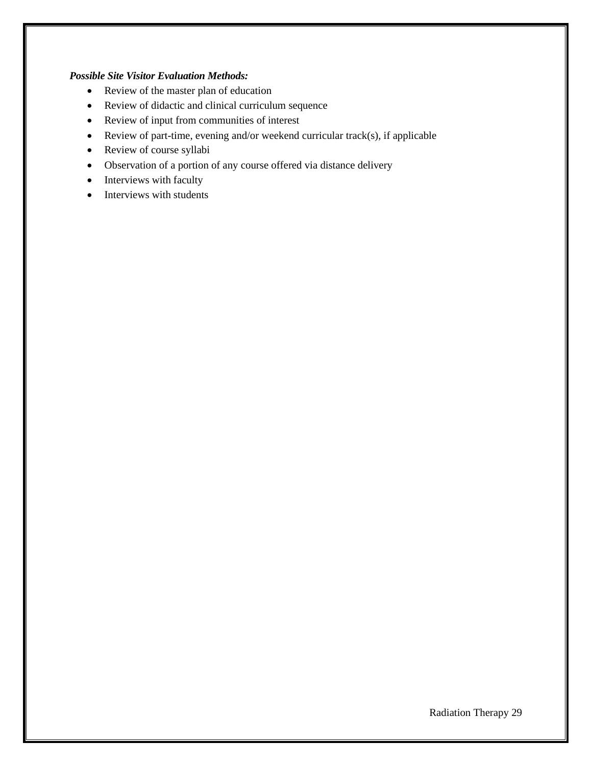***Possible Site Visitor Evaluation Methods:***

- Review of the master plan of education
- Review of didactic and clinical curriculum sequence
- Review of input from communities of interest
- Review of part-time, evening and/or weekend curricular track(s), if applicable
- Review of course syllabi
- Observation of a portion of any course offered via distance delivery
- Interviews with faculty
- Interviews with students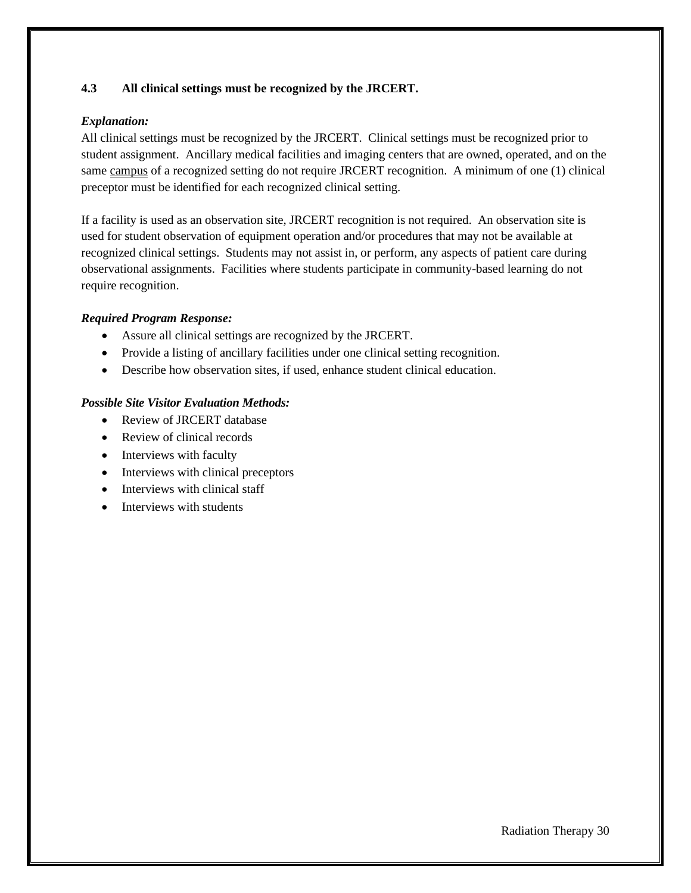### 4.3 All clinical settings must be recognized by the JRCERT.

***Explanation:***

All clinical settings must be recognized by the JRCERT. Clinical settings must be recognized prior to student assignment. Ancillary medical facilities and imaging centers that are owned, operated, and on the same campus of a recognized setting do not require JRCERT recognition. A minimum of one (1) clinical preceptor must be identified for each recognized clinical setting.

If a facility is used as an observation site, JRCERT recognition is not required. An observation site is used for student observation of equipment operation and/or procedures that may not be available at recognized clinical settings. Students may not assist in, or perform, any aspects of patient care during observational assignments. Facilities where students participate in community-based learning do not require recognition.

***Required Program Response:***

- Assure all clinical settings are recognized by the JRCERT.
- Provide a listing of ancillary facilities under one clinical setting recognition.
- Describe how observation sites, if used, enhance student clinical education.

***Possible Site Visitor Evaluation Methods:***

- Review of JRCERT database
- Review of clinical records
- Interviews with faculty
- Interviews with clinical preceptors
- Interviews with clinical staff
- Interviews with students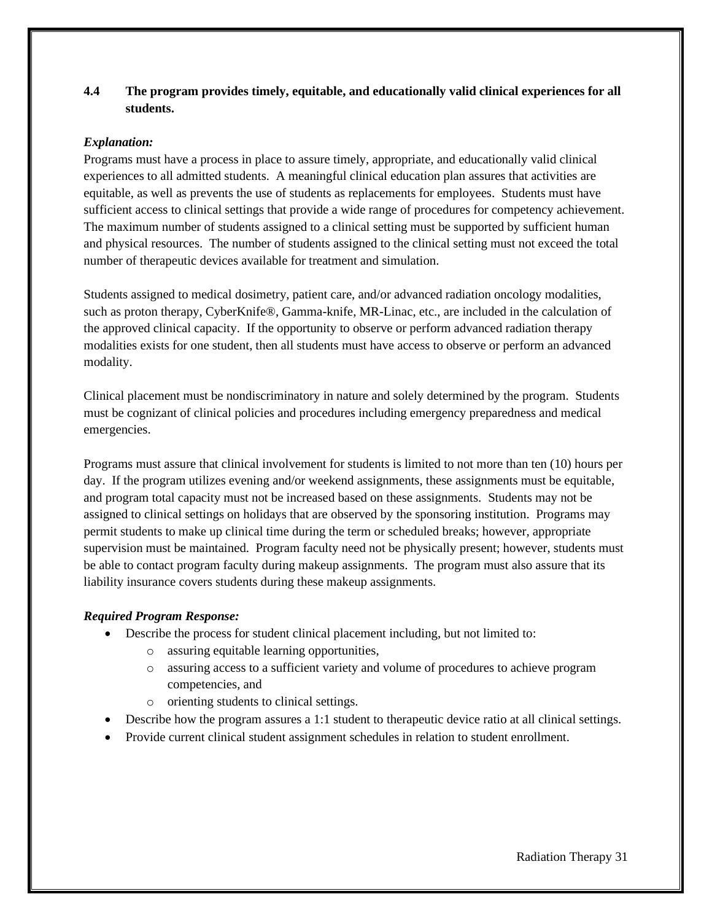**4.4 The program provides timely, equitable, and educationally valid clinical experiences for all students.**

***Explanation:***

Programs must have a process in place to assure timely, appropriate, and educationally valid clinical experiences to all admitted students. A meaningful clinical education plan assures that activities are equitable, as well as prevents the use of students as replacements for employees. Students must have sufficient access to clinical settings that provide a wide range of procedures for competency achievement. The maximum number of students assigned to a clinical setting must be supported by sufficient human and physical resources. The number of students assigned to the clinical setting must not exceed the total number of therapeutic devices available for treatment and simulation.

Students assigned to medical dosimetry, patient care, and/or advanced radiation oncology modalities, such as proton therapy, CyberKnife®, Gamma-knife, MR-Linac, etc., are included in the calculation of the approved clinical capacity. If the opportunity to observe or perform advanced radiation therapy modalities exists for one student, then all students must have access to observe or perform an advanced modality.

Clinical placement must be nondiscriminatory in nature and solely determined by the program. Students must be cognizant of clinical policies and procedures including emergency preparedness and medical emergencies.

Programs must assure that clinical involvement for students is limited to not more than ten (10) hours per day. If the program utilizes evening and/or weekend assignments, these assignments must be equitable, and program total capacity must not be increased based on these assignments. Students may not be assigned to clinical settings on holidays that are observed by the sponsoring institution. Programs may permit students to make up clinical time during the term or scheduled breaks; however, appropriate supervision must be maintained. Program faculty need not be physically present; however, students must be able to contact program faculty during makeup assignments. The program must also assure that its liability insurance covers students during these makeup assignments.

***Required Program Response:***

- Describe the process for student clinical placement including, but not limited to:
  - assuring equitable learning opportunities,
  - assuring access to a sufficient variety and volume of procedures to achieve program competencies, and
  - orienting students to clinical settings.
- Describe how the program assures a 1:1 student to therapeutic device ratio at all clinical settings.
- Provide current clinical student assignment schedules in relation to student enrollment.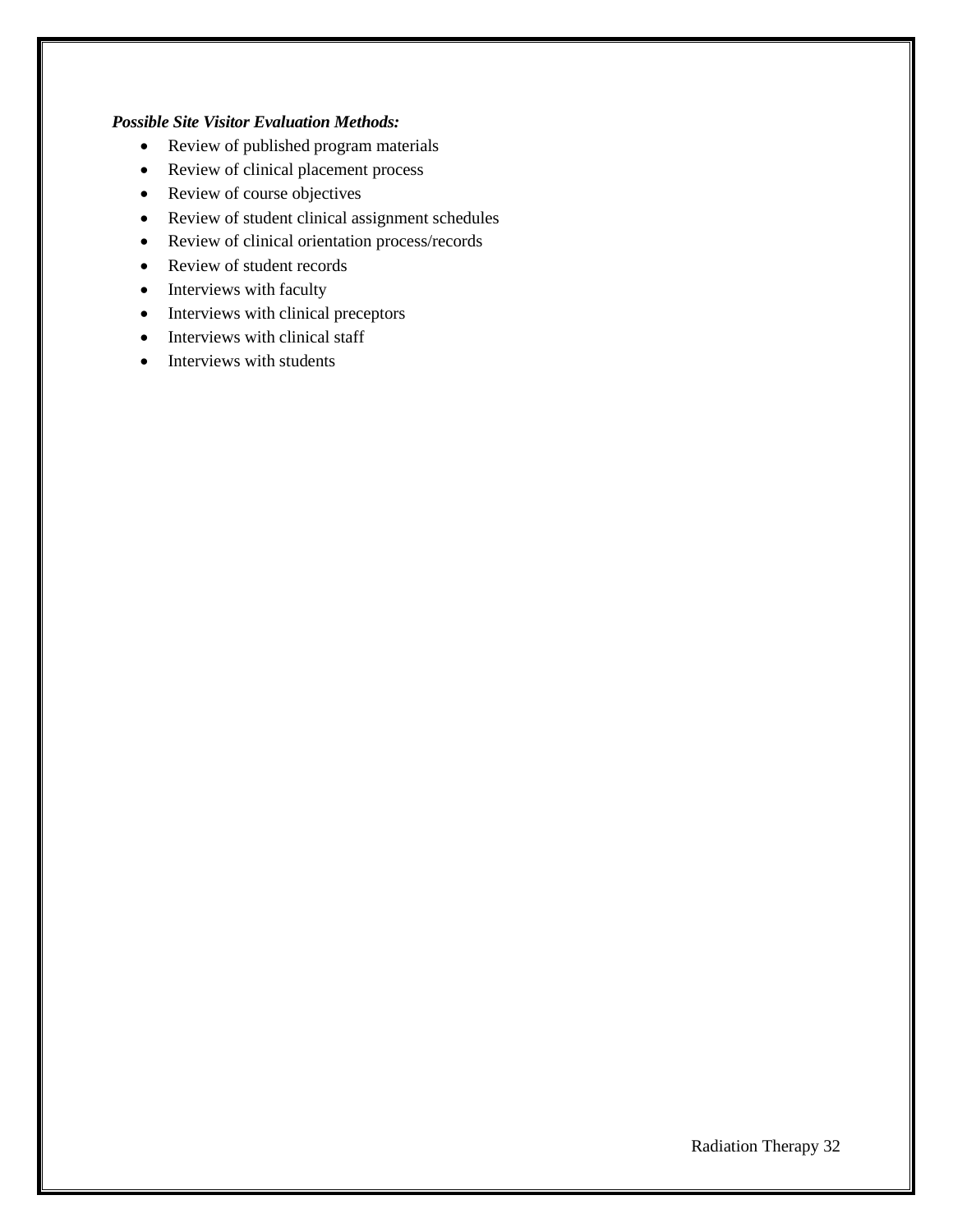***Possible Site Visitor Evaluation Methods:***

- Review of published program materials
- Review of clinical placement process
- Review of course objectives
- Review of student clinical assignment schedules
- Review of clinical orientation process/records
- Review of student records
- Interviews with faculty
- Interviews with clinical preceptors
- Interviews with clinical staff
- Interviews with students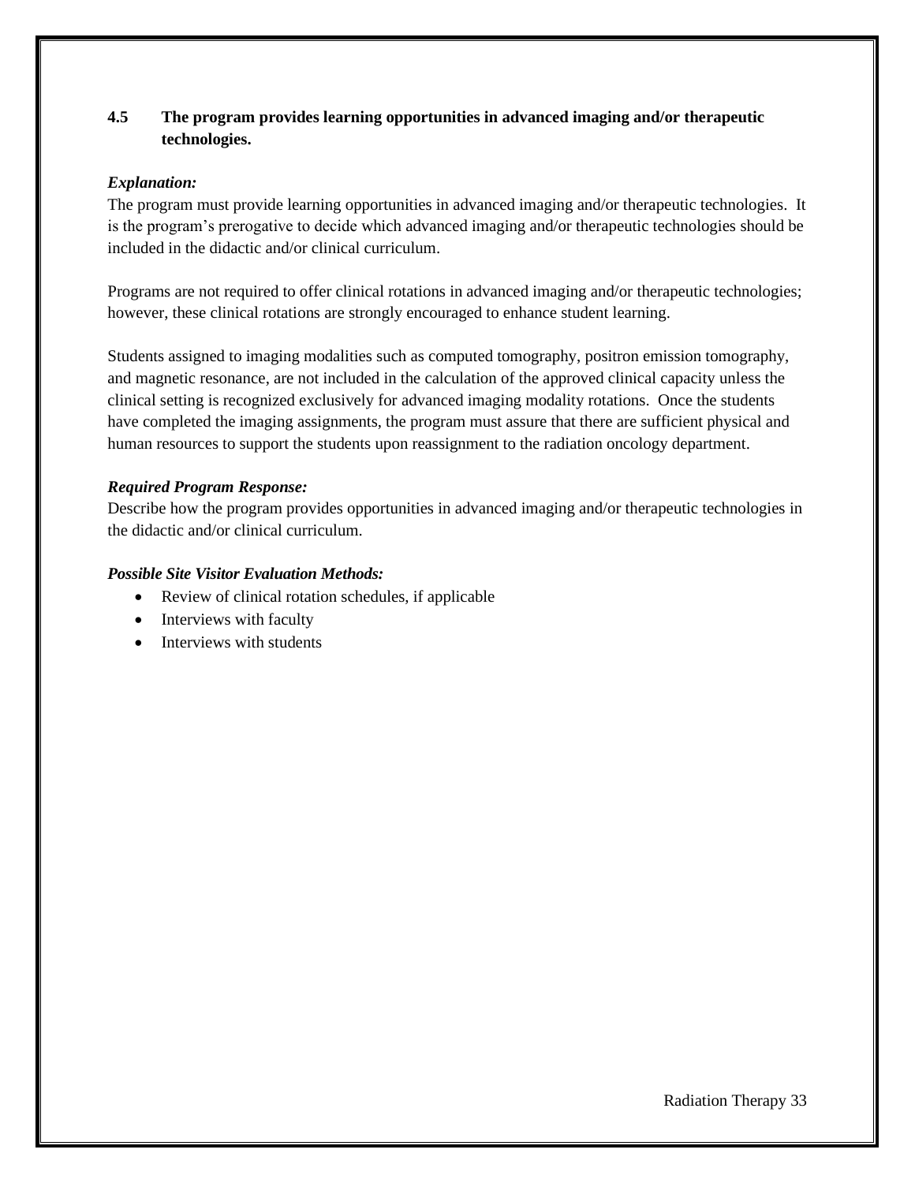**4.5 The program provides learning opportunities in advanced imaging and/or therapeutic technologies.**

***Explanation:***

The program must provide learning opportunities in advanced imaging and/or therapeutic technologies. It is the program's prerogative to decide which advanced imaging and/or therapeutic technologies should be included in the didactic and/or clinical curriculum.

Programs are not required to offer clinical rotations in advanced imaging and/or therapeutic technologies; however, these clinical rotations are strongly encouraged to enhance student learning.

Students assigned to imaging modalities such as computed tomography, positron emission tomography, and magnetic resonance, are not included in the calculation of the approved clinical capacity unless the clinical setting is recognized exclusively for advanced imaging modality rotations. Once the students have completed the imaging assignments, the program must assure that there are sufficient physical and human resources to support the students upon reassignment to the radiation oncology department.

***Required Program Response:***

Describe how the program provides opportunities in advanced imaging and/or therapeutic technologies in the didactic and/or clinical curriculum.

***Possible Site Visitor Evaluation Methods:***

- Review of clinical rotation schedules, if applicable
- Interviews with faculty
- Interviews with students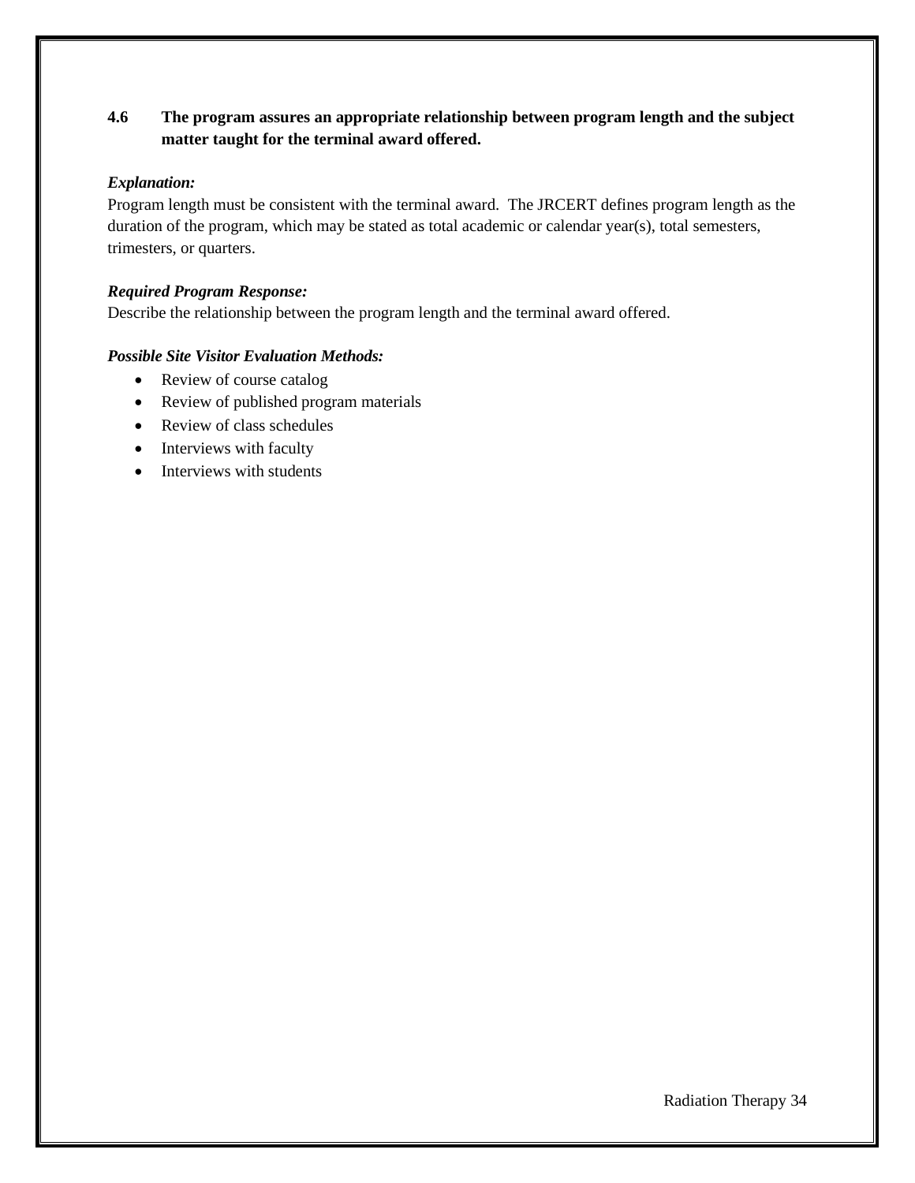**4.6 The program assures an appropriate relationship between program length and the subject matter taught for the terminal award offered.**

***Explanation:***
Program length must be consistent with the terminal award. The JRCERT defines program length as the duration of the program, which may be stated as total academic or calendar year(s), total semesters, trimesters, or quarters.

***Required Program Response:***
Describe the relationship between the program length and the terminal award offered.

***Possible Site Visitor Evaluation Methods:***

- Review of course catalog
- Review of published program materials
- Review of class schedules
- Interviews with faculty
- Interviews with students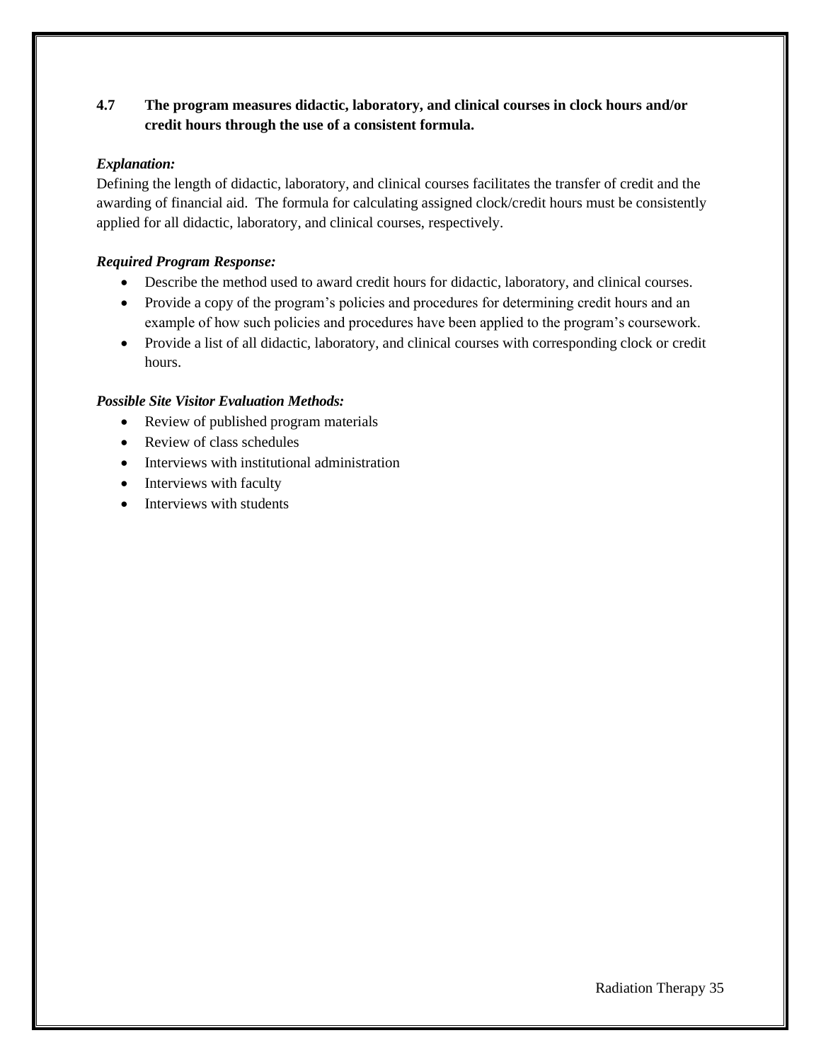**4.7 The program measures didactic, laboratory, and clinical courses in clock hours and/or credit hours through the use of a consistent formula.**

***Explanation:***

Defining the length of didactic, laboratory, and clinical courses facilitates the transfer of credit and the awarding of financial aid. The formula for calculating assigned clock/credit hours must be consistently applied for all didactic, laboratory, and clinical courses, respectively.

***Required Program Response:***

- Describe the method used to award credit hours for didactic, laboratory, and clinical courses.
- Provide a copy of the program's policies and procedures for determining credit hours and an example of how such policies and procedures have been applied to the program's coursework.
- Provide a list of all didactic, laboratory, and clinical courses with corresponding clock or credit hours.

***Possible Site Visitor Evaluation Methods:***

- Review of published program materials
- Review of class schedules
- Interviews with institutional administration
- Interviews with faculty
- Interviews with students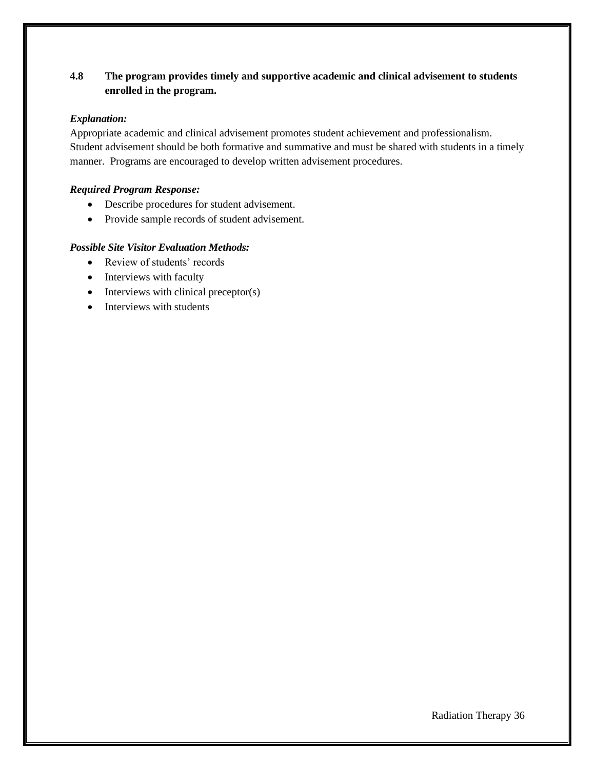**4.8 The program provides timely and supportive academic and clinical advisement to students enrolled in the program.**

***Explanation:***

Appropriate academic and clinical advisement promotes student achievement and professionalism. Student advisement should be both formative and summative and must be shared with students in a timely manner. Programs are encouraged to develop written advisement procedures.

***Required Program Response:***

- Describe procedures for student advisement.
- Provide sample records of student advisement.

***Possible Site Visitor Evaluation Methods:***

- Review of students' records
- Interviews with faculty
- Interviews with clinical preceptor(s)
- Interviews with students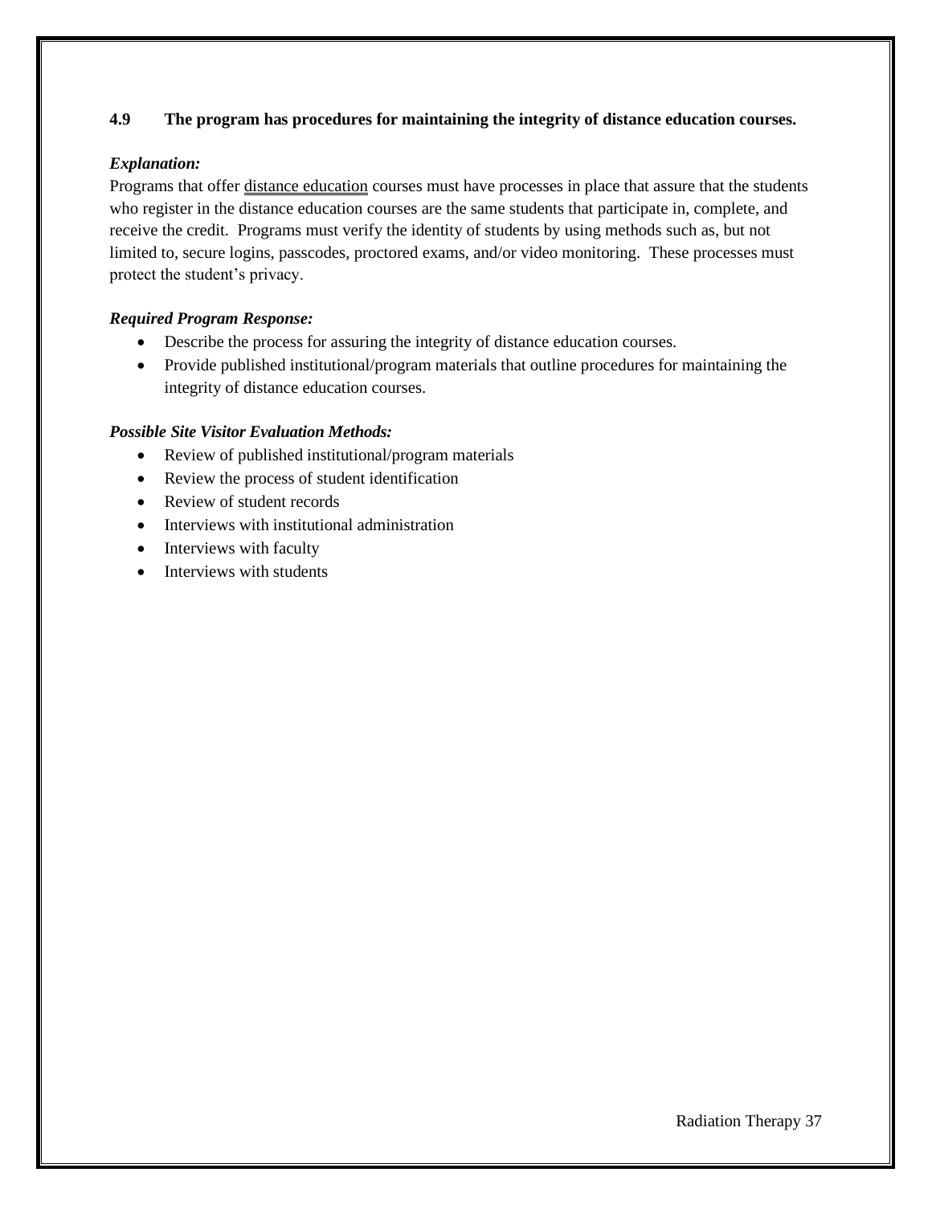**4.9 The program has procedures for maintaining the integrity of distance education courses.**

***Explanation:***

Programs that offer distance education courses must have processes in place that assure that the students who register in the distance education courses are the same students that participate in, complete, and receive the credit. Programs must verify the identity of students by using methods such as, but not limited to, secure logins, passcodes, proctored exams, and/or video monitoring. These processes must protect the student's privacy.

***Required Program Response:***

- Describe the process for assuring the integrity of distance education courses.
- Provide published institutional/program materials that outline procedures for maintaining the integrity of distance education courses.

***Possible Site Visitor Evaluation Methods:***

- Review of published institutional/program materials
- Review the process of student identification
- Review of student records
- Interviews with institutional administration
- Interviews with faculty
- Interviews with students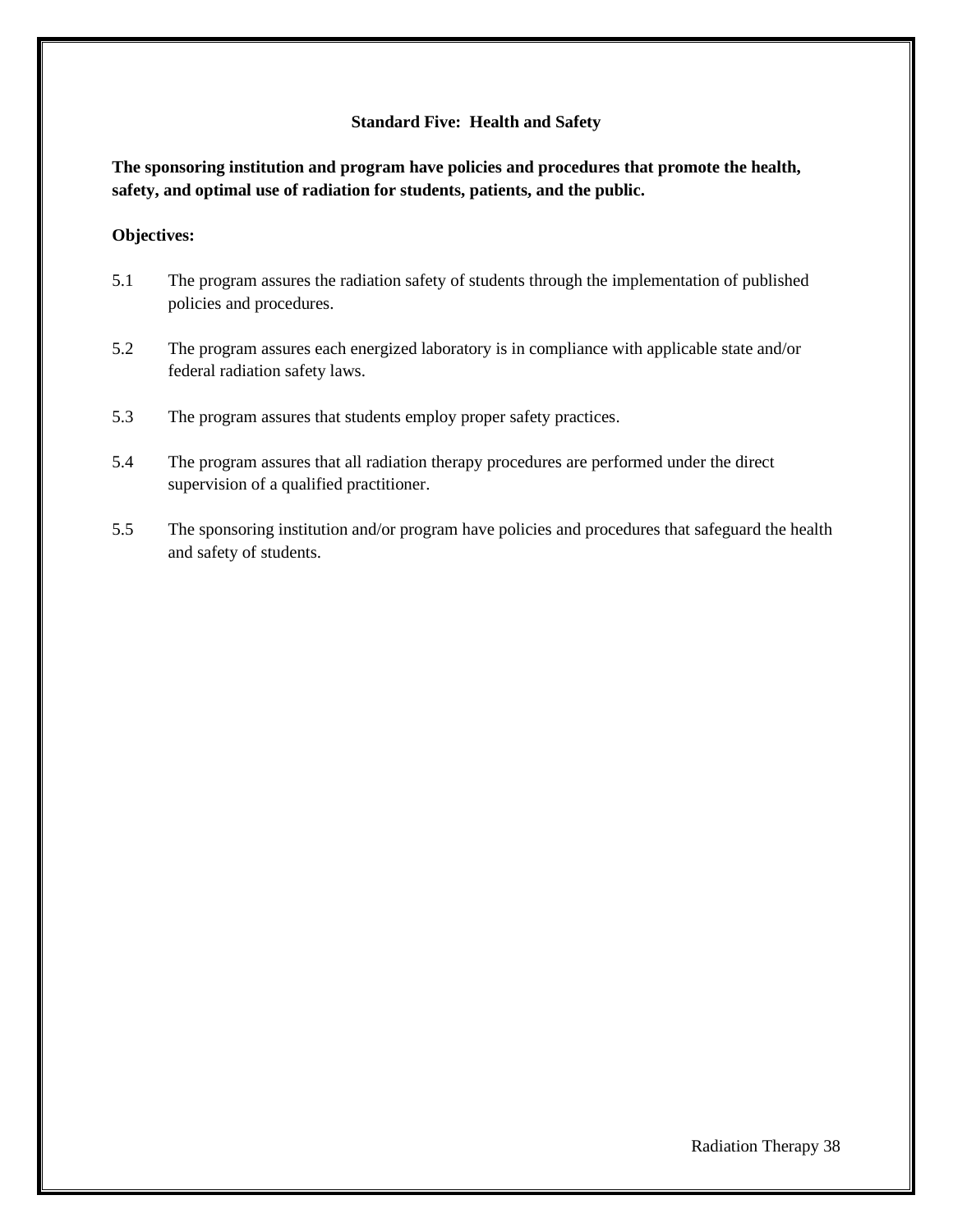## Standard Five: Health and Safety

**The sponsoring institution and program have policies and procedures that promote the health, safety, and optimal use of radiation for students, patients, and the public.**

**Objectives:**

5.1 The program assures the radiation safety of students through the implementation of published policies and procedures.

5.2 The program assures each energized laboratory is in compliance with applicable state and/or federal radiation safety laws.

5.3 The program assures that students employ proper safety practices.

5.4 The program assures that all radiation therapy procedures are performed under the direct supervision of a qualified practitioner.

5.5 The sponsoring institution and/or program have policies and procedures that safeguard the health and safety of students.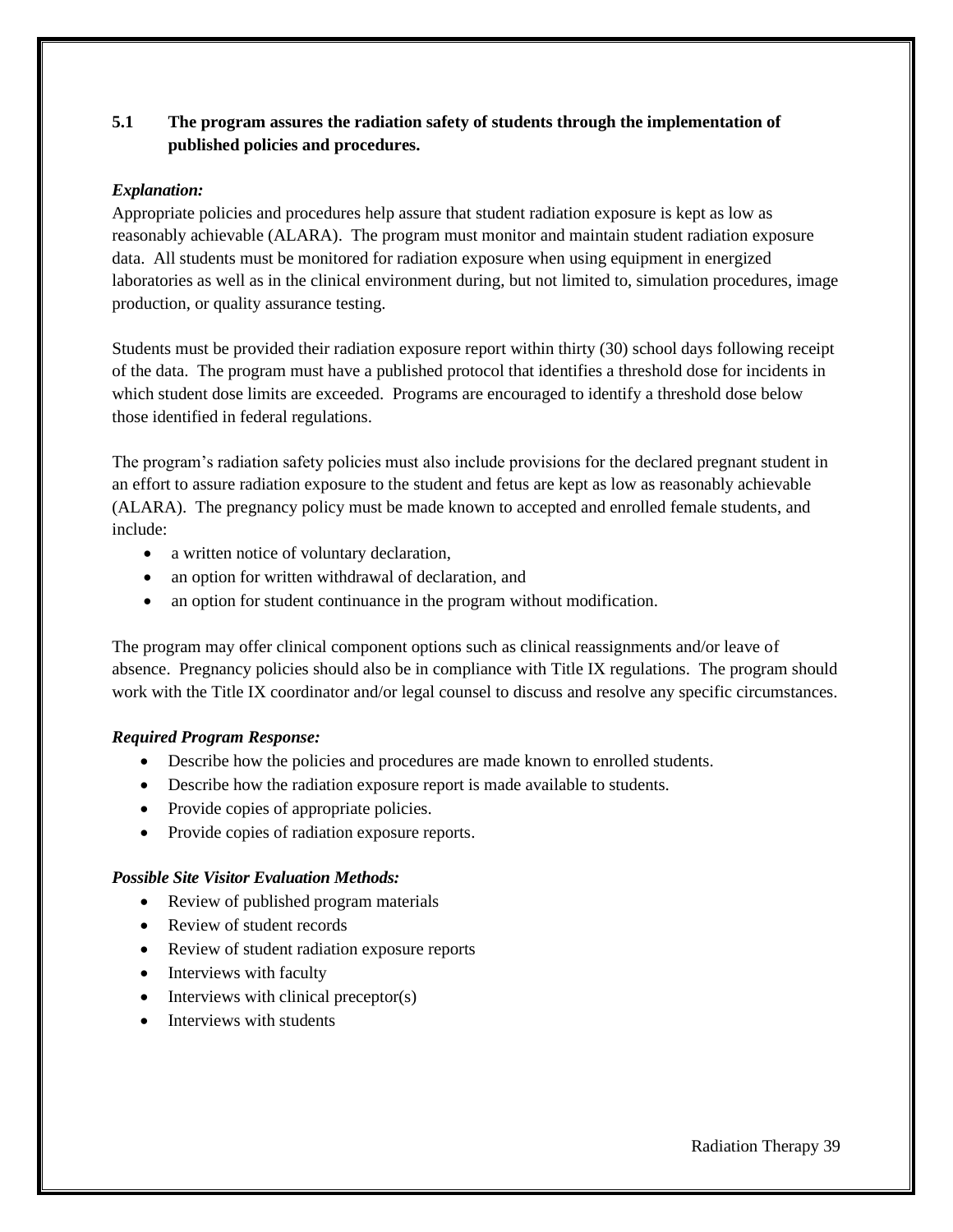### 5.1 The program assures the radiation safety of students through the implementation of published policies and procedures.

***Explanation:***

Appropriate policies and procedures help assure that student radiation exposure is kept as low as reasonably achievable (ALARA). The program must monitor and maintain student radiation exposure data. All students must be monitored for radiation exposure when using equipment in energized laboratories as well as in the clinical environment during, but not limited to, simulation procedures, image production, or quality assurance testing.

Students must be provided their radiation exposure report within thirty (30) school days following receipt of the data. The program must have a published protocol that identifies a threshold dose for incidents in which student dose limits are exceeded. Programs are encouraged to identify a threshold dose below those identified in federal regulations.

The program's radiation safety policies must also include provisions for the declared pregnant student in an effort to assure radiation exposure to the student and fetus are kept as low as reasonably achievable (ALARA). The pregnancy policy must be made known to accepted and enrolled female students, and include:

- a written notice of voluntary declaration,
- an option for written withdrawal of declaration, and
- an option for student continuance in the program without modification.

The program may offer clinical component options such as clinical reassignments and/or leave of absence. Pregnancy policies should also be in compliance with Title IX regulations. The program should work with the Title IX coordinator and/or legal counsel to discuss and resolve any specific circumstances.

***Required Program Response:***

- Describe how the policies and procedures are made known to enrolled students.
- Describe how the radiation exposure report is made available to students.
- Provide copies of appropriate policies.
- Provide copies of radiation exposure reports.

***Possible Site Visitor Evaluation Methods:***

- Review of published program materials
- Review of student records
- Review of student radiation exposure reports
- Interviews with faculty
- Interviews with clinical preceptor(s)
- Interviews with students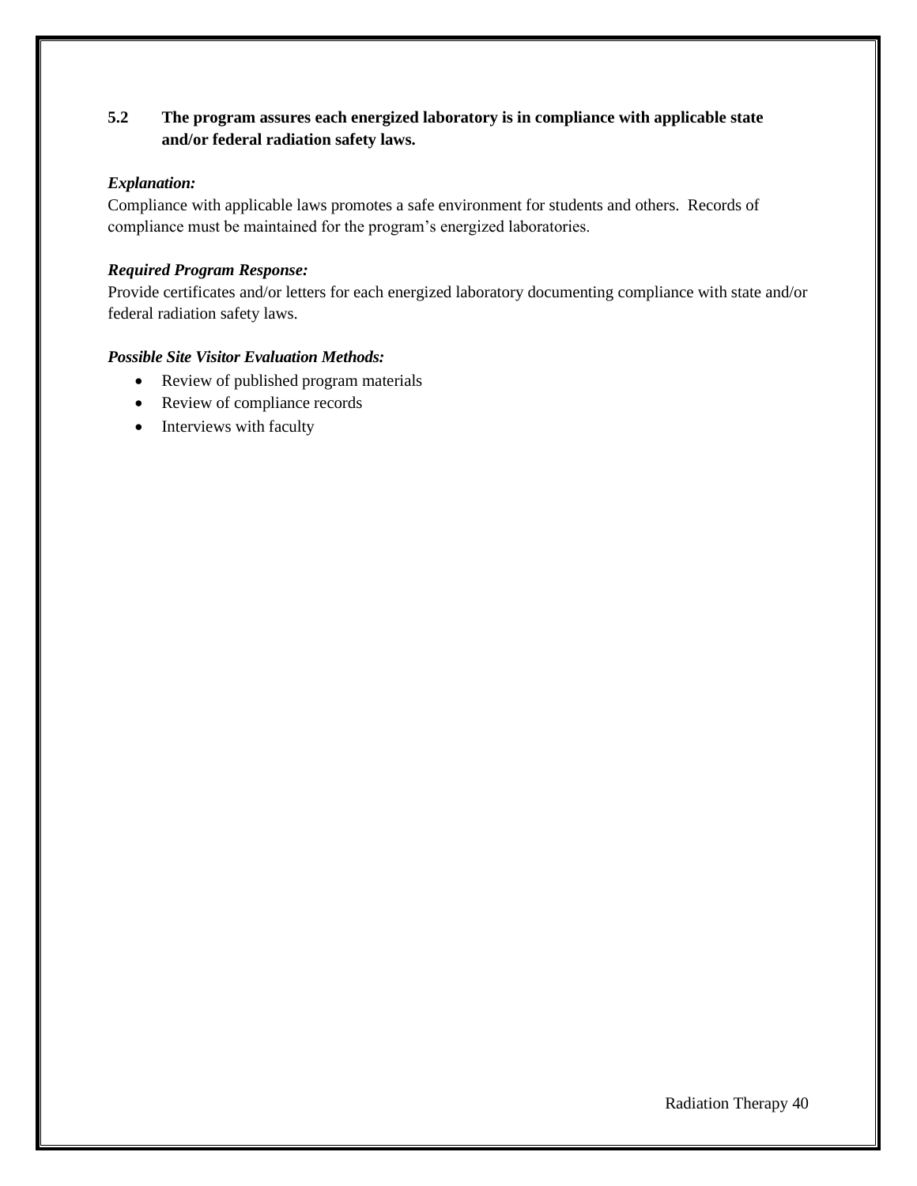**5.2 The program assures each energized laboratory is in compliance with applicable state and/or federal radiation safety laws.**

***Explanation:***
Compliance with applicable laws promotes a safe environment for students and others. Records of compliance must be maintained for the program's energized laboratories.

***Required Program Response:***
Provide certificates and/or letters for each energized laboratory documenting compliance with state and/or federal radiation safety laws.

***Possible Site Visitor Evaluation Methods:***

- Review of published program materials
- Review of compliance records
- Interviews with faculty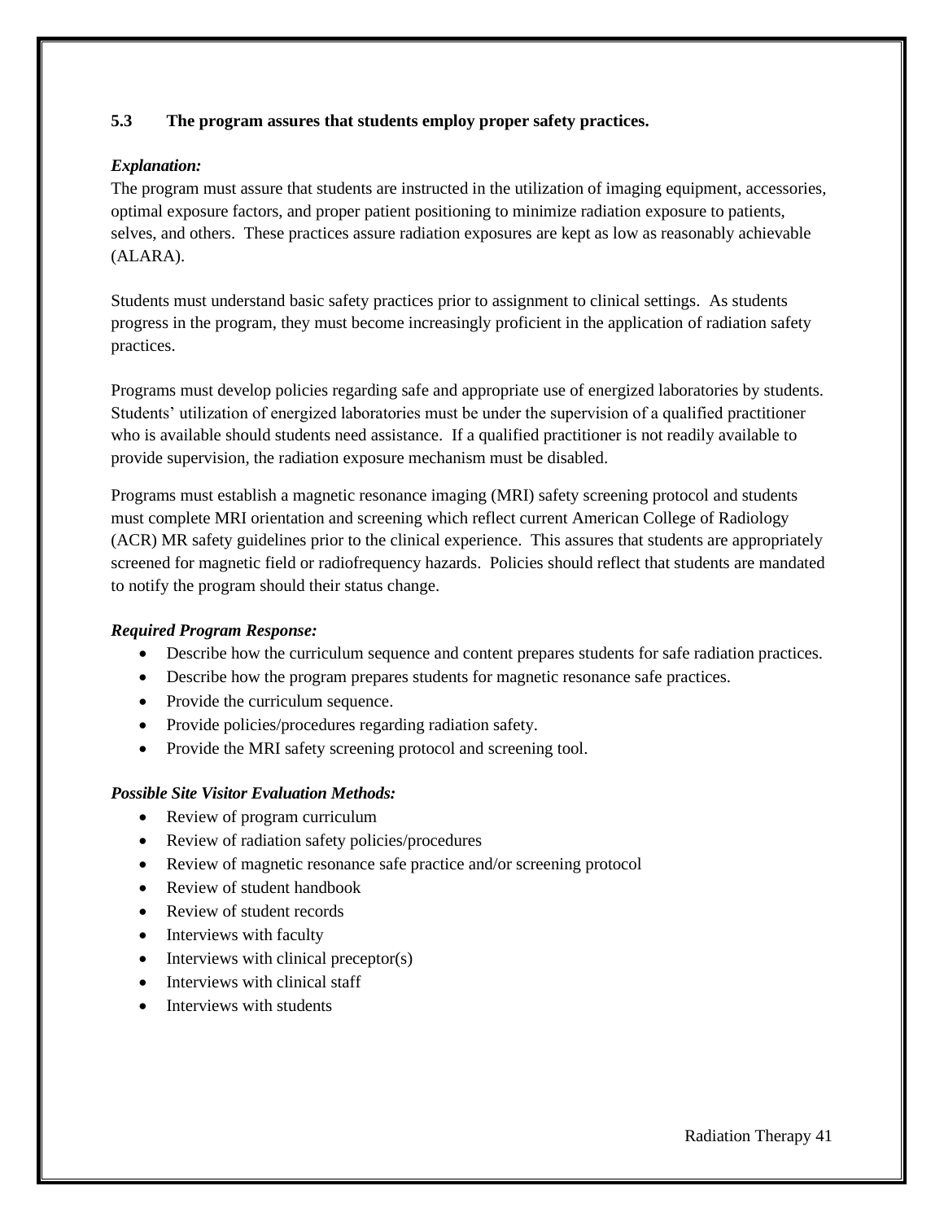**5.3 The program assures that students employ proper safety practices.**

***Explanation:***

The program must assure that students are instructed in the utilization of imaging equipment, accessories, optimal exposure factors, and proper patient positioning to minimize radiation exposure to patients, selves, and others. These practices assure radiation exposures are kept as low as reasonably achievable (ALARA).

Students must understand basic safety practices prior to assignment to clinical settings. As students progress in the program, they must become increasingly proficient in the application of radiation safety practices.

Programs must develop policies regarding safe and appropriate use of energized laboratories by students. Students' utilization of energized laboratories must be under the supervision of a qualified practitioner who is available should students need assistance. If a qualified practitioner is not readily available to provide supervision, the radiation exposure mechanism must be disabled.

Programs must establish a magnetic resonance imaging (MRI) safety screening protocol and students must complete MRI orientation and screening which reflect current American College of Radiology (ACR) MR safety guidelines prior to the clinical experience. This assures that students are appropriately screened for magnetic field or radiofrequency hazards. Policies should reflect that students are mandated to notify the program should their status change.

***Required Program Response:***

- Describe how the curriculum sequence and content prepares students for safe radiation practices.
- Describe how the program prepares students for magnetic resonance safe practices.
- Provide the curriculum sequence.
- Provide policies/procedures regarding radiation safety.
- Provide the MRI safety screening protocol and screening tool.

***Possible Site Visitor Evaluation Methods:***

- Review of program curriculum
- Review of radiation safety policies/procedures
- Review of magnetic resonance safe practice and/or screening protocol
- Review of student handbook
- Review of student records
- Interviews with faculty
- Interviews with clinical preceptor(s)
- Interviews with clinical staff
- Interviews with students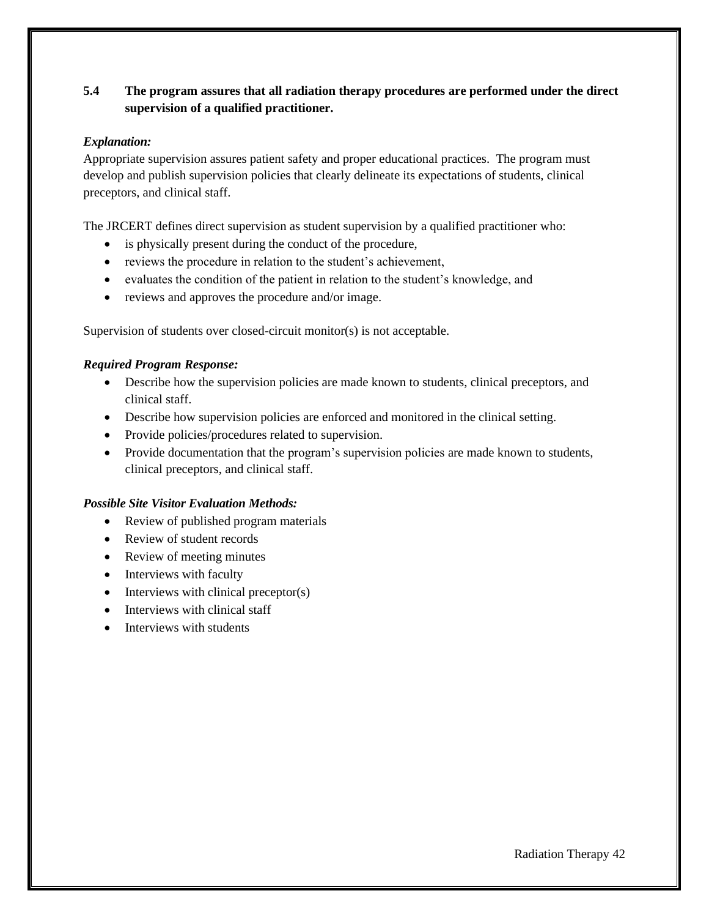**5.4 The program assures that all radiation therapy procedures are performed under the direct supervision of a qualified practitioner.**

***Explanation:***

Appropriate supervision assures patient safety and proper educational practices. The program must develop and publish supervision policies that clearly delineate its expectations of students, clinical preceptors, and clinical staff.

The JRCERT defines direct supervision as student supervision by a qualified practitioner who:

- is physically present during the conduct of the procedure,
- reviews the procedure in relation to the student's achievement,
- evaluates the condition of the patient in relation to the student's knowledge, and
- reviews and approves the procedure and/or image.

Supervision of students over closed-circuit monitor(s) is not acceptable.

***Required Program Response:***

- Describe how the supervision policies are made known to students, clinical preceptors, and clinical staff.
- Describe how supervision policies are enforced and monitored in the clinical setting.
- Provide policies/procedures related to supervision.
- Provide documentation that the program's supervision policies are made known to students, clinical preceptors, and clinical staff.

***Possible Site Visitor Evaluation Methods:***

- Review of published program materials
- Review of student records
- Review of meeting minutes
- Interviews with faculty
- Interviews with clinical preceptor(s)
- Interviews with clinical staff
- Interviews with students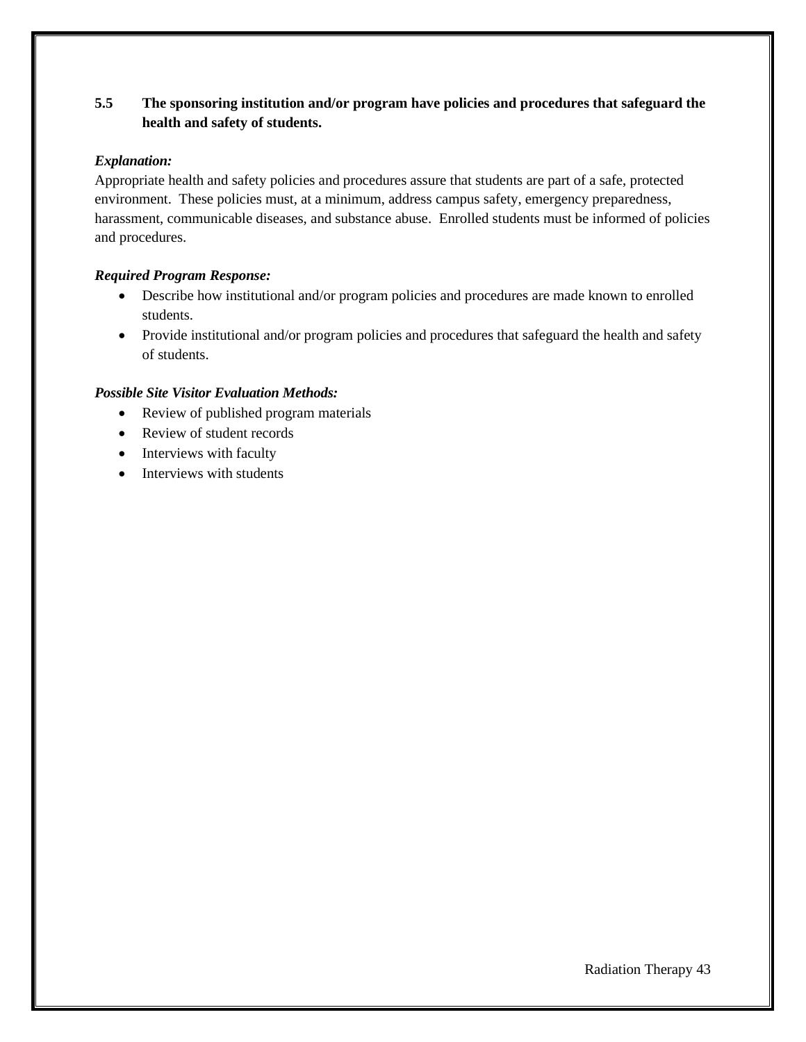**5.5 The sponsoring institution and/or program have policies and procedures that safeguard the health and safety of students.**

***Explanation:***

Appropriate health and safety policies and procedures assure that students are part of a safe, protected environment. These policies must, at a minimum, address campus safety, emergency preparedness, harassment, communicable diseases, and substance abuse. Enrolled students must be informed of policies and procedures.

***Required Program Response:***

- Describe how institutional and/or program policies and procedures are made known to enrolled students.
- Provide institutional and/or program policies and procedures that safeguard the health and safety of students.

***Possible Site Visitor Evaluation Methods:***

- Review of published program materials
- Review of student records
- Interviews with faculty
- Interviews with students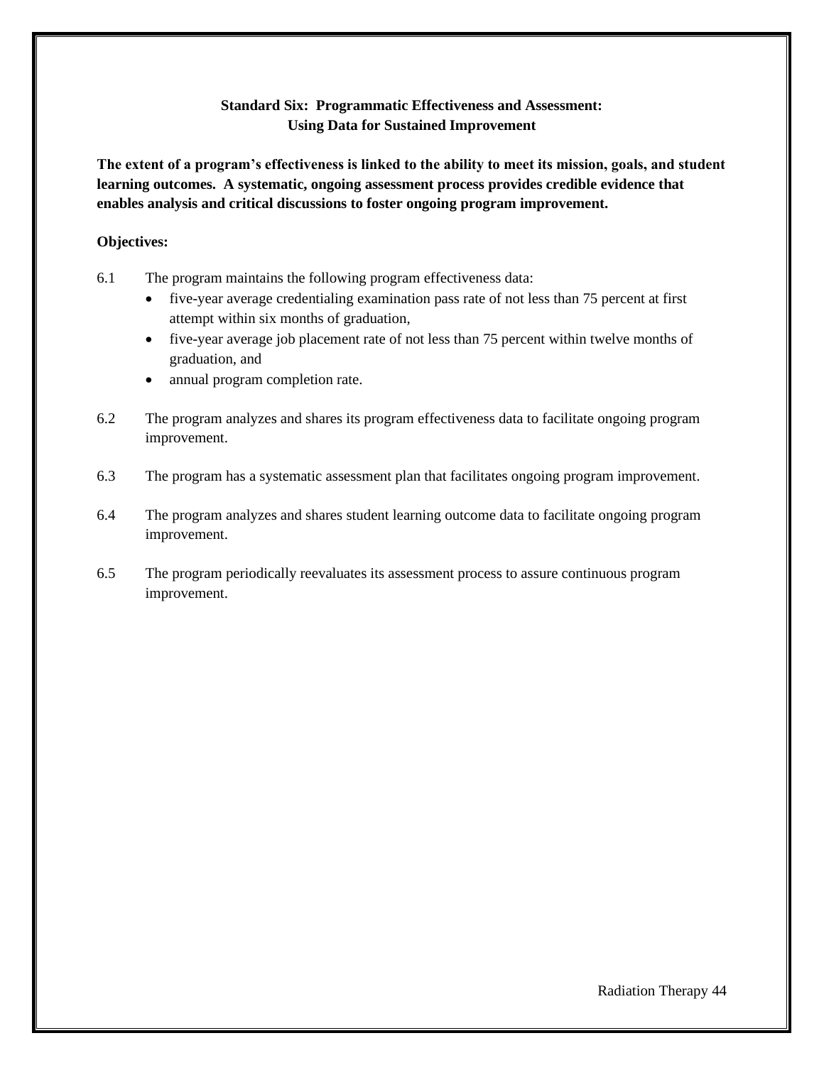## Standard Six: Programmatic Effectiveness and Assessment: Using Data for Sustained Improvement

**The extent of a program's effectiveness is linked to the ability to meet its mission, goals, and student learning outcomes. A systematic, ongoing assessment process provides credible evidence that enables analysis and critical discussions to foster ongoing program improvement.**

**Objectives:**

6.1 The program maintains the following program effectiveness data:

- five-year average credentialing examination pass rate of not less than 75 percent at first attempt within six months of graduation,
- five-year average job placement rate of not less than 75 percent within twelve months of graduation, and
- annual program completion rate.

6.2 The program analyzes and shares its program effectiveness data to facilitate ongoing program improvement.

6.3 The program has a systematic assessment plan that facilitates ongoing program improvement.

6.4 The program analyzes and shares student learning outcome data to facilitate ongoing program improvement.

6.5 The program periodically reevaluates its assessment process to assure continuous program improvement.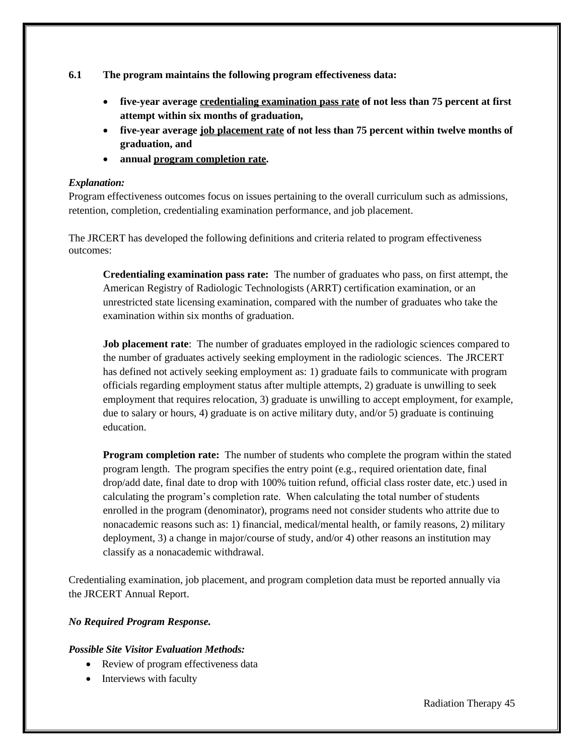**6.1 The program maintains the following program effectiveness data:**

- **five-year average <u>credentialing examination pass rate</u> of not less than 75 percent at first attempt within six months of graduation,**
- **five-year average <u>job placement rate</u> of not less than 75 percent within twelve months of graduation, and**
- **annual <u>program completion rate</u>.**

***Explanation:***

Program effectiveness outcomes focus on issues pertaining to the overall curriculum such as admissions, retention, completion, credentialing examination performance, and job placement.

The JRCERT has developed the following definitions and criteria related to program effectiveness outcomes:

> **Credentialing examination pass rate:** The number of graduates who pass, on first attempt, the American Registry of Radiologic Technologists (ARRT) certification examination, or an unrestricted state licensing examination, compared with the number of graduates who take the examination within six months of graduation.
>
> **Job placement rate**: The number of graduates employed in the radiologic sciences compared to the number of graduates actively seeking employment in the radiologic sciences. The JRCERT has defined not actively seeking employment as: 1) graduate fails to communicate with program officials regarding employment status after multiple attempts, 2) graduate is unwilling to seek employment that requires relocation, 3) graduate is unwilling to accept employment, for example, due to salary or hours, 4) graduate is on active military duty, and/or 5) graduate is continuing education.
>
> **Program completion rate:** The number of students who complete the program within the stated program length. The program specifies the entry point (e.g., required orientation date, final drop/add date, final date to drop with 100% tuition refund, official class roster date, etc.) used in calculating the program's completion rate. When calculating the total number of students enrolled in the program (denominator), programs need not consider students who attrite due to nonacademic reasons such as: 1) financial, medical/mental health, or family reasons, 2) military deployment, 3) a change in major/course of study, and/or 4) other reasons an institution may classify as a nonacademic withdrawal.

Credentialing examination, job placement, and program completion data must be reported annually via the JRCERT Annual Report.

***No Required Program Response.***

***Possible Site Visitor Evaluation Methods:***

- Review of program effectiveness data
- Interviews with faculty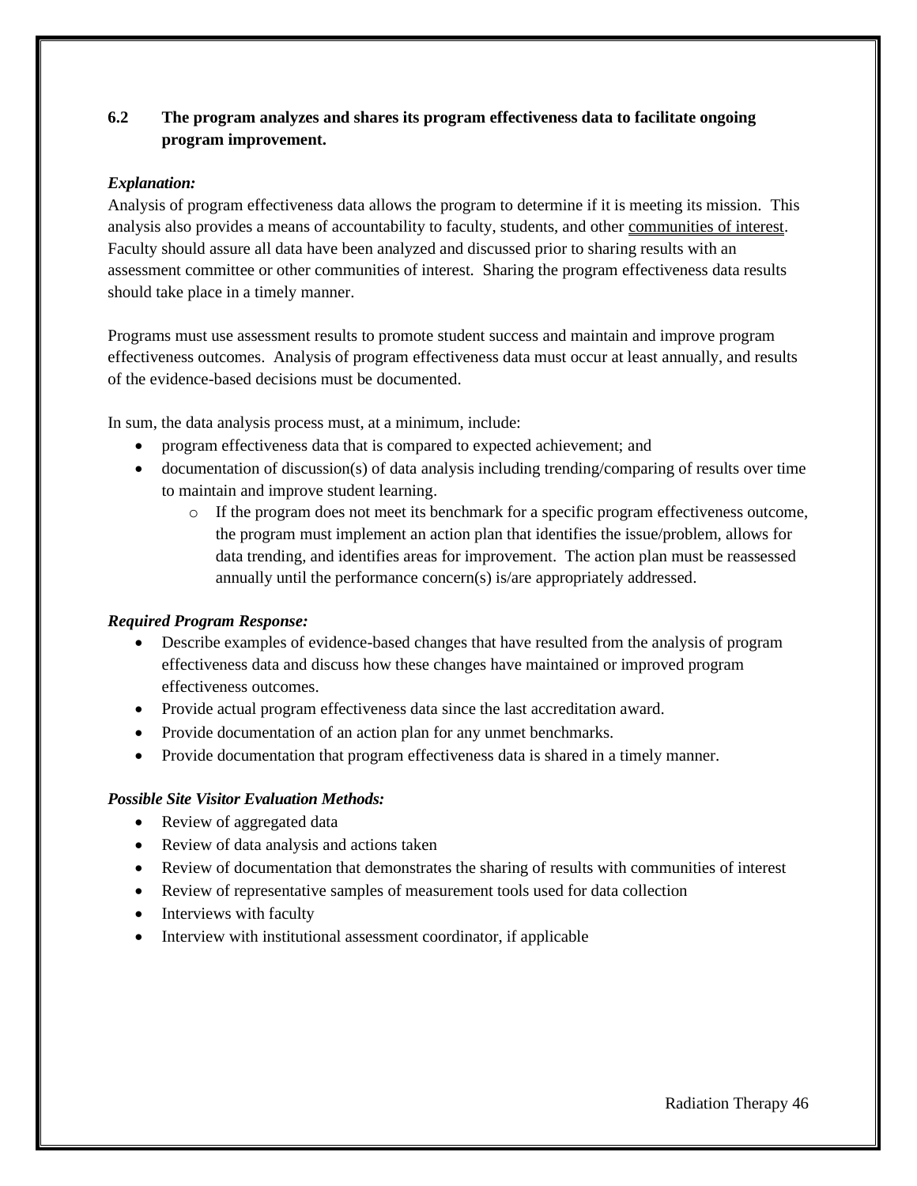**6.2 The program analyzes and shares its program effectiveness data to facilitate ongoing program improvement.**

***Explanation:***

Analysis of program effectiveness data allows the program to determine if it is meeting its mission. This analysis also provides a means of accountability to faculty, students, and other communities of interest. Faculty should assure all data have been analyzed and discussed prior to sharing results with an assessment committee or other communities of interest. Sharing the program effectiveness data results should take place in a timely manner.

Programs must use assessment results to promote student success and maintain and improve program effectiveness outcomes. Analysis of program effectiveness data must occur at least annually, and results of the evidence-based decisions must be documented.

In sum, the data analysis process must, at a minimum, include:

- program effectiveness data that is compared to expected achievement; and
- documentation of discussion(s) of data analysis including trending/comparing of results over time to maintain and improve student learning.
  - If the program does not meet its benchmark for a specific program effectiveness outcome, the program must implement an action plan that identifies the issue/problem, allows for data trending, and identifies areas for improvement. The action plan must be reassessed annually until the performance concern(s) is/are appropriately addressed.

***Required Program Response:***

- Describe examples of evidence-based changes that have resulted from the analysis of program effectiveness data and discuss how these changes have maintained or improved program effectiveness outcomes.
- Provide actual program effectiveness data since the last accreditation award.
- Provide documentation of an action plan for any unmet benchmarks.
- Provide documentation that program effectiveness data is shared in a timely manner.

***Possible Site Visitor Evaluation Methods:***

- Review of aggregated data
- Review of data analysis and actions taken
- Review of documentation that demonstrates the sharing of results with communities of interest
- Review of representative samples of measurement tools used for data collection
- Interviews with faculty
- Interview with institutional assessment coordinator, if applicable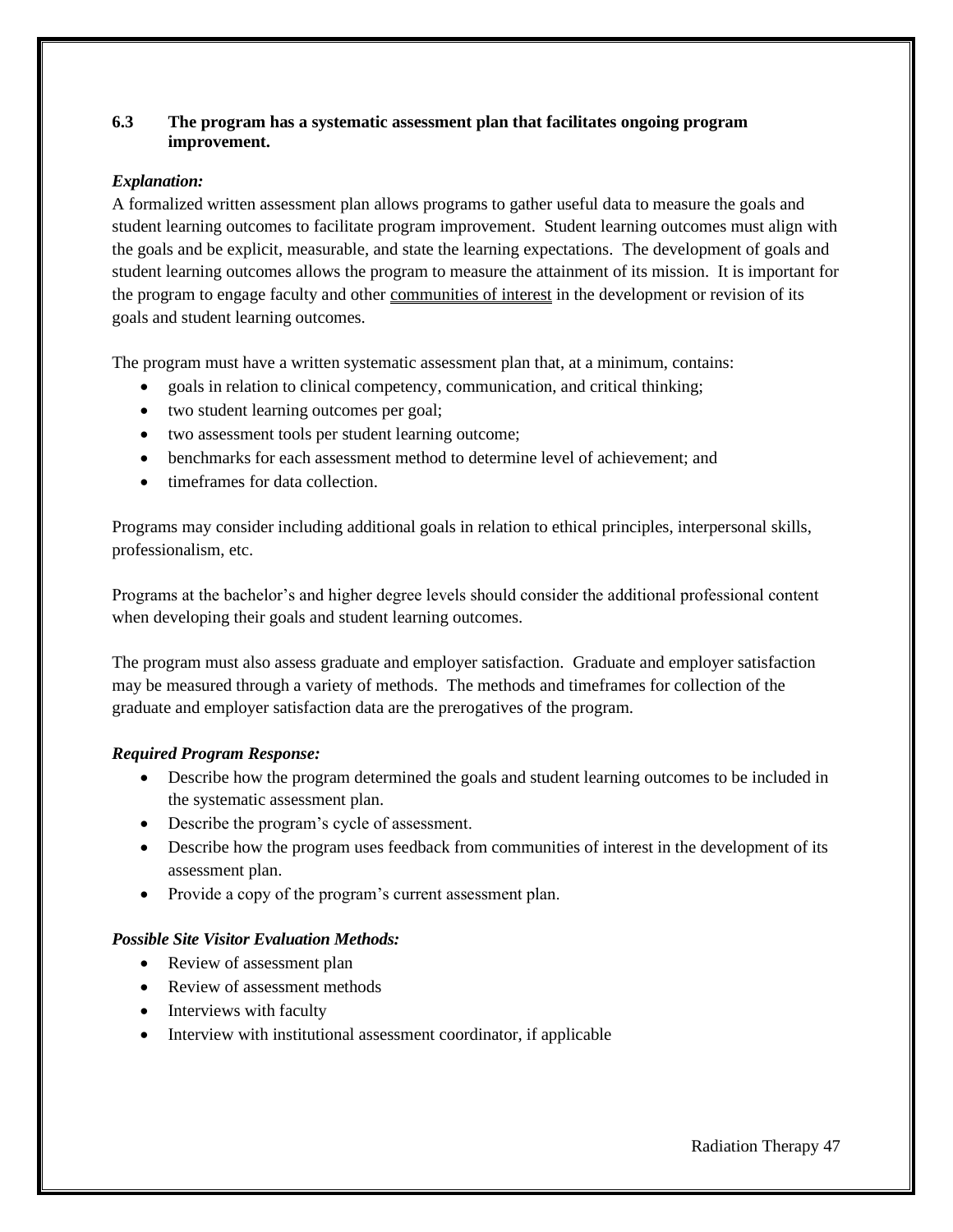### 6.3 The program has a systematic assessment plan that facilitates ongoing program improvement.

***Explanation:***

A formalized written assessment plan allows programs to gather useful data to measure the goals and student learning outcomes to facilitate program improvement. Student learning outcomes must align with the goals and be explicit, measurable, and state the learning expectations. The development of goals and student learning outcomes allows the program to measure the attainment of its mission. It is important for the program to engage faculty and other communities of interest in the development or revision of its goals and student learning outcomes.

The program must have a written systematic assessment plan that, at a minimum, contains:

- goals in relation to clinical competency, communication, and critical thinking;
- two student learning outcomes per goal;
- two assessment tools per student learning outcome;
- benchmarks for each assessment method to determine level of achievement; and
- timeframes for data collection.

Programs may consider including additional goals in relation to ethical principles, interpersonal skills, professionalism, etc.

Programs at the bachelor's and higher degree levels should consider the additional professional content when developing their goals and student learning outcomes.

The program must also assess graduate and employer satisfaction. Graduate and employer satisfaction may be measured through a variety of methods. The methods and timeframes for collection of the graduate and employer satisfaction data are the prerogatives of the program.

***Required Program Response:***

- Describe how the program determined the goals and student learning outcomes to be included in the systematic assessment plan.
- Describe the program's cycle of assessment.
- Describe how the program uses feedback from communities of interest in the development of its assessment plan.
- Provide a copy of the program's current assessment plan.

***Possible Site Visitor Evaluation Methods:***

- Review of assessment plan
- Review of assessment methods
- Interviews with faculty
- Interview with institutional assessment coordinator, if applicable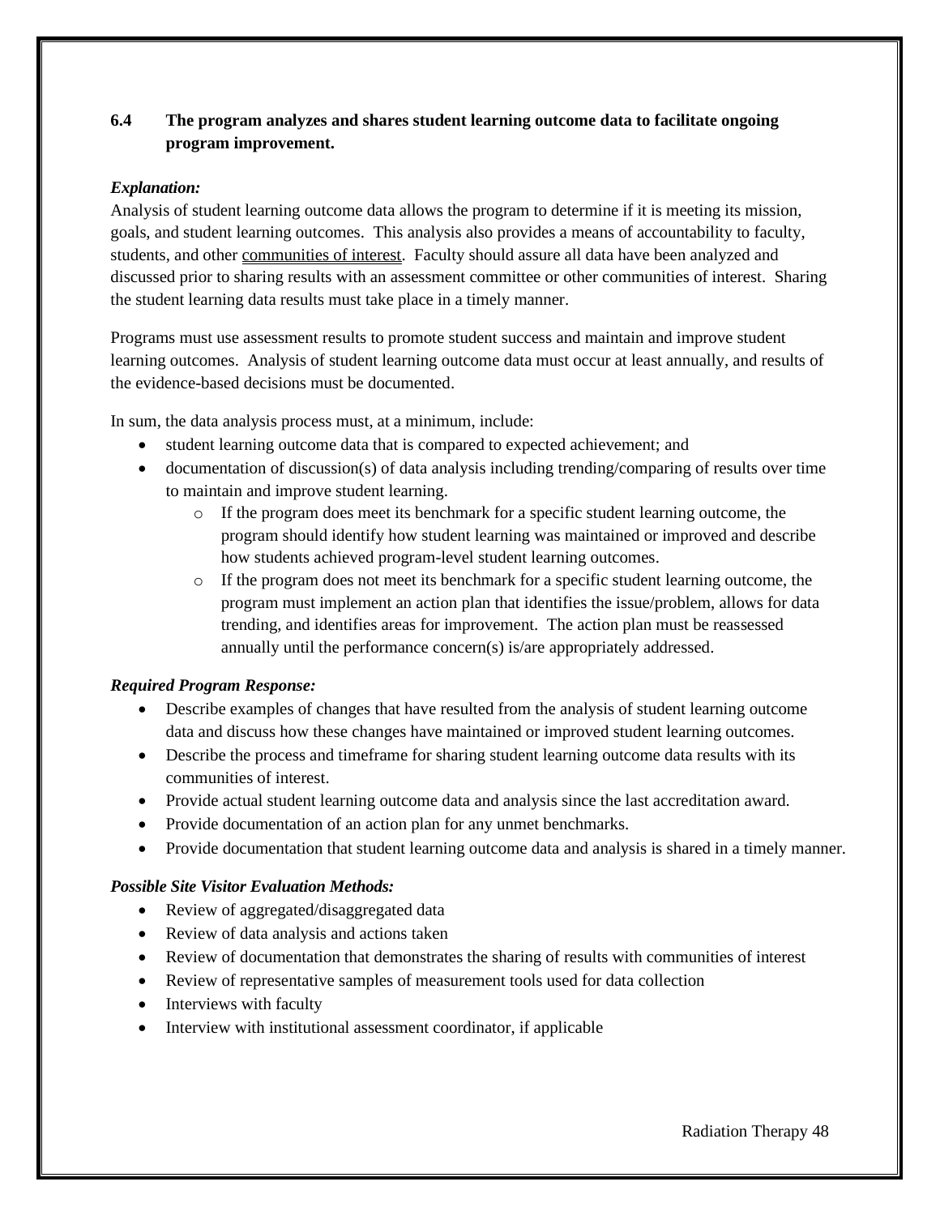**6.4 The program analyzes and shares student learning outcome data to facilitate ongoing program improvement.**

***Explanation:***

Analysis of student learning outcome data allows the program to determine if it is meeting its mission, goals, and student learning outcomes. This analysis also provides a means of accountability to faculty, students, and other communities of interest. Faculty should assure all data have been analyzed and discussed prior to sharing results with an assessment committee or other communities of interest. Sharing the student learning data results must take place in a timely manner.

Programs must use assessment results to promote student success and maintain and improve student learning outcomes. Analysis of student learning outcome data must occur at least annually, and results of the evidence-based decisions must be documented.

In sum, the data analysis process must, at a minimum, include:

- student learning outcome data that is compared to expected achievement; and
- documentation of discussion(s) of data analysis including trending/comparing of results over time to maintain and improve student learning.
    - If the program does meet its benchmark for a specific student learning outcome, the program should identify how student learning was maintained or improved and describe how students achieved program-level student learning outcomes.
    - If the program does not meet its benchmark for a specific student learning outcome, the program must implement an action plan that identifies the issue/problem, allows for data trending, and identifies areas for improvement. The action plan must be reassessed annually until the performance concern(s) is/are appropriately addressed.

***Required Program Response:***

- Describe examples of changes that have resulted from the analysis of student learning outcome data and discuss how these changes have maintained or improved student learning outcomes.
- Describe the process and timeframe for sharing student learning outcome data results with its communities of interest.
- Provide actual student learning outcome data and analysis since the last accreditation award.
- Provide documentation of an action plan for any unmet benchmarks.
- Provide documentation that student learning outcome data and analysis is shared in a timely manner.

***Possible Site Visitor Evaluation Methods:***

- Review of aggregated/disaggregated data
- Review of data analysis and actions taken
- Review of documentation that demonstrates the sharing of results with communities of interest
- Review of representative samples of measurement tools used for data collection
- Interviews with faculty
- Interview with institutional assessment coordinator, if applicable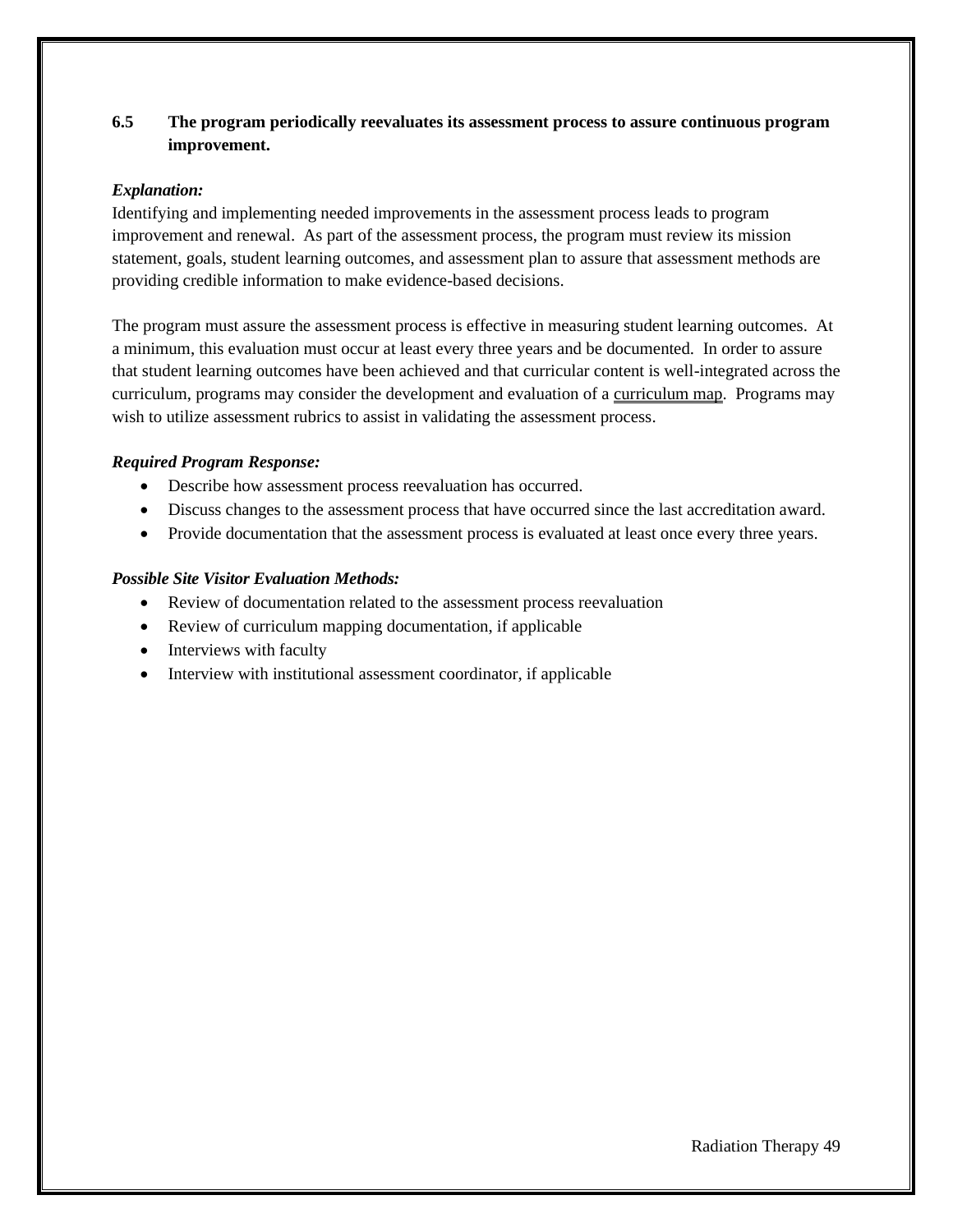**6.5 The program periodically reevaluates its assessment process to assure continuous program improvement.**

***Explanation:***
Identifying and implementing needed improvements in the assessment process leads to program improvement and renewal. As part of the assessment process, the program must review its mission statement, goals, student learning outcomes, and assessment plan to assure that assessment methods are providing credible information to make evidence-based decisions.

The program must assure the assessment process is effective in measuring student learning outcomes. At a minimum, this evaluation must occur at least every three years and be documented. In order to assure that student learning outcomes have been achieved and that curricular content is well-integrated across the curriculum, programs may consider the development and evaluation of a curriculum map. Programs may wish to utilize assessment rubrics to assist in validating the assessment process.

***Required Program Response:***

- Describe how assessment process reevaluation has occurred.
- Discuss changes to the assessment process that have occurred since the last accreditation award.
- Provide documentation that the assessment process is evaluated at least once every three years.

***Possible Site Visitor Evaluation Methods:***

- Review of documentation related to the assessment process reevaluation
- Review of curriculum mapping documentation, if applicable
- Interviews with faculty
- Interview with institutional assessment coordinator, if applicable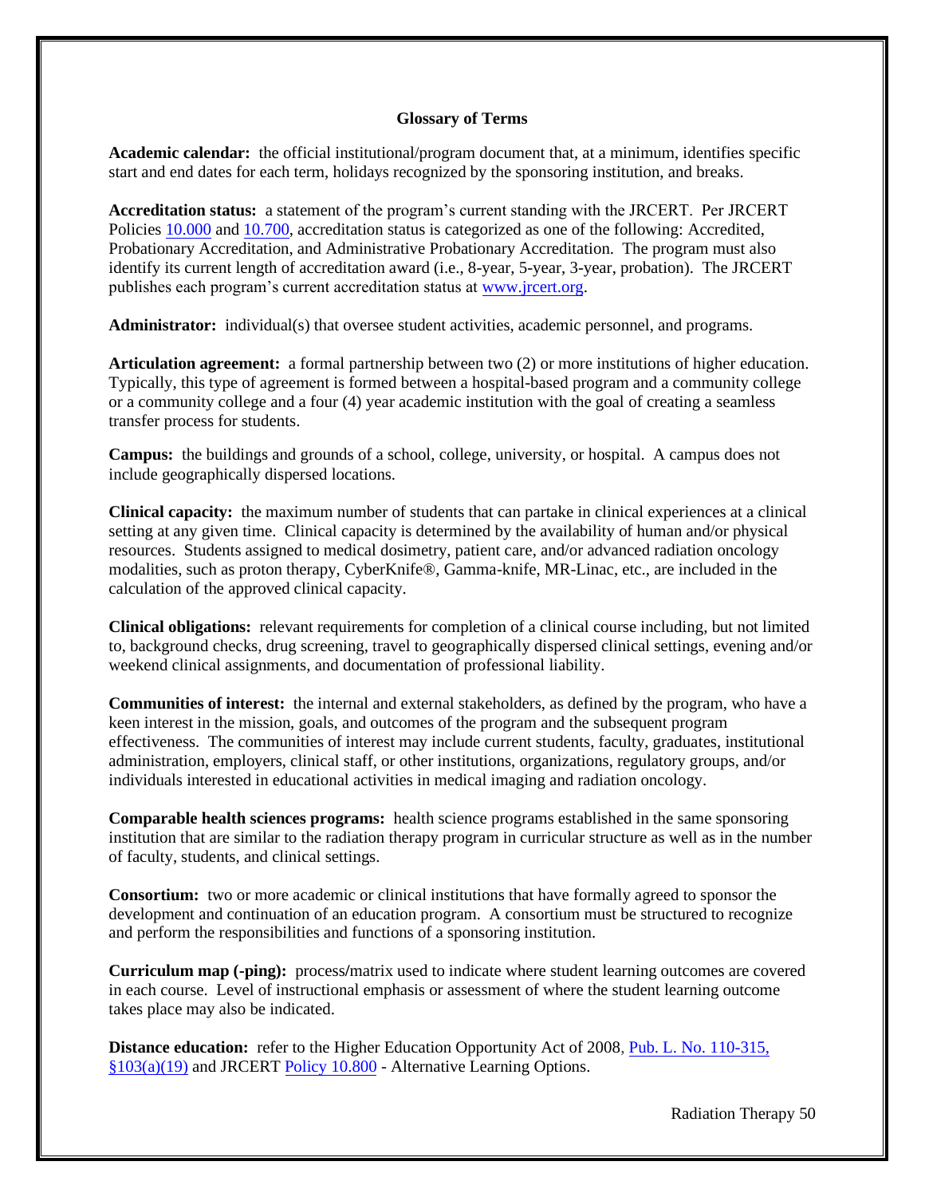## Glossary of Terms

**Academic calendar:** the official institutional/program document that, at a minimum, identifies specific start and end dates for each term, holidays recognized by the sponsoring institution, and breaks.

**Accreditation status:** a statement of the program's current standing with the JRCERT. Per JRCERT Policies 10.000 and 10.700, accreditation status is categorized as one of the following: Accredited, Probationary Accreditation, and Administrative Probationary Accreditation. The program must also identify its current length of accreditation award (i.e., 8-year, 5-year, 3-year, probation). The JRCERT publishes each program's current accreditation status at www.jrcert.org.

**Administrator:** individual(s) that oversee student activities, academic personnel, and programs.

**Articulation agreement:** a formal partnership between two (2) or more institutions of higher education. Typically, this type of agreement is formed between a hospital-based program and a community college or a community college and a four (4) year academic institution with the goal of creating a seamless transfer process for students.

**Campus:** the buildings and grounds of a school, college, university, or hospital. A campus does not include geographically dispersed locations.

**Clinical capacity:** the maximum number of students that can partake in clinical experiences at a clinical setting at any given time. Clinical capacity is determined by the availability of human and/or physical resources. Students assigned to medical dosimetry, patient care, and/or advanced radiation oncology modalities, such as proton therapy, CyberKnife®, Gamma-knife, MR-Linac, etc., are included in the calculation of the approved clinical capacity.

**Clinical obligations:** relevant requirements for completion of a clinical course including, but not limited to, background checks, drug screening, travel to geographically dispersed clinical settings, evening and/or weekend clinical assignments, and documentation of professional liability.

**Communities of interest:** the internal and external stakeholders, as defined by the program, who have a keen interest in the mission, goals, and outcomes of the program and the subsequent program effectiveness. The communities of interest may include current students, faculty, graduates, institutional administration, employers, clinical staff, or other institutions, organizations, regulatory groups, and/or individuals interested in educational activities in medical imaging and radiation oncology.

**Comparable health sciences programs:** health science programs established in the same sponsoring institution that are similar to the radiation therapy program in curricular structure as well as in the number of faculty, students, and clinical settings.

**Consortium:** two or more academic or clinical institutions that have formally agreed to sponsor the development and continuation of an education program. A consortium must be structured to recognize and perform the responsibilities and functions of a sponsoring institution.

**Curriculum map (-ping):** process/matrix used to indicate where student learning outcomes are covered in each course. Level of instructional emphasis or assessment of where the student learning outcome takes place may also be indicated.

**Distance education:** refer to the Higher Education Opportunity Act of 2008, Pub. L. No. 110-315, §103(a)(19) and JRCERT Policy 10.800 - Alternative Learning Options.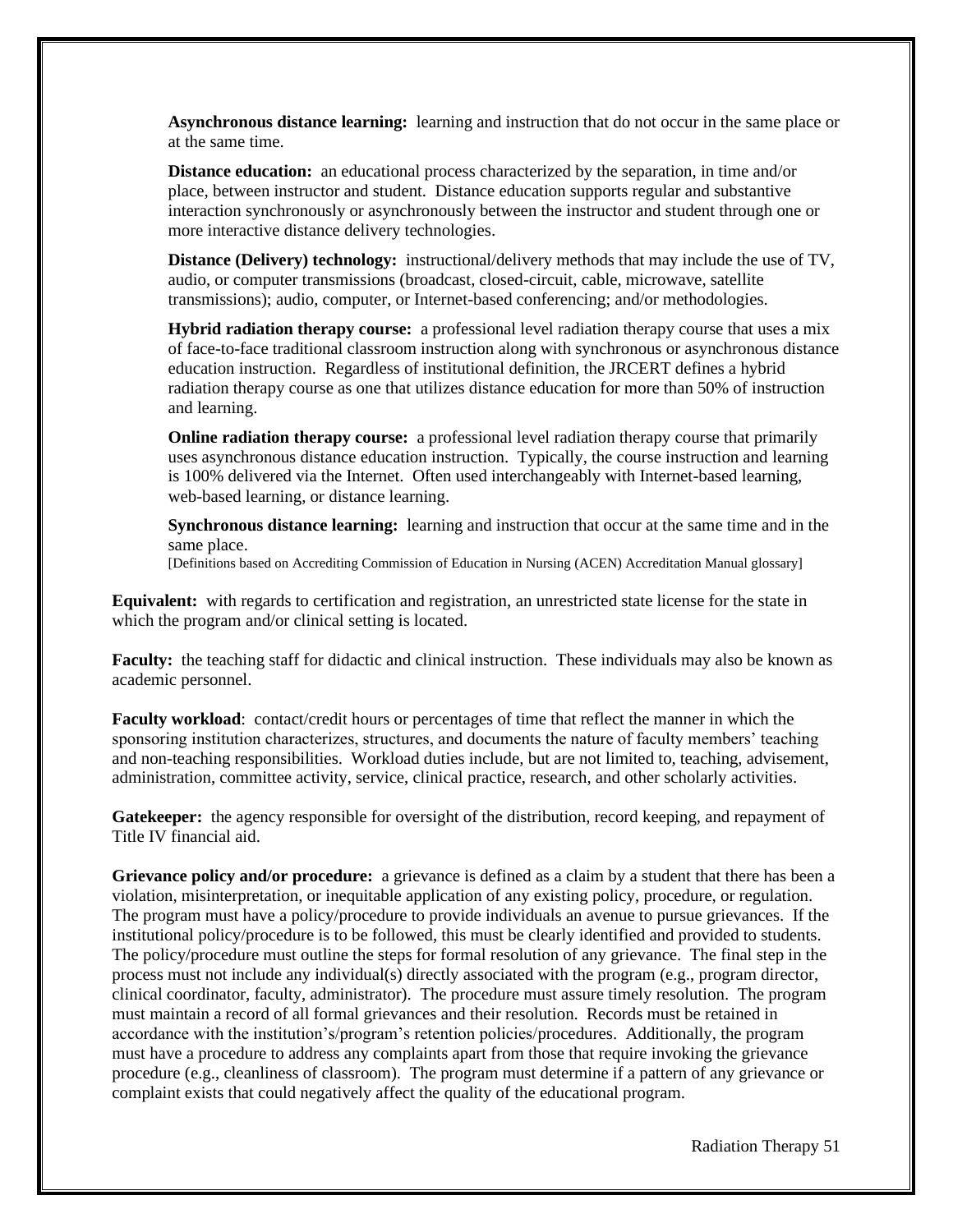**Asynchronous distance learning:** learning and instruction that do not occur in the same place or at the same time.

**Distance education:** an educational process characterized by the separation, in time and/or place, between instructor and student. Distance education supports regular and substantive interaction synchronously or asynchronously between the instructor and student through one or more interactive distance delivery technologies.

**Distance (Delivery) technology:** instructional/delivery methods that may include the use of TV, audio, or computer transmissions (broadcast, closed-circuit, cable, microwave, satellite transmissions); audio, computer, or Internet-based conferencing; and/or methodologies.

**Hybrid radiation therapy course:** a professional level radiation therapy course that uses a mix of face-to-face traditional classroom instruction along with synchronous or asynchronous distance education instruction. Regardless of institutional definition, the JRCERT defines a hybrid radiation therapy course as one that utilizes distance education for more than 50% of instruction and learning.

**Online radiation therapy course:** a professional level radiation therapy course that primarily uses asynchronous distance education instruction. Typically, the course instruction and learning is 100% delivered via the Internet. Often used interchangeably with Internet-based learning, web-based learning, or distance learning.

**Synchronous distance learning:** learning and instruction that occur at the same time and in the same place.

[Definitions based on Accrediting Commission of Education in Nursing (ACEN) Accreditation Manual glossary]

**Equivalent:** with regards to certification and registration, an unrestricted state license for the state in which the program and/or clinical setting is located.

**Faculty:** the teaching staff for didactic and clinical instruction. These individuals may also be known as academic personnel.

**Faculty workload**: contact/credit hours or percentages of time that reflect the manner in which the sponsoring institution characterizes, structures, and documents the nature of faculty members' teaching and non-teaching responsibilities. Workload duties include, but are not limited to, teaching, advisement, administration, committee activity, service, clinical practice, research, and other scholarly activities.

**Gatekeeper:** the agency responsible for oversight of the distribution, record keeping, and repayment of Title IV financial aid.

**Grievance policy and/or procedure:** a grievance is defined as a claim by a student that there has been a violation, misinterpretation, or inequitable application of any existing policy, procedure, or regulation. The program must have a policy/procedure to provide individuals an avenue to pursue grievances. If the institutional policy/procedure is to be followed, this must be clearly identified and provided to students. The policy/procedure must outline the steps for formal resolution of any grievance. The final step in the process must not include any individual(s) directly associated with the program (e.g., program director, clinical coordinator, faculty, administrator). The procedure must assure timely resolution. The program must maintain a record of all formal grievances and their resolution. Records must be retained in accordance with the institution's/program's retention policies/procedures. Additionally, the program must have a procedure to address any complaints apart from those that require invoking the grievance procedure (e.g., cleanliness of classroom). The program must determine if a pattern of any grievance or complaint exists that could negatively affect the quality of the educational program.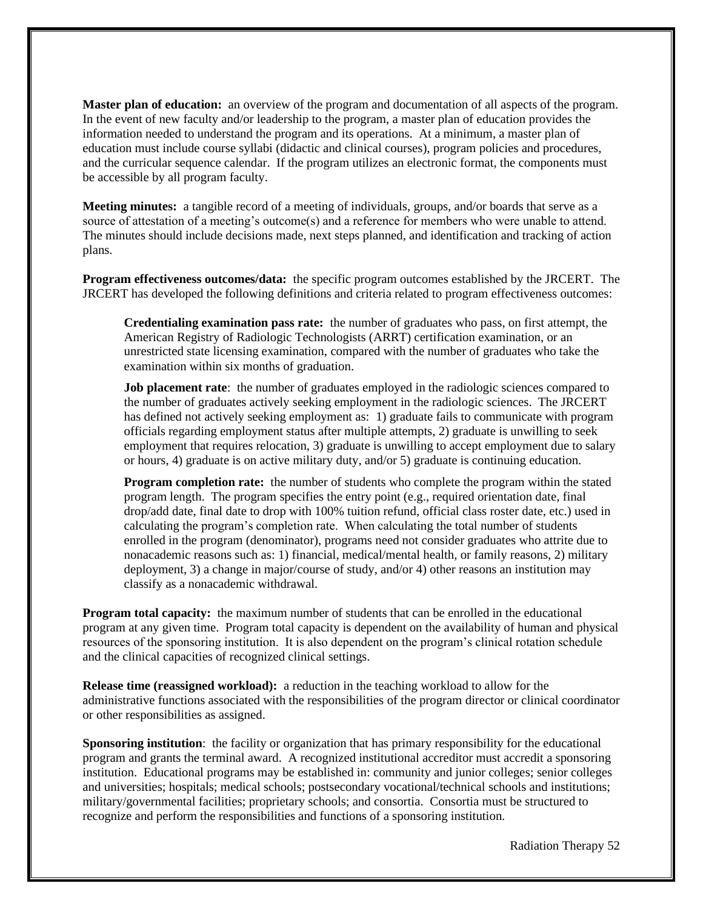**Master plan of education:** an overview of the program and documentation of all aspects of the program. In the event of new faculty and/or leadership to the program, a master plan of education provides the information needed to understand the program and its operations. At a minimum, a master plan of education must include course syllabi (didactic and clinical courses), program policies and procedures, and the curricular sequence calendar. If the program utilizes an electronic format, the components must be accessible by all program faculty.

**Meeting minutes:** a tangible record of a meeting of individuals, groups, and/or boards that serve as a source of attestation of a meeting's outcome(s) and a reference for members who were unable to attend. The minutes should include decisions made, next steps planned, and identification and tracking of action plans.

**Program effectiveness outcomes/data:** the specific program outcomes established by the JRCERT. The JRCERT has developed the following definitions and criteria related to program effectiveness outcomes:

> **Credentialing examination pass rate:** the number of graduates who pass, on first attempt, the American Registry of Radiologic Technologists (ARRT) certification examination, or an unrestricted state licensing examination, compared with the number of graduates who take the examination within six months of graduation.
>
> **Job placement rate**: the number of graduates employed in the radiologic sciences compared to the number of graduates actively seeking employment in the radiologic sciences. The JRCERT has defined not actively seeking employment as: 1) graduate fails to communicate with program officials regarding employment status after multiple attempts, 2) graduate is unwilling to seek employment that requires relocation, 3) graduate is unwilling to accept employment due to salary or hours, 4) graduate is on active military duty, and/or 5) graduate is continuing education.
>
> **Program completion rate:** the number of students who complete the program within the stated program length. The program specifies the entry point (e.g., required orientation date, final drop/add date, final date to drop with 100% tuition refund, official class roster date, etc.) used in calculating the program's completion rate. When calculating the total number of students enrolled in the program (denominator), programs need not consider graduates who attrite due to nonacademic reasons such as: 1) financial, medical/mental health, or family reasons, 2) military deployment, 3) a change in major/course of study, and/or 4) other reasons an institution may classify as a nonacademic withdrawal.

**Program total capacity:** the maximum number of students that can be enrolled in the educational program at any given time. Program total capacity is dependent on the availability of human and physical resources of the sponsoring institution. It is also dependent on the program's clinical rotation schedule and the clinical capacities of recognized clinical settings.

**Release time (reassigned workload):** a reduction in the teaching workload to allow for the administrative functions associated with the responsibilities of the program director or clinical coordinator or other responsibilities as assigned.

**Sponsoring institution**: the facility or organization that has primary responsibility for the educational program and grants the terminal award. A recognized institutional accreditor must accredit a sponsoring institution. Educational programs may be established in: community and junior colleges; senior colleges and universities; hospitals; medical schools; postsecondary vocational/technical schools and institutions; military/governmental facilities; proprietary schools; and consortia. Consortia must be structured to recognize and perform the responsibilities and functions of a sponsoring institution.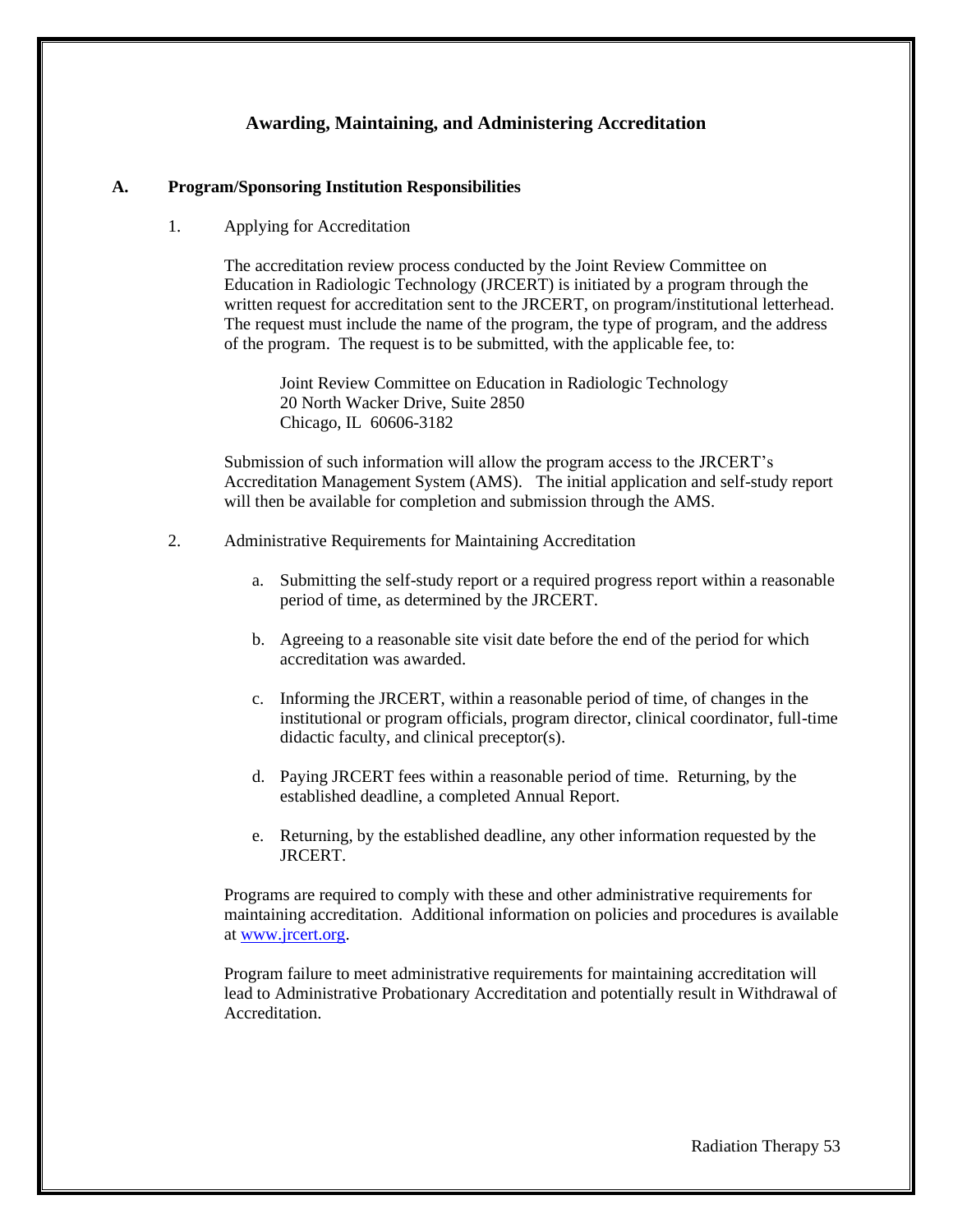## Awarding, Maintaining, and Administering Accreditation

### A. Program/Sponsoring Institution Responsibilities

1. Applying for Accreditation

   The accreditation review process conducted by the Joint Review Committee on Education in Radiologic Technology (JRCERT) is initiated by a program through the written request for accreditation sent to the JRCERT, on program/institutional letterhead. The request must include the name of the program, the type of program, and the address of the program. The request is to be submitted, with the applicable fee, to:

   > Joint Review Committee on Education in Radiologic Technology
   > 20 North Wacker Drive, Suite 2850
   > Chicago, IL 60606-3182

   Submission of such information will allow the program access to the JRCERT's Accreditation Management System (AMS). The initial application and self-study report will then be available for completion and submission through the AMS.

2. Administrative Requirements for Maintaining Accreditation

   a. Submitting the self-study report or a required progress report within a reasonable period of time, as determined by the JRCERT.

   b. Agreeing to a reasonable site visit date before the end of the period for which accreditation was awarded.

   c. Informing the JRCERT, within a reasonable period of time, of changes in the institutional or program officials, program director, clinical coordinator, full-time didactic faculty, and clinical preceptor(s).

   d. Paying JRCERT fees within a reasonable period of time. Returning, by the established deadline, a completed Annual Report.

   e. Returning, by the established deadline, any other information requested by the JRCERT.

   Programs are required to comply with these and other administrative requirements for maintaining accreditation. Additional information on policies and procedures is available at [www.jrcert.org](http://www.jrcert.org).

   Program failure to meet administrative requirements for maintaining accreditation will lead to Administrative Probationary Accreditation and potentially result in Withdrawal of Accreditation.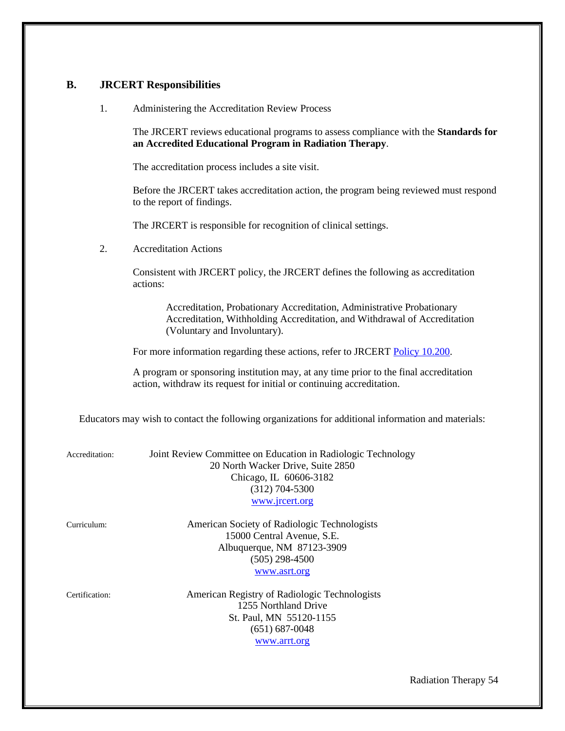## B. JRCERT Responsibilities

1. Administering the Accreditation Review Process

   The JRCERT reviews educational programs to assess compliance with the **Standards for an Accredited Educational Program in Radiation Therapy**.

   The accreditation process includes a site visit.

   Before the JRCERT takes accreditation action, the program being reviewed must respond to the report of findings.

   The JRCERT is responsible for recognition of clinical settings.

2. Accreditation Actions

   Consistent with JRCERT policy, the JRCERT defines the following as accreditation actions:

   > Accreditation, Probationary Accreditation, Administrative Probationary Accreditation, Withholding Accreditation, and Withdrawal of Accreditation (Voluntary and Involuntary).

   For more information regarding these actions, refer to JRCERT Policy 10.200.

   A program or sponsoring institution may, at any time prior to the final accreditation action, withdraw its request for initial or continuing accreditation.

Educators may wish to contact the following organizations for additional information and materials:

Accreditation:
Joint Review Committee on Education in Radiologic Technology
20 North Wacker Drive, Suite 2850
Chicago, IL 60606-3182
(312) 704-5300
www.jrcert.org

Curriculum:
American Society of Radiologic Technologists
15000 Central Avenue, S.E.
Albuquerque, NM 87123-3909
(505) 298-4500
www.asrt.org

Certification:
American Registry of Radiologic Technologists
1255 Northland Drive
St. Paul, MN 55120-1155
(651) 687-0048
www.arrt.org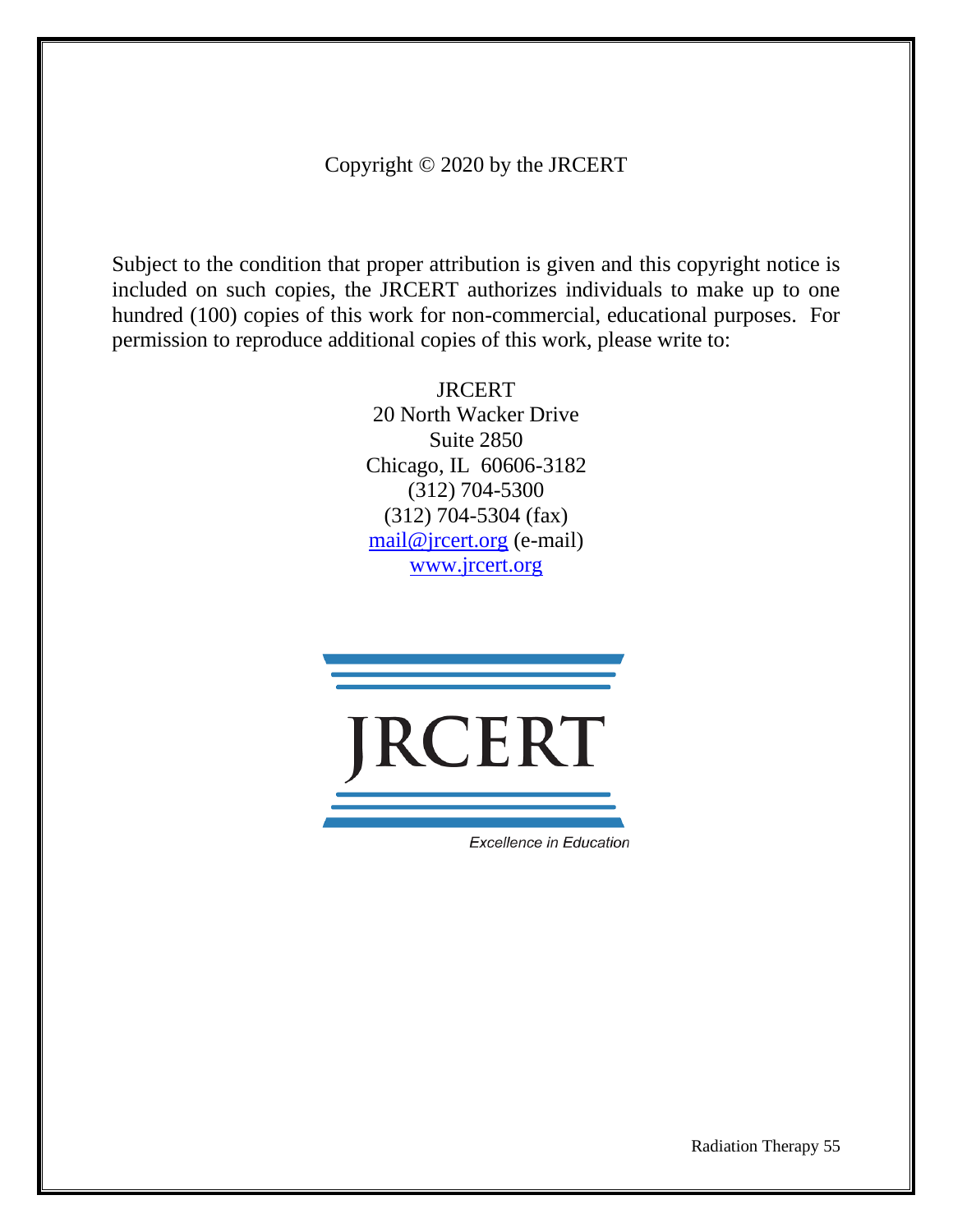Copyright © 2020 by the JRCERT

Subject to the condition that proper attribution is given and this copyright notice is included on such copies, the JRCERT authorizes individuals to make up to one hundred (100) copies of this work for non-commercial, educational purposes. For permission to reproduce additional copies of this work, please write to:

JRCERT
20 North Wacker Drive
Suite 2850
Chicago, IL 60606-3182
(312) 704-5300
(312) 704-5304 (fax)
mail@jrcert.org (e-mail)
www.jrcert.org

JRCERT

*Excellence in Education*